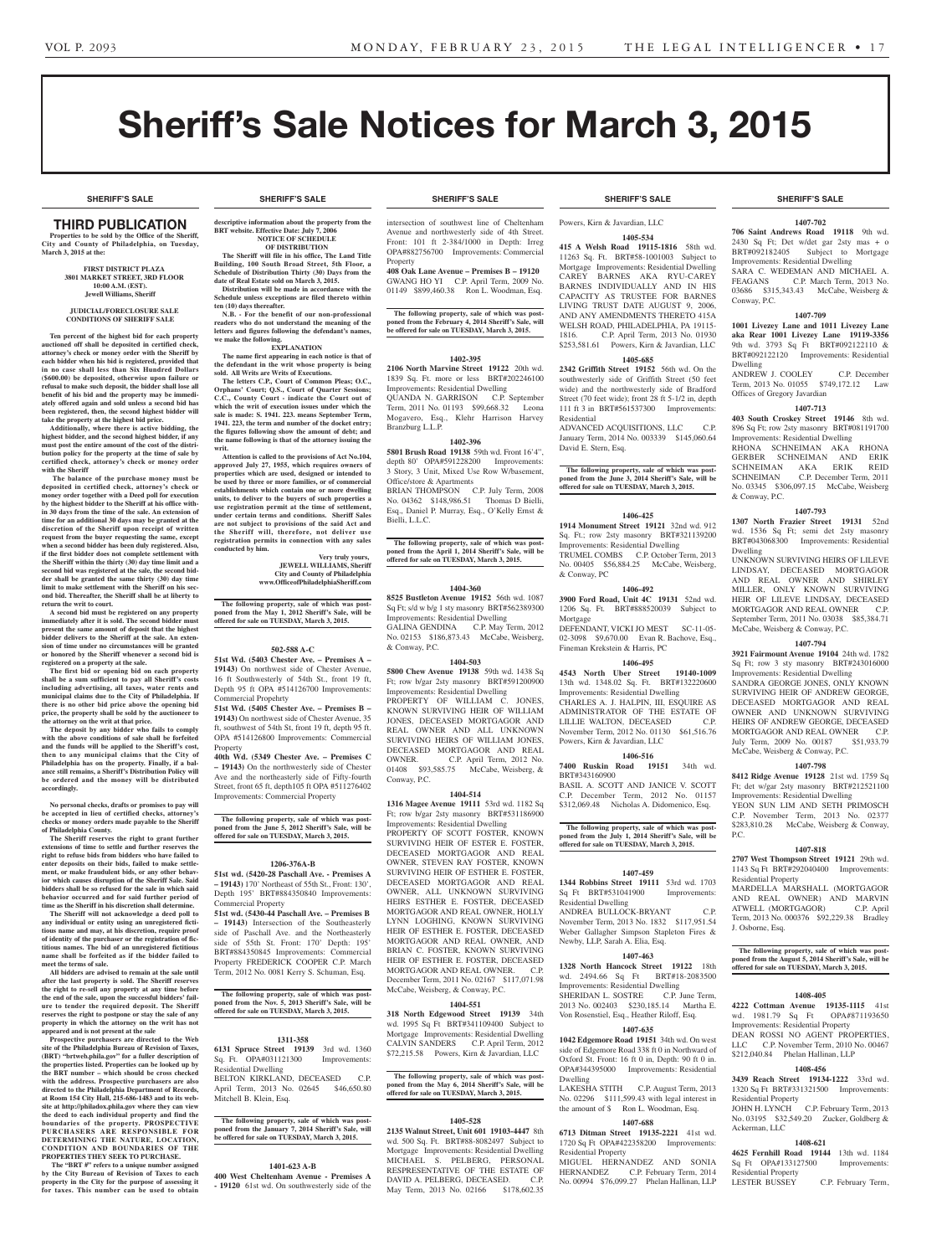# Sheriff's Sale Notices for March 3, 2015

## SHERIFF'S SALE

### THIRD PUBLICATION

**Properties to be sold by the Office of the Sheriff, City and County of Philadelphia, on Tuesday, March 3, 2015 at the:**

**FIRST DISTRICT PLAZA**
**3801 MARKET STREET, 3RD FLOOR**
**10:00 A.M. (EST).**
**Jewell Williams, Sheriff**

**JUDICIAL/FORECLOSURE SALE CONDITIONS OF SHERIFF SALE**

**Ten percent of the highest bid for each property auctioned off shall be deposited in certified check, attorney's check or money order with the Sheriff by each bidder when his bid is registered, provided that in no case shall less than Six Hundred Dollars ($600.00) be deposited, otherwise upon failure or refusal to make such deposit, the bidder shall lose all benefit of his bid and the property may be immediately offered again and sold unless a second bid has been registered, then, the second highest bidder will take the property at the highest bid price.**

**Additionally, where there is active bidding, the highest bidder, and the second highest bidder, if any must post the entire amount of the cost of the distribution policy for the property at the time of sale by certified check, attorney's check or money order with the Sheriff**

**The balance of the purchase money must be deposited in certified check, attorney's check or money order together with a Deed poll for execution by the highest bidder to the Sheriff at his office within 30 days from the time of the sale. An extension of time for an additional 30 days may be granted at the discretion of the Sheriff upon receipt of written request from the buyer requesting the same, except when a second bidder has been duly registered. Also, if the first bidder does not complete settlement with the Sheriff within the thirty (30) day time limit and a second bid was registered at the sale, the second bidder shall be granted the same thirty (30) day time limit to make settlement with the Sheriff on his second bid. Thereafter, the Sheriff shall be at liberty to return the writ to court.**

**A second bid must be registered on any property immediately after it is sold. The second bidder must present the same amount of deposit that the highest bidder delivers to the Sheriff at the sale. An extension of time under no circumstances will be granted or honored by the Sheriff whenever a second bid is registered on a property at the sale.**

**The first bid or opening bid on each property shall be a sum sufficient to pay all Sheriff's costs including advertising, all taxes, water rents and municipal claims due to the City of Philadelphia. If there is no other bid price above the opening bid price, the property shall be sold by the auctioneer to the attorney on the writ at that price.**

**The deposit by any bidder who fails to comply with the above conditions of sale shall be forfeited and the funds will be applied to the Sheriff's cost, then to any municipal claims that the City of Philadelphia has on the property. Finally, if a balance still remains, a Sheriff's Distribution Policy will be ordered and the money will be distributed accordingly.**

**No personal checks, drafts or promises to pay will be accepted in lieu of certified checks, attorney's checks or money orders made payable to the Sheriff of Philadelphia County.**

**The Sheriff reserves the right to grant further extensions of time to settle and further reserves the right to refuse bids from bidders who have failed to enter deposits on their bids, failed to make settlement, or make fraudulent bids, or any other behavior which causes disruption of the Sheriff Sale. Said bidders shall be so refused for the sale in which said behavior occurred and for said further period of time as the Sheriff in his discretion shall determine.**

**The Sheriff will not acknowledge a deed poll to any individual or entity using an unregistered fictitious name and may, at his discretion, require proof of identity of the purchaser or the registration of fictitious names. The bid of an unregistered fictitious name shall be forfeited as if the bidder failed to meet the terms of sale.**

**All bidders are advised to remain at the sale until after the last property is sold. The Sheriff reserves the right to re-sell any property at any time before the end of the sale, upon the successful bidders' failure to tender the required deposit. The Sheriff reserves the right to postpone or stay the sale of any property in which the attorney on the writ has not appeared and is not present at the sale**

**Prospective purchasers are directed to the Web site of the Philadelphia Bureau of Revision of Taxes, (BRT) "brtweb.phila.gov" for a fuller description of the properties listed. Properties can be looked up by the BRT number – which should be cross checked with the address. Prospective purchasers are also directed to the Philadelphia Department of Records, at Room 154 City Hall, 215-686-1483 and to its website at http://philadox.phila.gov where they can view the deed to each individual property and find the boundaries of the property. PROSPECTIVE PURCHASERS ARE RESPONSIBLE FOR DETERMINING THE NATURE, LOCATION, CONDITION AND BOUNDARIES OF THE PROPERTIES THEY SEEK TO PURCHASE.**

**The "BRT #" refers to a unique number assigned by the City Bureau of Revision of Taxes to each property in the City for the purpose of assessing it for taxes. This number can be used to obtain descriptive information about the property from the BRT website. Effective Date: July 7, 2006**

**NOTICE OF SCHEDULE OF DISTRIBUTION**

**The Sheriff will file in his office, The Land Title Building, 100 South Broad Street, 5th Floor, a Schedule of Distribution Thirty (30) Days from the date of Real Estate sold on March 3, 2015.**

**Distribution will be made in accordance with the Schedule unless exceptions are filed thereto within ten (10) days thereafter.**

**N.B. - For the benefit of our non-professional readers who do not understand the meaning of the letters and figures following the defendant's names, we make the following.**

**EXPLANATION**

**The name first appearing in each notice is that of the defendant in the writ whose property is being sold. All Writs are Writs of Executions.**

**The letters C.P., Court of Common Pleas; O.C., Orphans' Court; Q.S., Court of Quarter Sessions; C.C., County Court - indicate the Court out of which the writ of execution issues under which the sale is made: S. 1941. 223. means September Term, 1941. 223, the term and number of the docket entry; the figures following show the amount of debt; and the name following is that of the attorney issuing the writ.**

**Attention is called to the provisions of Act No.104, approved July 27, 1955, which requires owners of properties which are used, designed or intended to be used by three or more families, or of commercial establishments which contain one or more dwelling units, to deliver to the buyers of such properties a use registration permit at the time of settlement, under certain terms and conditions. Sheriff Sales are not subject to provisions of the said Act and the Sheriff will, therefore, not deliver use registration permits in connection with any sales conducted by him.**

**Very truly yours,**
**JEWELL WILLIAMS, Sheriff**
**City and County of Philadelphia**
**www.OfficeofPhiladelphiaSheriff.com**

**The following property, sale of which was postponed from the May 1, 2012 Sheriff's Sale, will be offered for sale on TUESDAY, March 3, 2015.**

**502-588 A-C**

**51st Wd. (5403 Chester Ave. – Premises A – 19143)** On northwest side of Chester Avenue, 16 ft Southwesterly of 54th St., front 19 ft, Depth 95 ft OPA #514126700 Improvements: Commercial Property

**51st Wd. (5405 Chester Ave. – Premises B – 19143)** On northwest side of Chester Avenue, 35 ft, southwest of 54th St, front 19 ft, depth 95 ft. OPA #514126800 Improvements: Commercial Property

**40th Wd. (5349 Chester Ave. – Premises C – 19143)** On the northwesterly side of Chester Ave and the northeasterly side of Fifty-fourth Street, front 65 ft, depth105 ft OPA #511276402 Improvements: Commercial Property

**The following property, sale of which was postponed from the June 5, 2012 Sheriff's Sale, will be offered for sale on TUESDAY, March 3, 2015.**

**1206-376A-B**

**51st wd. (5420-28 Paschall Ave. - Premises A – 19143)** 170' Northeast of 55th St., Front: 130', Depth 195' BRT#884350840 Improvements: Commercial Property

**51st wd. (5430-44 Paschall Ave. – Premises B – 19143)** Intersection of the Southeasterly side of Paschall Ave. and the Northeasterly side of 55th St. Front: 170' Depth: 195' BRT#884350845 Improvements: Commercial Property FREDERICK COOPER C.P. March Term, 2012 No. 0081 Kerry S. Schuman, Esq.

**The following property, sale of which was postponed from the Nov. 5, 2013 Sheriff's Sale, will be offered for sale on TUESDAY, March 3, 2015.**

**1311-358**

**6131 Spruce Street 19139** 3rd wd. 1360 Sq. Ft. OPA#031121300 Improvements: Residential Dwelling
BELTON KIRKLAND, DECEASED C.P. April Term, 2013 No. 02645 $46,650.80 Mitchell B. Klein, Esq.

**The following property, sale of which was postponed from the January 7, 2014 Sheriff's Sale, will be offered for sale on TUESDAY, March 3, 2015.**

**1401-623 A-B**

**400 West Cheltenham Avenue - Premises A - 19120** 61st wd. On southwesterly side of the intersection of southwest line of Cheltenham Avenue and northwesterly side of 4th Street. Front: 101 ft 2-384/1000 in Depth: Irreg OPA#882756700 Improvements: Commercial Property

**408 Oak Lane Avenue – Premises B – 19120** GWANG HO YI C.P. April Term, 2009 No. 01149 $899,460.38 Ron L. Woodman, Esq.

**The following property, sale of which was postponed from the February 4, 2014 Sheriff's Sale, will be offered for sale on TUESDAY, March 3, 2015.**

**1402-395**

**2106 North Marvine Street 19122** 20th wd. 1839 Sq. Ft. more or less BRT#202246100 Improvements: Residential Dwelling
QUANDA N. GARRISON C.P. September Term, 2011 No. 01193 $99,668.32 Leona Mogavero, Esq., Klehr Harrison Harvey Branzburg L.L.P.

**1402-396**

**5801 Brush Road 19138** 59th wd. Front 16'4", depth 80' OPA#591228200 Improvements: 3 Story, 3 Unit, Mixed Use Row W/basement, Office/store & Apartments
BRIAN THOMPSON C.P. July Term, 2008 No. 04362 $148,986.51 Thomas D Bielli, Esq., Daniel P. Murray. Esq., O'Kelly Ernst & Bielli, L.L.C.

**The following property, sale of which was postponed from the April 1, 2014 Sheriff's Sale, will be offered for sale on TUESDAY, March 3, 2015.**

**1404-360**

**8525 Bustleton Avenue 19152** 56th wd. 1087 Sq Ft; s/d w b/g 1 sty masonry BRT#562389300 Improvements: Residential Dwelling
GALINA GENDINA C.P. May Term, 2012 No. 02153 $186,873.43 McCabe, Weisberg, & Conway, P.C.

**1404-503**

**5800 Chew Avenue 19138** 59th wd. 1438 Sq Ft; row b/gar 2sty masonry BRT#591200900 Improvements: Residential Dwelling
PROPERTY OF WILLIAM C. JONES, KNOWN SURVIVING HEIR OF WILLIAM JONES, DECEASED MORTGAGOR AND REAL OWNER AND ALL UNKNOWN SURVIVING HEIRS OF WILLIAM JONES, DECEASED MORTGAGOR AND REAL OWNER. C.P. April Term, 2012 No. 01408 $93,585.75 McCabe, Weisberg, & Conway, P.C.

**1404-514**

**1316 Magee Avenue 19111** 53rd wd. 1182 Sq Ft; row b/gar 2sty masonry BRT#531186900 Improvements: Residential Dwelling
PROPERTY OF SCOTT FOSTER, KNOWN SURVIVING HEIR OF ESTHER E. FOSTER, DECEASED MORTGAGOR AND REAL OWNER, STEVEN RAY FOSTER, KNOWN SURVIVING HEIR OF ESTHER E. FOSTER, DECEASED MORTGAGOR AND REAL OWNER, ALL UNKNOWN SURVIVING HEIRS ESTHER E. FOSTER, DECEASED MORTGAGOR AND REAL OWNER, HOLLY LYNN LOGHING, KNOWN SURVIVING HEIR OF ESTHER E. FOSTER, DECEASED MORTGAGOR AND REAL OWNER, AND BRIAN C. FOSTER, KNOWN SURVIVING HEIR OF ESTHER E. FOSTER, DECEASED MORTGAGOR AND REAL OWNER. C.P. December Term, 2011 No. 02167 $117,071.98 McCabe, Weisberg, & Conway, P.C.

**1404-551**

**318 North Edgewood Street 19139** 34th wd. 1995 Sq Ft BRT#341109400 Subject to Mortgage Improvements: Residential Dwelling
CALVIN SANDERS C.P. April Term, 2012 $72,215.58 Powers, Kirn & Javardian, LLC

**The following property, sale of which was postponed from the May 6, 2014 Sheriff's Sale, will be offered for sale on TUESDAY, March 3, 2015.**

**1405-528**

**2135 Walnut Street, Unit 601 19103-4447** 8th wd. 500 Sq. Ft. BRT#88-8082497 Subject to Mortgage Improvements: Residential Dwelling
MICHAEL S. PELBERG, PERSONAL RESPRESENTATIVE OF THE ESTATE OF DAVID A. PELBERG, DECEASED. C.P. May Term, 2013 No. 02166 $178,602.35 Powers, Kirn & Javardian, LLC

**1405-534**

**415 A Welsh Road 19115-1816** 58th wd. 11263 Sq. Ft. BRT#58-1001003 Subject to Mortgage Improvements: Residential Dwelling
CAREY BARNES AKA RYU-CAREY BARNES INDIVIDUALLY AND IN HIS CAPACITY AS TRUSTEE FOR BARNES LIVING TRUST DATE AUGUST 9, 2006, AND ANY AMENDMENTS THERETO 415A WELSH ROAD, PHILADELPHIA, PA 19115-1816. C.P. April Term, 2013 No. 01930 $253,581.61 Powers, Kirn & Javardian, LLC

**1405-685**

**2342 Griffith Street 19152** 56th wd. On the southwesterly side of Griffith Street (50 feet wide) and the northwesterly side of Bradford Street (70 feet wide); front 28 ft 5-1/2 in, depth 111 ft 3 in BRT#561537300 Improvements: Residential
ADVANCED ACQUISITIONS, LLC C.P. January Term, 2014 No. 003339 $145,060.64 David E. Stern, Esq.

**The following property, sale of which was postponed from the June 3, 2014 Sheriff's Sale, will be offered for sale on TUESDAY, March 3, 2015.**

**1406-425**

**1914 Monument Street 19121** 32nd wd. 912 Sq. Ft.; row 2sty masonry BRT#321139200 Improvements: Residential Dwelling
TRUMEL COMBS C.P. October Term, 2013 No. 00405 $56,884.25 McCabe, Weisberg, & Conway, PC

**1406-492**

**3900 Ford Road, Unit 4C 19131** 52nd wd. 1206 Sq. Ft. BRT#888520039 Subject to Mortgage
DEFENDANT, VICKI JO MEST SC-11-05-02-3098 $9,670.00 Evan R. Bachove, Esq., Fineman Krekstein & Harris, PC

**1406-495**

**4543 North Uber Street 19140-1009** 13th wd. 1348.02 Sq. Ft. BRT#132220600 Improvements: Residential Dwelling
CHARLES A. J. HALPIN, III, ESQUIRE AS ADMINISTRATOR OF THE ESTATE OF LILLIE WALTON, DECEASED C.P. November Term, 2012 No. 01130 $61,516.76 Powers, Kirn & Javardian, LLC

**1406-516**

**7400 Ruskin Road 19151** 34th wd. BRT#343160900
BASIL A. SCOTT AND JANICE V. SCOTT C.P. December Term, 2012 No. 01157 $312,069.48 Nicholas A. Didomenico, Esq.

**The following property, sale of which was postponed from the July 1, 2014 Sheriff's Sale, will be offered for sale on TUESDAY, March 3, 2015.**

**1407-459**

**1344 Robbins Street 19111** 53rd wd. 1703 Sq Ft BRT#531041900 Improvements: Residential Dwelling
ANDREA BULLOCK-BRYANT C.P. November Term, 2013 No. 1832 $117,951.54 Weber Gallagher Simpson Stapleton Fires & Newby, LLP, Sarah A. Elia, Esq.

**1407-463**

**1328 North Hancock Street 19122** 18th wd. 2494.66 Sq Ft BRT#18-2083500 Improvements: Residential Dwelling
SHERIDAN L. SOSTRE C.P. June Term, 2013 No. 002403 $230,185.14 Martha E. Von Rosenstiel, Esq., Heather Riloff, Esq.

**1407-635**

**1042 Edgemore Road 19151** 34th wd. On west side of Edgemore Road 338 ft 0 in Northward of Oxford St. Front: 16 ft 0 in, Depth: 90 ft 0 in. OPA#344395000 Improvements: Residential Dwelling
LAKESHA STITH C.P. August Term, 2013 No. 02296 $111,599.43 with legal interest in the amount of $ Ron L. Woodman, Esq.

**1407-688**

**6713 Ditman Street 19135-2221** 41st wd. 1720 Sq Ft OPA#412358200 Improvements: Residential Property
MIGUEL HERNANDEZ AND SONIA HERNANDEZ C.P. February Term, 2014 No. 00994 $76,099.27 Phelan Hallinan, LLP

**1407-702**

**706 Saint Andrews Road 19118** 9th wd. 2430 Sq Ft; Det w/det gar 2sty mas + o BRT#092182405 Subject to Mortgage Improvements: Residential Dwelling
SARA C. WEDEMAN AND MICHAEL A. FEAGANS C.P. March Term, 2013 No. 03686 $315,343.43 McCabe, Weisberg & Conway, P.C.

**1407-709**

**1001 Livezey Lane and 1011 Livezey Lane aka Rear 1001 Livezey Lane 19119-3356** 9th wd. 3793 Sq Ft BRT#092122110 & BRT#092122120 Improvements: Residential Dwelling
ANDREW J. COOLEY C.P. December Term, 2013 No. 01055 $749,172.12 Law Offices of Gregory Javardian

**1407-713**

**403 South Croskey Street 19146** 8th wd. 896 Sq Ft; row 2sty masonry BRT#081191700 Improvements: Residential Dwelling
RHONA SCHNEIMAN AKA RHONA GERBER SCHNEIMAN AND ERIK SCHNEIMAN AKA ERIK REID SCHNEIMAN C.P. December Term, 2011 No. 03345 $306,097.15 McCabe, Weisberg & Conway, P.C.

**1407-793**

**1307 North Frazier Street 19131** 52nd wd. 1536 Sq Ft; semi det 2sty masonry BRT#043068300 Improvements: Residential Dwelling
UNKNOWN SURVIVING HEIRS OF LILEVE LINDSAY, DECEASED MORTGAGOR AND REAL OWNER AND SHIRLEY MILLER, ONLY KNOWN SURVIVING HEIR OF LILEVE LINDSAY, DECEASED MORTGAGOR AND REAL OWNER C.P. September Term, 2011 No. 03038 $85,384.71 McCabe, Weisberg & Conway, P.C.

**1407-794**

**3921 Fairmount Avenue 19104** 24th wd. 1782 Sq Ft; row 3 sty masonry BRT#243016000 Improvements: Residential Dwelling
SANDRA GEORGE JONES, ONLY KNOWN SURVIVING HEIR OF ANDREW GEORGE, DECEASED MORTGAGOR AND REAL OWNER AND UNKNOWN SURVIVING HEIRS OF ANDREW GEORGE, DECEASED MORTGAGOR AND REAL OWNER C.P. July Term, 2009 No. 00187 $51,933.79 McCabe, Weisberg & Conway, P.C.

**1407-798**

**8412 Ridge Avenue 19128** 21st wd. 1759 Sq Ft; det w/gar 2sty masonry BRT#212521100 Improvements: Residential Dwelling
YEON SUN LIM AND SETH PRIMOSCH C.P. November Term, 2013 No. 02377 $283,810.28 McCabe, Weisberg & Conway, P.C.

**1407-818**

**2707 West Thompson Street 19121** 29th wd. 1143 Sq Ft BRT#292040400 Improvements: Residential Property
MARDELLA MARSHALL (MORTGAGOR AND REAL OWNER) AND MARVIN ATWELL (MORTGAGOR) C.P. April Term, 2013 No. 000376 $92,229.38 Bradley J. Osborne, Esq.

**The following property, sale of which was postponed from the August 5, 2014 Sheriff's Sale, will be offered for sale on TUESDAY, March 3, 2015.**

**1408-405**

**4222 Cottman Avenue 19135-1115** 41st wd. 1981.79 Sq Ft OPA#871193650 Improvements: Residential Property
DEAN ROSSI NO AGENT PROPERTIES, LLC C.P. November Term, 2010 No. 00467 $212,040.84 Phelan Hallinan, LLP

**1408-456**

**3439 Reach Street 19134-1222** 33rd wd. 1320 Sq Ft BRT#331321500 Improvements: Residential Property
JOHN H. LYNCH C.P. February Term, 2013 No. 03195 $32,549.20 Zucker, Goldberg & Ackerman, LLC

**1408-621**

**4625 Fernhill Road 19144** 13th wd. 1184 Sq Ft OPA#133127500 Improvements: Residential Property
LESTER BUSSEY C.P. February Term,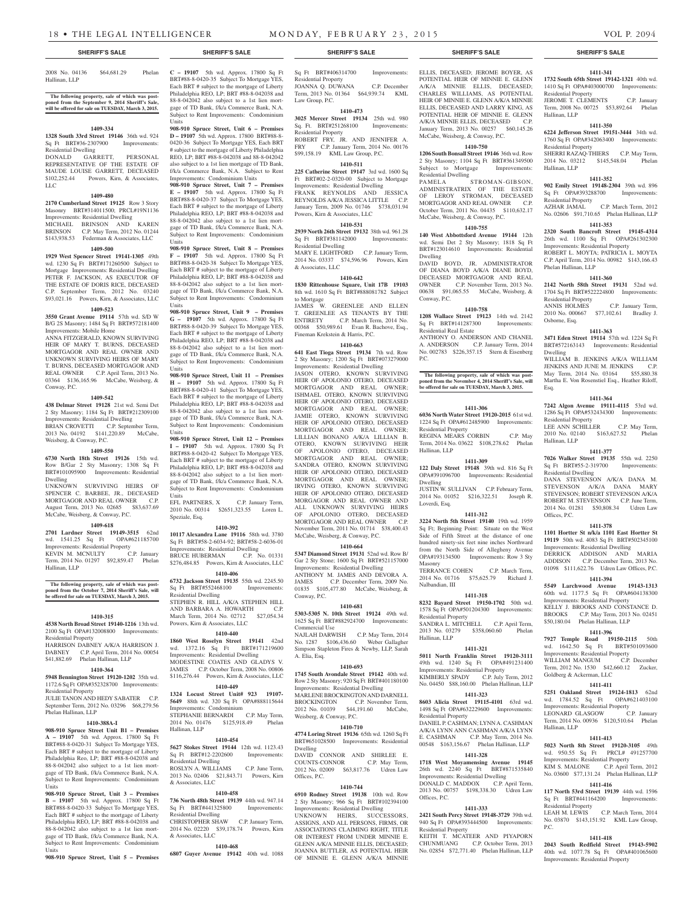## SHERIFF'S SALE

2008 No. 04136 $64,681.29 Phelan Hallinan, LLP

**The following property, sale of which was postponed from the September 9, 2014 Sheriff's Sale, will be offered for sale on TUESDAY, March 3, 2015.**

**1409-334**

**1328 South 33rd Street 19146** 36th wd. 924 Sq Ft BRT#36-2307900 Improvements: Residential Dwelling
DONALD GARRETT, PERSONAL REPRESENTATIVE OF THE ESTATE OF MAUDE LOUISE GARRETT, DECEASED $102,252.44 Powers, Kirn, & Associates, LLC

**1409-480**

**2170 Cumberland Street 19125** Row 3 Story Masonry BRT#314011500; PRCL#19N1136 Improvements: Residential Dwelling
MICHAEL BRINSON AND KAREN BRINSON C.P. May Term, 2012 No. 01244 $143,938.53 Federman & Associates, LLC

**1409-500**

**1929 West Spencer Street 19141-1305** 49th wd. 1230 Sq Ft BRT#171260500 Subject to Mortgage Improvements: Residential Dwelling
PETER F. JACKSON, AS EXECUTOR OF THE ESTATE OF DORIS RICE, DECEASED C.P. September Term, 2012 No. 03240 $93,021.16 Powers, Kirn, & Associates, LLC

**1409-523**

**3550 Grant Avenue 19114** 57th wd. S/D W B/G 2S Masonry; 1484 Sq Ft BRT#572181400 Improvements: Mobile Home
ANNA FITZGERALD, KNOWN SURVIVING HEIR OF MARY T. BURNS, DECEASED MORTGAGOR AND REAL OWNER AND UNKNOWN SURVIVING HEIRS OF MARY T. BURNS, DECEASED MORTGAGOR AND REAL OWNER C.P. April Term, 2013 No. 03364 $136,165.96 McCabe, Weisberg, & Conway, P.C.

**1409-542**

**438 Delmar Street 19128** 21st wd. Semi Det 2 Sty Masonry; 1184 Sq Ft BRT#212309100 Improvements: Residential Dwelling
BRIAN CROVETTI C.P. September Term, 2013 No. 04192 $141,220.89 McCabe, Weisberg, & Conway, P.C.

**1409-550**

**6730 North 18th Street 19126** 15th wd. Row B/Gar 2 Sty Masonry; 1308 Sq Ft BRT#101095900 Improvements: Residential Dwelling
UNKNOWN SURVIVING HEIRS OF SPENCER C. BARBEE, JR., DECEASED MORTGAGOR AND REAL OWNER C.P. August Term, 2013 No. 02685 $83,637.69 McCabe, Weisberg, & Conway, P.C.

**1409-618**

**2701 Lardner Street 19149-3515** 62nd wd. 1541.25 Sq Ft OPA#621185700 Improvements: Residential Property
KEVIN M. MCNULTY C.P. January Term, 2014 No. 01297 $92,859.47 Phelan Hallinan, LLP

**The following property, sale of which was postponed from the October 7, 2014 Sheriff's Sale, will be offered for sale on TUESDAY, March 3, 2015.**

**1410-315**

**4538 North Broad Street 19140-1216** 13th wd. 2100 Sq Ft OPA#132008800 Improvements: Residential Property
HARRISON DABNEY A/K/A HARRISON J. DABNEY C.P. April Term, 2014 No. 00054 $41,882.69 Phelan Hallinan, LLP

**1410-364**

**5948 Bennington Street 19120-1202** 35th wd. 1172.6 Sq Ft OPA#352328700 Improvements: Residential Property
JULIE TANON AND HEDY SABATER C.P. September Term, 2012 No. 03296 $68,279.56 Phelan Hallinan, LLP

**1410-388A-I**

**908-910 Spruce Street Unit B1 – Premises A – 19107** 5th wd. Approx. 17800 Sq Ft BRT#88-8-0420-31 Subject To Mortgage YES, Each BRT # subject to the mortgage of Liberty Philadelphia Reo, LP; BRT #88-8-042038 and 88-8-042042 also subject to a 1st lien mortgage of TD Bank, f/k/a Commerce Bank, N.A. Subject to Rent Improvements: Condominium Units

**908-910 Spruce Street, Unit 3 – Premises B – 19107** 5th wd. Approx. 17800 Sq Ft BRT#88-8-0420-33 Subject To Mortgage YES, Each BRT # subject to the mortgage of Liberty Philadelphia REO, LP; BRT #88-8-042038 and 88-8-042042 also subject to a 1st lien mortgage of TD Bank, f/k/a Commerce Bank, N.A. Subject to Rent Improvements: Condominium Units

**908-910 Spruce Street, Unit 5 – Premises C – 19107** 5th wd. Approx. 17800 Sq Ft BRT#88-8-0420-35 Subject To Mortgage YES, Each BRT # subject to the mortgage of Liberty Philadelphia REO, LP; BRT #88-8-042038 and 88-8-042042 also subject to a 1st lien mortgage of TD Bank, f/k/a Commerce Bank, N.A. Subject to Rent Improvements: Condominium Units

**908-910 Spruce Street, Unit 6 – Premises D – 19107** 5th wd. Approx. 17800 BRT#88-8-0420-36 Subject To Mortgage YES, Each BRT # subject to the mortgage of Liberty Philadelphia REO, LP; BRT #88-8-042038 and 88-8-042042 also subject to a 1st lien mortgage of TD Bank, f/k/a Commerce Bank, N.A. Subject to Rent Improvements: Condominium Units

**908-910 Spruce Street, Unit 7 – Premises E – 19107** 5th wd. Approx. 17800 Sq Ft BRT#88-8-0420-37 Subject To Mortgage YES, Each BRT # subject to the mortgage of Liberty Philadelphia REO, LP; BRT #88-8-042038 and 88-8-042042 also subject to a 1st lien mortgage of TD Bank, f/k/a Commerce Bank, N.A. Subject to Rent Improvements: Condominium Units

**908-910 Spruce Street, Unit 8 – Premises F – 19107** 5th wd. Approx. 17800 Sq Ft BRT#88-8-0420-38 Subject To Mortgage YES, Each BRT # subject to the mortgage of Liberty Philadelphia REO, LP; BRT #88-8-042038 and 88-8-042042 also subject to a 1st lien mortgage of TD Bank, f/k/a Commerce Bank, N.A. Subject to Rent Improvements: Condominium Units

**908-910 Spruce Street, Unit 9 – Premises G – 19107** 5th wd. Approx. 17800 Sq Ft BRT#88-8-0420-39 Subject To Mortgage YES, Each BRT # subject to the mortgage of Liberty Philadelphia REO, LP; BRT #88-8-042038 and 88-8-042042 also subject to a 1st lien mortgage of TD Bank, f/k/a Commerce Bank, N.A. Subject to Rent Improvements: Condominium Units

**908-910 Spruce Street, Unit 11 – Premises H – 19107** 5th wd. Approx. 17800 Sq Ft BRT#88-8-0420-41 Subject To Mortgage YES, Each BRT # subject to the mortgage of Liberty Philadelphia REO, LP; BRT #88-8-042038 and 88-8-042042 also subject to a 1st lien mortgage of TD Bank, f/k/a Commerce Bank, N.A. Subject to Rent Improvements: Condominium Units

**908-910 Spruce Street, Unit 12 – Premises I – 19107** 5th wd. Approx. 17800 Sq Ft BRT#88-8-0420-42 Subject To Mortgage YES, Each BRT # subject to the mortgage of Liberty Philadelphia REO, LP; BRT #88-8-042038 and 88-8-042042 also subject to a 1st lien mortgage of TD Bank, f/k/a Commerce Bank, N.A. Subject to Rent Improvements: Condominium Units
EFL PARTNERS, X C.P. January Term, 2010 No. 00314 $2651,323.55 Loren L. Speziale, Esq.

**1410-392**

**10117 Alexandra Lane 19116** 58th wd. 3780 Sq Ft BRT#58-2-6034-92; BRT#58-2-6036-01 Improvements: Residential Dwelling
BRUCE HUBERMAN C.P. No. 01331 $276,484.85 Powers, Kirn & Associates, LLC

**1410-406**

**6732 Jackson Street 19135** 55th wd. 2245.50 Sq Ft BRT#552468100 Improvements: Residential Dwelling
STEPHEN R. HILL A/K/A STEPHEN HILL AND BARBARA A. HOWARTH C.P. March Term, 2014 No. 02712 $27,054.34 Powers, Kirn & Associates, LLC

**1410-440**

**1860 West Roselyn Street 19141** 42nd wd. 1372.16 Sq Ft BRT#171219600 Improvements: Residential Dwelling
MODESTINE COATES AND GLADYS V. JAMES C.P. October Term, 2008 No. 00806 $116,276.44 Powers, Kirn & Associates, LLC

**1410-449**

**1324 Locust Street Unit# 923 19107-5649** 88th wd. 320 Sq Ft OPA#888115644 Improvements: Condominium
STEPHANIE BERNARDI C.P. May Term, 2014 No. 01476 $125,918.49 Phelan Hallinan, LLP

**1410-454**

**5627 Stokes Street 19144** 12th wd. 1123.43 Sq Ft BRT#12-2202600 Improvements: Residential Dwelling
ROSLYN A. WILLIAMS C.P. June Term, 2013 No. 02406 $21,843.71 Powers, Kirn & Associates, LLC

**1410-458**

**736 North 48th Street 19139** 44th wd. 947.14 Sq Ft BRT#441325800 Improvements: Residential Dwelling
CHRISTOPHER SHAW C.P. January Term, 2014 No. 02220 $39,178.74 Powers, Kirn & Associates, LLC

**1410-468**

**6807 Guyer Avenue 19142** 40th wd. 1088 Sq Ft BRT#406314700 Improvements: Residential Property
JOANNA Q. DUWANA C.P. December Term, 2013 No. 01364 $64,939.74 KML Law Group, P.C.

**1410-473**

**3025 Mercer Street 19134** 25th wd. 980 Sq. Ft. BRT#251268100 Improvements: Residential Property
ROBERT FRY, JR. AND JENNIFER A. FRY C.P. January Term, 2014 No. 00176 $99,158.19 KML Law Group, P.C.

**1410-511**

**225 Catherine Street 19147** 3rd wd. 1600 Sq Ft BRT#02-2-0320-00 Subject to Mortgage Improvements: Residential Dwelling
FRANK REYNOLDS AND JESSICA REYNOLDS A/K/A JESSICA LITTLE C.P. January Term, 2009 No. 01746 $738,031.94 Powers, Kirn & Associates, LLC

**1410-531**

**2939 North 26th Street 19132** 38th wd. 961.28 Sq Ft BRT#381142000 Improvements: Residential Dwelling
MARY E. LIGHTFORD C.P. January Term, 2014 No. 03337 $74,596.96 Powers, Kirn & Associates, LLC

**1410-642**

**1830 Rittenhouse Square, Unit 17B 19103** 8th wd. 1610 Sq Ft BRT#888081782 Subject to Mortgage
JAMES W. GREENLEE AND ELLEN T. GREENLEE AS TENANTS BY THE ENTIRETY C.P. March Term, 2014 No. 00368 $50,989.61 Evan R. Bachove, Esq., Fineman Krekstein & Harris, P.C.

**1410-663**

**641 East Tioga Street 19134** 7th wd. Row 2 Sty Masonry; 1200 Sq Ft BRT#073279000 Improvements: Residential Dwelling
JASON OTERO, KNOWN SURVIVING HEIR OF APOLONIO OTERO, DECEASED MORTGAGOR AND REAL OWNER; ISHMAEL OTERO, KNOWN SURVIVING HEIR OF APOLONIO OTERO, DECEASED MORTGAGOR AND REAL OWNER; JAMIE OTERO, KNOWN SURVIVING HEIR OF APOLONIO OTERO, DECEASED MORTGAGOR AND REAL OWNER; LILLIAN BONANO A/K/A LILLIAN B. OTERO, KNOWN SURVIVING HEIR OF APOLONIO OTERO, DECEASED MORTGAGOR AND REAL OWNER; SANDRA OTERO, KNOWN SURVIVING HEIR OF APOLONIO OTERO, DECEASED MORTGAGOR AND REAL OWNER; IRVING OTERO, KNOWN SURVIVING HEIR OF APOLONIO OTERO, DECEASED MORGAGOR AND REAL OWNER AND ALL UNKNOWN SURVIVING HEIRS OF APOLONIO OTERO, DECEASED MORTGAGOR AND REAL OWNER C.P. November Term, 2011 No. 01714 $38,400.43 McCabe, Weisberg, & Conway, P.C.

**1410-664**

**5347 Diamond Street 19131** 52nd wd. Row B/ Gar 2 Sty Stone; 1600 Sq Ft BRT#521157000 Improvements: Residential Dwelling
ANTHONY M. JAMES AND DEVORA A. JAMES C.P. December Term, 2009 No. 01835 $105,477.80 McCabe, Weisberg, & Conway, P.C.

**1410-681**

**5303-5305 N. 10th Street 19124** 49th wd. 1625 Sq Ft BRT#882924700 Improvements: Commercial Use
NAJLAH DARWISH C.P. May Term, 2014 No. 1287 $106,436.60 Weber Gallagher Simpson Stapleton Fires & Newby, LLP, Sarah A. Elia, Esq.

**1410-693**

**1745 South Avondale Street 19142** 40th wd. Row 2 Sty Masonry; 920 Sq Ft BRT#401180100 Improvements: Residential Dwelling
MARLENE BROCKINGTON AND DARNELL BROCKINGTON C.P. November Term, 2012 No. 01039 $44,191.60 McCabe, Weisberg, & Conway, P.C.

**1410-710**

**4774 Loring Street 19136** 65th wd. 1260 Sq Ft BRT#651028500 Improvements: Residential Dwelling
DAVID CONNOR AND SHIRLEE E. COUNTS-CONNOR C.P. May Term, 2012 No. 02009 $63,817.76 Udren Law Offices, P.C.

**1410-744**

**6910 Rodney Street 19138** 10th wd. Row 2 Sty Masonry; 966 Sq Ft BRT#102394100 Improvements: Residential Dwelling
UNKNOWN HEIRS, SUCCESSORS, ASSIGNS, AND ALL PERSONS, FIRMS, OR ASSOCIATIONS CLAIMING RIGHT, TITLE OR INTEREST FROM UNDER MINNIE E. GLENN A/K/A MINNIE ELLIS, DECEASED; JOANNA BUTTLER, AS POTENTIAL HEIR OF MINNIE E. GLENN A/K/A MINNIE ELLIS, DECEASED; JEROME BOYER, AS POTENTIAL HEIR OF MINNIE E. GLENN A/K/A MINNIE ELLIS, DECEASED; CHARLES WILLIAMS, AS POTENTIAL HEIR OF MINNIE E. GLENN A/K/A MINNIE ELLIS, DECEASED AND LARRY KING, AS POTENTIAL HEIR OF MINNIE E. GLENN A/K/A MINNIE ELLIS, DECEASED C.P. January Term, 2013 No. 00257 $60,145.26 McCabe, Weisberg, & Conway, P.C.

**1410-750**

**1206 South Bonsall Street 19146** 36th wd. Row 2 Sty Masonry; 1104 Sq Ft BRT#361349500 Subject to Mortgage Improvements: Residential Dwelling
PAMELA STROMAN-GIBSON, ADMINISTRATRIX OF THE ESTATE OF LEROY STROMAN, DECEASED MORTGAGOR AND REAL OWNER C.P. October Term, 2011 No. 04435 $110,632.17 McCabe, Weisberg, & Conway, P.C.

**1410-755**

**140 West Abbottsford Avenue 19144** 12th wd. Semi Det 2 Sty Masonry; 1818 Sq Ft BRT#123014610 Improvements: Residential Dwelling
DAVID BOYD, JR. ADMINISTRATOR OF DIANA BOYD A/K/A DIANE BOYD, DECEASED MORTGAGOR AND REAL OWNER C.P. November Term, 2013 No. 00638 $91,065.55 McCabe, Weisberg, & Conway, P.C.

**1410-758**

**1208 Wallace Street 19123** 14th wd. 2142 Sq Ft BRT#141287300 Improvements: Residential Real Estate
ANTHONY O. ANDERSON AND CHANEL A. ANDERSON C.P. January Term, 2014 No. 002783 $226,357.15 Stern & Eisenberg P.C.

**The following property, sale of which was postponed from the November 4, 2014 Sheriff's Sale, will be offered for sale on TUESDAY, March 3, 2015.**

**1411-306**

**6036 North Water Street 19120-2015** 61st wd. 1224 Sq Ft OPA#612485900 Improvements: Residential Property
REGINA MEARS CORBIN C.P. May Term, 2014 No. 03622 $108,278.62 Phelan Hallinan, LLP

**1411-309**

**122 Daly Street 19148** 39th wd. 816 Sq Ft OPA#391096700 Improvements: Residential Dwelling
JUSTIN W. SULLIVAN C.P. February Term, 2014 No. 01052 $216,322.51 Joseph R. Loverdi, Esq.

**1411-312**

**3224 North 5th Street 19140** 19th wd. 1959 Sq Ft; Beginning Point: Situate on the West Side of Fifth Street at the distance of one hundred ninety-six feet nine inches Northward from the North Side of Allegheny Avenue OPA#193134500 Improvements: Row 3 Sty Masonry
TERRANCE COHEN C.P. March Term, 2014 No. 01716 $75,625.79 Richard J. Nalbandian, III

**1411-318**

**8232 Bayard Street 19150-1702** 50th wd. 1578 Sq Ft OPA#501204300 Improvements: Residential Property
SANDRA L. MITCHELL C.P. April Term, 2013 No. 03279 $358,060.60 Phelan Hallinan, LLP

**1411-321**

**5011 North Franklin Street 19120-3111** 49th wd. 1240 Sq Ft OPA#491231400 Improvements: Residential Property
KIMBERLY SPADY C.P. July Term, 2012 No. 04450 $88,160.00 Phelan Hallinan, LLP

**1411-323**

**8603 Alicia Street 19115-4101** 63rd wd. 1498 Sq Ft OPA#632229600 Improvements: Residential Property
DANIEL P. CASHMAN; LYNN A. CASHMAN A/K/A LYNN ANN CASHMAN A/K/A LYNN E. CASHMAN C.P. May Term, 2014 No. 00548 $163,156.67 Phelan Hallinan, LLP

**1411-328**

**1718 West Moyamensing Avenue 19145** 26th wd. 2240 Sq Ft BRT#871535840 Improvements: Residential Dwelling
DONALD C. MADDOX C.P. April Term, 2013 No. 00757 $198,338.30 Udren Law Offices, P.C.

**1411-333**

**2421 South Percy Street 19148-3729** 39th wd. 940 Sq Ft OPA#393444500 Improvements: Residential Property
KEITH T. MCATEER AND PIYAPORN CHUNMUANG C.P. October Term, 2013 No. 02854 $72,771.40 Phelan Hallinan, LLP

**1411-341**

**1732 South 65th Street 19142-1321** 40th wd. 1410 Sq Ft OPA#403000700 Improvements: Residential Property
JEROME T. CLEMENTS C.P. January Term, 2008 No. 00725 $53,892.64 Phelan Hallinan, LLP

**1411-350**

**6224 Jefferson Street 19151-3444** 34th wd. 1760 Sq Ft OPA#342063400 Improvements: Residential Property
SHERRI RAZAQ-THIERS C.P. May Term, 2014 No. 03212 $145,548.04 Phelan Hallinan, LLP

**1411-352**

**902 Emily Street 19148-2304** 39th wd. 896 Sq Ft OPA#393288700 Improvements: Residential Property
AZHAR JAMAL C.P. March Term, 2012 No. 02606 $91,710.65 Phelan Hallinan, LLP

**1411-353**

**2320 South Bancroft Street 19145-4314** 26th wd. 1100 Sq Ft OPA#261302300 Improvements: Residential Property
ROBERT L. MOYTA; PATRICIA L. MOYTA C.P. April Term, 2014 No. 00982 $143,166.43 Phelan Hallinan, LLP

**1411-360**

**2142 North 58th Street 19131** 52nd wd. 1704 Sq Ft BRT#522224800 Improvements: Residential Property
ANNIS HOLMES C.P. January Term, 2010 No. 000667 $77,102.61 Bradley J. Osborne, Esq.

**1411-363**

**3471 Eden Street 19114** 57th wd. 1224 Sq Ft BRT#572163143 Improvements: Residential Dwelling
WILLIAM B. JENKINS A/K/A WILLIAM JENKINS AND JUNE M. JENKINS C.P. May Term, 2014 No. 03164 $55,880.38 Martha E. Von Rosenstiel Esq., Heather Riloff, Esq.

**1411-364**

**7242 Algon Avenue 19111-4115** 53rd wd. 1286 Sq Ft OPA#532434300 Improvements: Residential Property
LEE ANN SCHILLER C.P. May Term, 2010 No. 02140 $163,627.52 Phelan Hallinan, LLP

**1411-377**

**7026 Walker Street 19135** 55th wd. 2250 Sq Ft BRT#55-2-319700 Improvements: Residential Dwelling
DANA STEVENSON A/K/A DANA M. STEVENSON A/K/A DANA MARY STEVENSON; ROBERT STEVENSON A/K/A ROBERT M. STEVENSON C.P. June Term, 2014 No. 01281 $50,808.34 Udren Law Offices, P.C.

**1411-378**

**1101 Hortter St n/k/a 1101 East Hortter St 19119** 50th wd. 4083 Sq Ft BRT#502345100 Improvements: Residential Dwelling
DERRICK ADDISON AND MARIA ADDISON C.P. December Term, 2013 No. 01098 $111,622.76 Udren Law Offices, P.C.

**1411-394**

**5549 Larchwood Avenue 19143-1313** 60th wd. 1177.5 Sq Ft OPA#604138300 Improvements: Residential Property
KELLY J. BROOKS AND CONSTANCE D. BROOKS C.P. May Term, 2013 No. 02451 $50,180.04 Phelan Hallinan, LLP

**1411-396**

**7927 Temple Road 19150-2115** 50th wd. 1642.50 Sq Ft BRT#501093600 Improvements: Residential Property
WILLIAM MANGUM C.P. December Term, 2012 No. 1530 $42,660.12 Zucker, Goldberg & Ackerman, LLC

**1411-411**

**5251 Oakland Street 19124-1813** 62nd wd. 1784.52 Sq Ft OPA#621403100 Improvements: Residential Property
LEONARD GLASGOW C.P. January Term, 2014 No. 00936 $120,510.64 Phelan Hallinan, LLP

**1411-413**

**5023 North 8th Street 19120-3105** 49th wd. 950.55 Sq Ft PRCL# 491257700 Improvements: Residential Property
KIM S. MALONE C.P. April Term, 2012 No. 03600 $77,131.24 Phelan Hallinan, LLP

**1411-416**

**117 North 53rd Street 19139** 44th wd. 1596 Sq Ft BRT#441164200 Improvements: Residential Property
LEAH M. LEWIS C.P. March Term, 2014 No. 03870 $143,151.92 KML Law Group, P.C.

**1411-418**

**2043 South Redfield Street 19143-5902** 40th wd. 1077.78 Sq Ft OPA#401065600 Improvements: Residential Property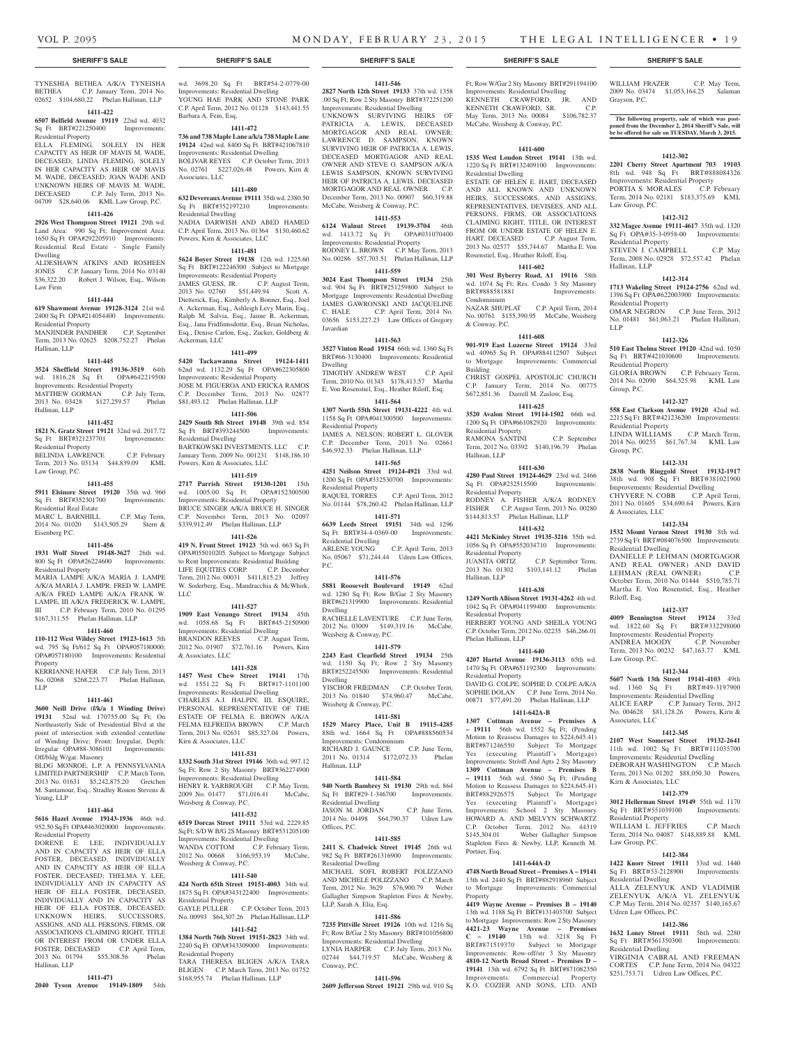TYNESHIA BETHEA A/K/A TYNEISHA BETHEA C.P. January Term, 2014 No. 02652 $104,680.22 Phelan Hallinan, LLP

**1411-422**

**6507 Belfield Avenue 19119** 22nd wd. 4032 Sq Ft BRT#221250400 Improvements: Residential Property

ELLA FLEMING, SOLELY IN HER CAPACITY AS HEIR OF MAVIS M. WADE, DECEASED; LINDA FLEMING, SOLELY IN HER CAPACITY AS HEIR OF MAVIS M. WADE, DECEASED; JOAN WADE AND UNKNOWN HEIRS OF MAVIS M. WADE, DECEASED C.P. July Term, 2013 No. 04709 $28,640.06 KML Law Group, P.C.

**1411-426**

**2926 West Thompson Street 19121** 29th wd. Land Area: 990 Sq Ft; Improvement Area: 1650 Sq Ft OPA#292205910 Improvements: Residential Real Estate - Single Family Dwelling

ALDESHAWN ATKINS AND ROSHEEN JONES C.P. January Term, 2014 No. 03140 $36,322.20 Robert J. Wilson, Esq., Wilson Law Firm

**1411-444**

**619 Shawmont Avenue 19128-3124** 21st wd. 2400 Sq Ft OPA#214054400 Improvements: Residential Property

MANJINDER PANDHER C.P. September Term, 2013 No. 02625 $208,752.27 Phelan Hallinan, LLP

**1411-445**

**3524 Sheffield Street 19136-3519** 64th wd. 1816.28 Sq Ft OPA#642219500 Improvements: Residential Property

MATTHEW GORMAN C.P. July Term, 2013 No. 03428 $127,259.57 Phelan Hallinan, LLP

**1411-452**

**1821 N. Gratz Street 19121** 32nd wd. 2017.72 Sq Ft BRT#321237701 Improvements: Residential Property

BELINDA LAWRENCE C.P. February Term, 2013 No. 03134 $44,839.09 KML Law Group, P.C.

**1411-455**

**5911 Elsinore Street 19120** 35th wd. 960 Sq Ft BRT#352301700 Improvements: Residential Real Estate

MARC L. BARNHILL C.P. May Term, 2014 No. 01020 $143,505.29 Stern & Eisenberg P.C.

**1411-456**

**1931 Wolf Street 19148-3627** 26th wd. 800 Sq Ft OPA#26224600 Improvements: Residential Property

MARIA LAMPE A/K/A MARIA J. LAMPE A/K/A MARIA J. LAMPR; FRED W. LAMPE A/K/A FRED LAMPE A/K/A FRANK W. LAMPE, III A/K/A FREDERICK W. LAMPE, III C.P. February Term, 2010 No. 01295 $167,311.55 Phelan Hallinan, LLP

**1411-460**

**110-112 West Wildey Street 19123-1613** 5th wd. 795 Sq Ft/612 Sq Ft OPA#057180000; OPA#057180100 Improvements: Residential Property

KERRIANNE HAFER C.P. July Term, 2013 No. 02068 $268,223.77 Phelan Hallinan, LLP

**1411-461**

**3600 Neill Drive (f/k/a 1 Winding Drive) 19131** 52nd wd. 170755.00 Sq Ft; On Northeasterly Side of Presidential Blvd at the point of intersection with extended centerline of Winding Drive; Front: Irregular, Depth: Irregular OPA#88-3086101 Improvements: Off/bldg W/gar. Masonry

BLDG MONROE, L.P. A PENNSYLVANIA LIMITED PARTNERSHIP C.P. March Term, 2013 No. 01631 $5,242,875.20 Gretchen M. Santamour, Esq., Stradley Ronon Stevens & Young, LLP

**1411-464**

**5616 Hazel Avenue 19143-1936** 46th wd. 952.50 Sq Ft OPA#463020000 Improvements: Residential Property

DORENE E. LEE, INDIVIDUALLY AND IN CAPACITY AS HEIR OF ELLA FOSTER, DECEASED, INDIVIDUALLY AND IN CAPACITY AS HEIR OF ELLA FOSTER, DECEASED; THELMA Y. LEE, INDIVIDUALLY AND IN CAPACITY AS HEIR OF ELLA FOSTER, DECEASED, INDIVIDUALLY AND IN CAPACITY AS HEIR OF ELLA FOSTER, DECEASED; UNKNOWN HEIRS, SUCCESSORS, ASSIGNS, AND ALL PERSONS, FIRMS, OR ASSOCIATIONS CLAIMING RIGHT, TITLE OR INTEREST FROM OR UNDER ELLA FOSTER, DECEASED C.P. April Term, 2013 No. 01794 $55,308.56 Phelan Hallinan, LLP

**1411-471**

**2040 Tyson Avenue 19149-1809** 54th wd. 3698.20 Sq Ft BRT#54-2-0779-00 Improvements: Residential Dwelling

YOUNG HAE PARK AND STONE PARK C.P. April Term, 2012 No. 01128 $143,441.55 Barbara A. Fein, Esq.

**1411-472**

**736 and 738 Maple Lane a/k/a 738 Maple Lane 19124** 42nd wd. 8400 Sq Ft BRT#421067810 Improvements: Residential Dwelling

BOLIVAR REYES C.P. October Term, 2013 No. 02761 $227,026.48 Powers, Kirn & Associates, LLC

**1411-480**

**632 Devereaux Avenue 19111** 35th wd. 2380.50 Sq Ft BRT#352197210 Improvements: Residential Dwelling

NADIA DARWISH AND ABED HAMED C.P. April Term, 2013 No. 01364 $130,460.62 Powers, Kirn & Associates, LLC

**1411-481**

**5624 Boyer Street 19138** 12th wd. 1225.60 Sq Ft BRT#122246300 Subject to Mortgage Improvements: Residential Property

JAMES GUESS, JR. C.P. August Term, 2013 No. 02760 $51,449.94 Scott A. Dietterick, Esq., Kimberly A. Bonner, Esq., Joel A. Ackerman, Esq., Ashleigh Levy Marin, Esq., Ralph M. Salvia, Esq., Jaime R. Ackerman, Esq., Jana Fridfinnsdottir, Esq., Brian Nicholas, Esq., Denise Carlon, Esq., Zucker, Goldberg & Ackerman, LLC

**1411-499**

**5420 Tackawanna Street 19124-1411** 62nd wd. 1132.29 Sq Ft OPA#622305800 Improvements: Residential Property

JOSE M. FIGUEROA AND ERICKA RAMOS C.P. December Term, 2013 No. 02877 $81,493.12 Phelan Hallinan, LLP

**1411-506**

**2429 South 8th Street 19148** 39th wd. 854 Sq Ft BRT#393244500 Improvements: Residential Dwelling

BARTKOWSKI INVESTMENTS, LLC C.P. January Term, 2009 No. 001231 $148,186.10 Powers, Kirn & Associates, LLC

**1411-519**

**2717 Parrish Street 19130-1201** 15th wd. 1005.00 Sq Ft OPA#152300500 Improvements: Residential Property

BRUCE SINGER A/K/A BRUCE H. SINGER C.P. November Term, 2013 No. 02097 $339,912.49 Phelan Hallinan, LLP

**1411-526**

**419 N. Front Street 19123** 5th wd. 663 Sq Ft OPA#055010205 Subject to Mortgage Subject to Rent Improvements: Residential Building

LIFE EQUITIES CORP. C.P. December Term, 2012 No. 00031 $411,815.23 Jeffrey W. Soderberg, Esq., Mandracchia & McWhirk, LLC

**1411-527**

**1909 East Venango Street 19134** 45th wd. 1058.68 Sq Ft BRT#45-2150900 Improvements: Residential Dwelling

BRANDON REEVES C.P. August Term, 2012 No. 01907 $72,761.16 Powers, Kirn & Associates, LLC

**1411-528**

**1457 West Chew Street 19141** 17th wd. 1551.22 Sq Ft BRT#17-1101100 Improvements: Residential Dwelling

CHARLES A.J. HALPIN, III, ESQUIRE, PERSONAL REPRESENTATIVE OF THE ESTATE OF FELMA E. BROWN A/K/A FELMA ELFREIDA BROWN C.P. March Term, 2013 No. 02631 $85,327.04 Powers, Kirn & Associates, LLC

**1411-531**

**1332 South 31st Street 19146** 36th wd. 997.12 Sq Ft; Row 2 Sty Masonry BRT#362274900 Improvements: Residential Dwelling

HENRY R. YARBROUGH C.P. May Term, 2009 No. 01477 $71,016.41 McCabe, Weisberg & Conway, P.C.

**1411-532**

**6519 Dorcas Street 19111** 53rd wd. 2229.85 Sq Ft; S/D W B/G 2S Masonry BRT#531205100 Improvements: Residential Dwelling

WANDA COTTOM C.P. February Term, 2012 No. 00668 $166,953.19 McCabe, Weisberg & Conway, P.C.

**1411-540**

**424 North 65th Street 19151-4003** 34th wd. 1875 Sq Ft OPA#343122400 Improvements: Residential Property

GAYLE PULLER C.P. October Term, 2013 No. 00993 $64,307.26 Phelan Hallinan, LLP

**1411-542**

**1384 North 76th Street 19151-2823** 34th wd. 2240 Sq Ft OPA#343309000 Improvements: Residential Property

TARA THERESA BLIGEN A/K/A TARA BLIGEN C.P. March Term, 2013 No. 01752 $168,955.74 Phelan Hallinan, LLP

**1411-546**

**2827 North 12th Street 19133** 37th wd. 1358 .00 Sq Ft; Row 2 Sty Masonry BRT#372251200 Improvements: Residential Dwelling

UNKNOWN SURVIVING HEIRS OF PATRICIA A. LEWIS, DECEASED MORTGAGOR AND REAL OWNER; LAWRENCE D. SAMPSON, KNOWN SURVIVING HEIR OF PATRICIA A. LEWIS, DECEASED MORTGAGOR AND REAL OWNER AND STEVE O. SAMPSON A/K/A LEWIS SAMPSON, KNOWN SURVIVING HEIR OF PATRICIA A. LEWIS, DECEASED MORTGAGOR AND REAL OWNER C.P. December Term, 2013 No. 00907 $60,319.88 McCabe, Weisberg & Conway, P.C.

**1411-553**

**6124 Walnut Street 19139-3704** 46th wd. 1413.72 Sq Ft OPA#031070400 Improvements: Residential Property

RODNEY L. BROWN C.P. May Term, 2013 No. 00286 $57,703.51 Phelan Hallinan, LLP

**1411-559**

**3024 East Thompson Street 19134** 25th wd. 904 Sq Ft BRT#251259800 Subject to Mortgage Improvements: Residential Dwelling

JAMES GAWRONSKI AND JACQUELINE C. HALE C.P. April Term, 2014 No. 03656 $153,227.23 Law Offices of Gregory Javardian

**1411-563**

**3527 Vinton Road 19154** 66th wd. 1360 Sq Ft BRT#66-3130400 Improvements: Residential Dwelling

TIMOTHY ANDREW WEST C.P. April Term, 2010 No. 01343 $178,413.57 Martha E. Von Rosenstiel, Esq., Heather Riloff, Esq.

**1411-564**

**1307 North 55th Street 19131-4222** 4th wd. 1158 Sq Ft OPA#041300500 Improvements: Residential Property

JAMES A. NELSON; ROBERT L. GLOVER C.P. December Term, 2013 No. 02661 $46,932.33 Phelan Hallinan, LLP

**1411-565**

**4251 Neilson Street 19124-4921** 33rd wd. 1200 Sq Ft OPA#332530700 Improvements: Residential Property

RAQUEL TORRES C.P. April Term, 2012 No. 01144 $78,260.42 Phelan Hallinan, LLP

**1411-571**

**6639 Leeds Street 19151** 34th wd. 1296 Sq Ft BRT#34-4-0369-00 Improvements: Residential Dwelling

ARLENE YOUNG C.P. April Term, 2013 No. 05067 $71,244.44 Udren Law Offices, P.C.

**1411-576**

**5881 Roosevelt Boulevard 19149** 62nd wd. 1280 Sq Ft; Row B/Gar 2 Sty Masonry BRT#621319900 Improvements: Residential Dwelling

RACHELLE LAVENTURE C.P. June Term, 2012 No. 03009 $149,319.16 McCabe, Weisberg & Conway, P.C.

**1411-579**

**2243 East Clearfield Street 19134** 25th wd. 1150 Sq Ft; Row 2 Sty Masonry BRT#252245500 Improvements: Residential Dwelling

YISCHOR FRIEDMAN C.P. October Term, 2013 No. 01840 $74,960.47 McCabe, Weisberg & Conway, P.C.

**1411-581**

**1529 Marcy Place, Unit B 19115-4285** 88th wd. 1664 Sq Ft OPA#888560534 Improvements: Condominium

RICHARD J. GAUNCE C.P. June Term, 2011 No. 01314 $172,072.33 Phelan Hallinan, LLP

**1411-584**

**940 North Bambrey St 19130** 29th wd. 864 Sq Ft BRT#29-1-346700 Improvements: Residential Dwelling

JASON M. JORDAN C.P. June Term, 2014 No. 04498 $64,790.37 Udren Law Offices, P.C.

**1411-585**

**2411 S. Chadwick Street 19145** 26th wd. 982 Sq Ft BRT#261316900 Improvements: Residential Dwelling

MICHAEL SOFI, ROBERT POLIZZANO AND MICHELE POLIZZANO C.P. March Term, 2012 No. 3629 $76,900.79 Weber Gallagher Simpson Stapleton Fires & Newby, LLP, Sarah A. Elia, Esq.

**1411-586**

**7235 Pittville Street 19126** 10th wd. 1216 Sq Ft; Row B/Gar 2 Sty Masonry BRT#101056800 Improvements: Residential Dwelling

LYNIA HARPER C.P. July Term, 2013 No. 02744 $44,719.57 McCabe, Weisberg & Conway, P.C.

**1411-596**

**2609 Jefferson Street 19121** 29th wd. 910 Sq Ft; Row W/Gar 2 Sty Masonry BRT#291194100 Improvements: Residential Dwelling

KENNETH CRAWFORD, JR. AND KENNETH CRAWFORD, SR. C.P. May Term, 2013 No. 00084 $106,782.37 McCabe, Weisberg & Conway, P.C.

**1411-600**

**1535 West Loudon Street 19141** 13th wd. 1220 Sq Ft BRT#132409100 Improvements: Residential Dwelling

ESTATE OF HELEN E. HART, DECEASED AND ALL KNOWN AND UNKNOWN HEIRS, SUCCESSORS, AND ASSIGNS, REPRESENTATIVES, DEVISEES, AND ALL PERSONS, FIRMS, OR ASSOCIATIONS CLAIMING RIGHT, TITLE, OR INTEREST FROM OR UNDER ESTATE OF HELEN E. HART, DECEASED C.P. August Term, 2013 No. 02577 $55,744.67 Martha E. Von Rosenstiel, Esq., Heather Riloff, Esq.

**1411-602**

**301 West Byberry Road, A1 19116** 58th wd. 1074 Sq Ft; Res. Condo 3 Sty Masonry BRT#888581881 Improvements: Condominium

NAZAR SHUPLAT C.P. April Term, 2014 No. 00761 $155,390.95 McCabe, Weisberg & Conway, P.C.

**1411-608**

**901-919 East Luzerne Street 19124** 33rd wd. 40965 Sq Ft OPA#884112507 Subject to Mortgage Improvements: Commercial Building

CHRIST GOSPEL APOSTOLIC CHURCH C.P. January Term, 2014 No. 00775 $672,851.36 Darrell M. Zaslow, Esq.

**1411-625**

**3520 Avalon Street 19114-1502** 66th wd. 1200 Sq Ft OPA#661082920 Improvements: Residential Property

RAMONA SANTINI C.P. September Term, 2012 No. 03392 $140,196.79 Phelan Hallinan, LLP

**1411-630**

**4280 Paul Street 19124-4629** 23rd wd. 2466 Sq Ft OPA#232515500 Improvements: Residential Property

RODNEY A. FISHER A/K/A RODNEY FISHER C.P. August Term, 2013 No. 00280 $144,813.57 Phelan Hallinan, LLP

**1411-632**

**4421 McKinley Street 19135-3216** 55th wd. 1056 Sq Ft OPA#552034710 Improvements: Residential Property

JUANITA ORTIZ C.P. September Term, 2013 No. 01302 $103,141.12 Phelan Hallinan, LLP

**1411-638**

**1249 North Allison Street 19131-4262** 4th wd. 1042 Sq Ft OPA#041199400 Improvements: Residential Property

HERBERT YOUNG AND SHEILA YOUNG C.P. October Term, 2012 No. 02235 $46,266.01 Phelan Hallinan, LLP

**1411-640**

**4207 Hartel Avenue 19136-3113** 65th wd. 1470 Sq Ft OPA#651192300 Improvements: Residential Property

DAVID G. COLPE; SOPHIE D. COLPE A/K/A SOPHIE DOLAN C.P. June Term, 2014 No. 00871 $77,491.20 Phelan Hallinan, LLP

**1411-642A-B**

**1307 Cottman Avenue – Premises A – 19111** 56th wd. 1552 Sq Ft; (Pending Motion to Reassess Damages to $224,645.41) BRT#871246550 Subject To Mortgage Yes (executing Plaintiff's Mortgage) Improvements: Str/off And Apts 2 Sty Masonry **1309 Cottman Avenue – Premises B – 19111** 56th wd. 5860 Sq Ft; (Pending Motion to Reassess Damages to $224,645.41) BRT#882926575 Subject To Mortgage Yes (executing Plaintiff's Mortgage) Improvements: School 2 Sty Masonry

HOWARD A. AND MELVYN SCHWARTZ C.P. October Term, 2012 No. 44319 $145,304.01 Weber Gallagher Simpson Stapleton Fires & Newby, LLP, Kenneth M. Portner, Esq.

**1411-644A-D**

**4748 North Broad Street – Premises A – 19141** 13th wd. 2440 Sq Ft BRT#882918960 Subject to Mortgage Improvements: Commercial Property

**4419 Wayne Avenue – Premises B – 19140** 13th wd. 1188 Sq Ft BRT#131403700 Subject to Mortgage Improvements: Row 2 Sty Masonry **4421-23 Wayne Avenue – Premises C – 19140** 13th wd. 3218 Sq Ft BRT#871519370 Subject to Mortgage Improvements: Row-off/str 3 Sty Masonry **4810-12 North Broad Street – Premises D – 19141** 13th wd. 6792 Sq Ft BRT#871082350 Improvements: Commercial Property

K.O. COZIER AND SONS, LTD. AND WILLIAM FRAZER C.P. May Term, 2009 No. 03474 $1,053,164.25 Salaman Grayson, P.C.

**The following property, sale of which was postponed from the December 2, 2014 Sheriff's Sale, will be offered for sale on TUESDAY, March 3, 2015.**

**1412-302**

**2201 Cherry Street Apartment 703 19103** 8th wd. 948 Sq Ft BRT#888084326 Improvements: Residential Property

PORTIA S. MORALES C.P. February Term, 2014 No. 02181 $183,375.69 KML Law Group, P.C.

**1412-312**

**332 Magee Avenue 19111-4617** 35th wd. 1320 Sq Ft OPA#35-3-0958-00 Improvements: Residential Property

STEVEN J. CAMPBELL C.P. May Term, 2008 No. 02928 $72,557.42 Phelan Hallinan, LLP

**1412-314**

**1713 Wakeling Street 19124-2756** 62nd wd. 1396 Sq Ft OPA#622003900 Improvements: Residential Property

OMAR NEGRON C.P. June Term, 2012 No. 01481 $61,063.21 Phelan Hallinan, LLP

**1412-326**

**510 East Thelma Street 19120** 42nd wd. 1050 Sq Ft BRT#421030600 Improvements: Residential Property

GLORIA BROWN C.P. February Term, 2014 No. 02090 $64,525.98 KML Law Group, P.C.

**1412-327**

**558 East Clarkson Avenue 19120** 42nd wd. 2215 Sq Ft BRT#421236200 Improvements: Residential Property

LINDA WILLIAMS C.P. March Term, 2014 No. 00255 $61,767.34 KML Law Group, P.C.

**1412-331**

**2838 North Ringgold Street 19132-1917** 38th wd. 908 Sq Ft BRT#381021900 Improvements: Residential Dwelling

CHYVERE N. COBB C.P. April Term, 2011 No. 01605 $34,690.64 Powers, Kirn & Associates, LLC

**1412-334**

**1532 Mount Vernon Street 19130** 8th wd. 2739 Sq Ft BRT#084076500 Improvements: Residential Dwelling

DANIELLE P. LEHMAN (MORTGAGOR AND REAL OWNER) AND DAVID LEHMAN (REAL OWNER) C.P. October Term, 2010 No. 01444 $510,785.71 Martha E. Von Rosenstiel, Esq., Heather Riloff, Esq.

**1412-337**

**4009 Bennington Street 19124** 33rd wd. 1822.60 Sq Ft BRT#332298000 Improvements: Residential Property

ANDREA MOODY C.P. November Term, 2013 No. 00232 $47,163.77 KML Law Group, P.C.

**1412-344**

**5607 North 13th Street 19141-4103** 49th wd. 1360 Sq Ft BRT#49-3197900 Improvements: Residential Dwelling

ALICE EARP C.P. January Term, 2012 No. 004628 $81,128.26 Powers, Kirn & Associates, LLC

**1412-345**

**2107 West Somerset Street 19132-2641** 11th wd. 1002 Sq Ft BRT#111035700 Improvements: Residential Dwelling

DEBORAH WASHINGTON C.P. March Term, 2013 No. 01202 $88,050.30 Powers, Kirn & Associates, LLC

**1412-379**

**3012 Hellerman Street 19149** 55th wd. 1170 Sq Ft BRT#551039100 Improvements: Residential Property

WILLIAM L. JEFFRIES C.P. March Term, 2014 No. 04087 $148,889.88 KML Law Group, P.C.

**1412-384**

**1422 Knorr Street 19111** 53rd wd. 1440 Sq Ft BRT#53-2128900 Improvements: Residential Dwelling

ALLA ZELENYUK AND VLADIMIR ZELENYUK A/K/A VL ZELENYUK C.P. May Term, 2014 No. 02357 $140,165.67 Udren Law Offices, P.C.

**1412-386**

**1632 Loney Street 19111** 56th wd. 2280 Sq Ft BRT#561350300 Improvements: Residential Dwelling

VIRGINIA CABRAL AND FREEMAN CORTES C.P. June Term, 2014 No. 04322 $251,753.71 Udren Law Offices, P.C.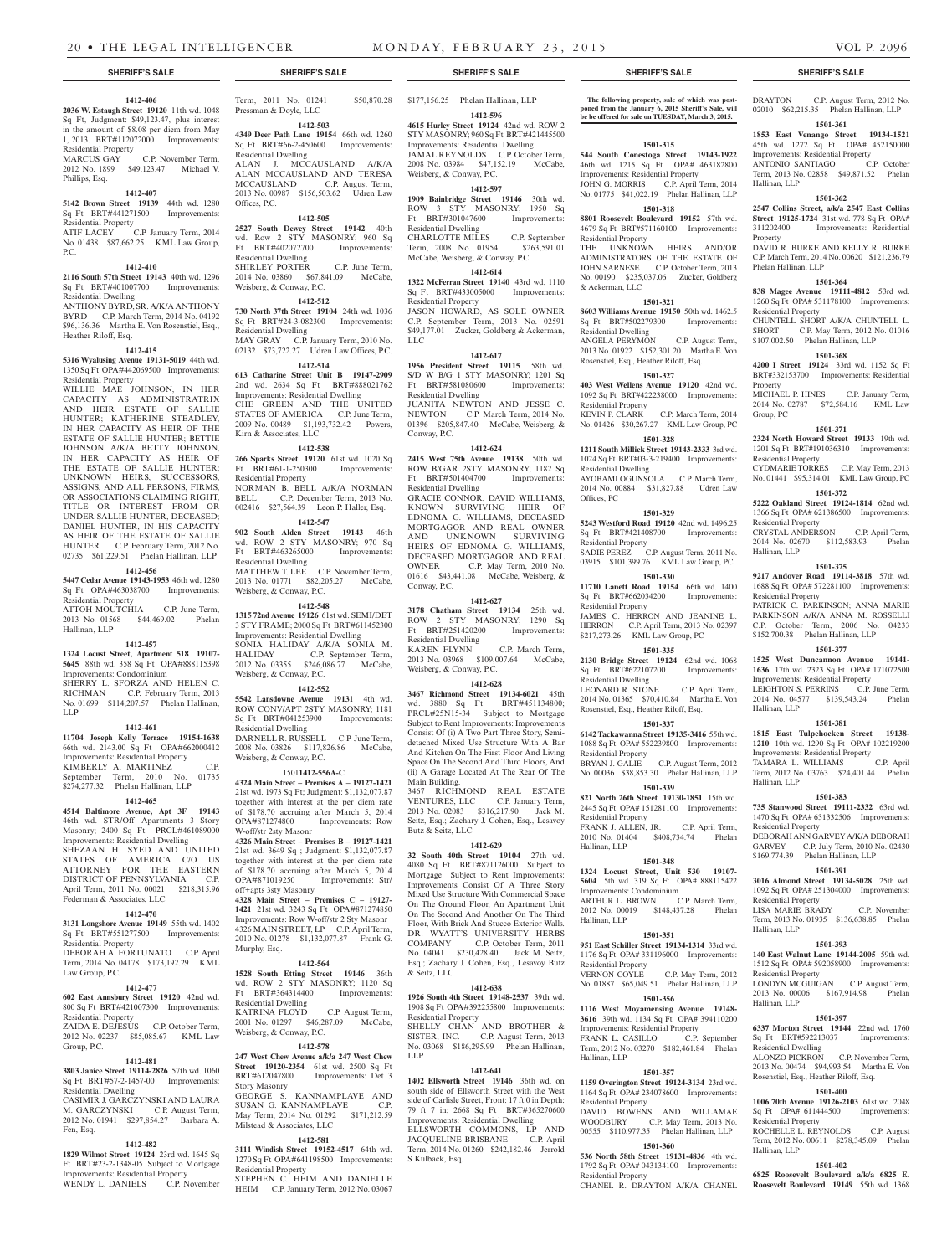## SHERIFF'S SALE

**1412-406**

**2036 W. Estaugh Street 19120** 11th wd. 1048 Sq Ft, Judgment: $49,123.47, plus interest in the amount of $8.08 per diem from May 1, 2013. BRT#112072000 Improvements: Residential Property

MARCUS GAY C.P. November Term, 2012 No. 1899 $49,123.47 Michael V. Phillips, Esq.

**1412-407**

**5142 Brown Street 19139** 44th wd. 1280 Sq Ft BRT#441271500 Improvements: Residential Property

ATIF LACEY C.P. January Term, 2014 No. 01438 $87,662.25 KML Law Group, P.C.

**1412-410**

**2116 South 57th Street 19143** 40th wd. 1296 Sq Ft BRT#401007700 Improvements: Residential Dwelling

ANTHONY BYRD, SR. A/K/A ANTHONY BYRD C.P. March Term, 2014 No. 04192 $96,136.36 Martha E. Von Rosenstiel, Esq., Heather Riloff, Esq.

**1412-415**

**5316 Wyalusing Avenue 19131-5019** 44th wd. 1350 Sq Ft OPA#442069500 Improvements: Residential Property

WILLIE MAE JOHNSON, IN HER CAPACITY AS ADMINISTRATRIX AND HEIR OF THE ESTATE OF SALLIE HUNTER; KATHERINE STEADLEY, IN HER CAPACITY AS HEIR OF THE ESTATE OF SALLIE HUNTER; BETTIE JOHNSON A/K/A BETTY JOHNSON, IN HER CAPACITY AS HEIR OF THE ESTATE OF SALLIE HUNTER; UNKNOWN HEIRS, SUCCESSORS, ASSIGNS, AND ALL PERSONS, FIRMS, OR ASSOCIATIONS CLAIMING RIGHT, TITLE OR INTEREST FROM OR UNDER SALLIE HUNTER, DECEASED; DANIEL HUNTER, IN HIS CAPACITY AS HEIR OF THE ESTATE OF SALLIE HUNTER C.P. February Term, 2012 No. 02735 $61,229.51 Phelan Hallinan, LLP

**1412-456**

**5447 Cedar Avenue 19143-1953** 46th wd. 1280 Sq Ft OPA#463038700 Improvements: Residential Property

ATTOH MOUTCHIA C.P. June Term, 2013 No. 01568 $44,469.02 Phelan Hallinan, LLP

**1412-457**

**1324 Locust Street, Apartment 518 19107-5645** 88th wd. 358 Sq Ft OPA#888115398 Improvements: Condominium

SHERRY L. SFORZA AND HELEN C. RICHMAN C.P. February Term, 2013 No. 01699 $114,207.57 Phelan Hallinan, LLP

**1412-461**

**11704 Joseph Kelly Terrace 19154-1638** 66th wd. 2143.00 Sq Ft OPA#662000412 Improvements: Residential Property

KIMBERLY A. MARTINEZ C.P. September Term, 2010 No. 01735 $274,277.32 Phelan Hallinan, LLP

**1412-465**

**4514 Baltimore Avenue, Apt 3F 19143** 46th wd. STR/Off Apartments 3 Story Masonry; 2400 Sq Ft PRCL#461089000 Improvements: Residential Dwelling

SHEZAAN H. SYED AND UNITED STATES OF AMERICA C/O US ATTORNEY FOR THE EASTERN DISTRICT OF PENNSYLVANIA C.P. April Term, 2011 No. 00021 $218,315.96 Federman & Associates, LLC

**1412-470**

**3131 Longshore Avenue 19149** 55th wd. 1402 Sq Ft BRT#551277500 Improvements: Residential Property

DEBORAH A. FORTUNATO C.P. April Term, 2014 No. 04178 $173,192.29 KML Law Group, P.C.

**1412-477**

**602 East Annsbury Street 19120** 42nd wd. 800 Sq Ft BRT#421007300 Improvements: Residential Property

ZAIDA E. DEJESUS C.P. October Term, 2012 No. 02237 $85,085.67 KML Law Group, P.C.

**1412-481**

**3803 Janice Street 19114-2826** 57th wd. 1060 Sq Ft BRT#57-2-1457-00 Improvements: Residential Dwelling

CASIMIR J. GARCZYNSKI AND LAURA M. GARCZYNSKI C.P. August Term, 2012 No. 01941 $297,854.27 Barbara A. Fen, Esq.

**1412-482**

**1829 Wilmot Street 19124** 23rd wd. 1645 Sq Ft BRT#23-2-1348-05 Subject to Mortgage Improvements: Residential Property

WENDY L. DANIELS C.P. November Term, 2011 No. 01241 $50,870.28 Pressman & Doyle, LLC

**1412-503**

**4349 Deer Path Lane 19154** 66th wd. 1260 Sq Ft BRT#66-2-450600 Improvements: Residential Dwelling

ALAN J. MCCAUSLAND A/K/A ALAN MCCAUSLAND AND TERESA MCCAUSLAND C.P. August Term, 2013 No. 00987 $156,503.62 Udren Law Offices, P.C.

**1412-505**

**2527 South Dewey Street 19142** 40th wd. Row 2 STY MASONRY; 960 Sq Ft BRT#402072700 Improvements: Residential Dwelling

SHIRLEY PORTER C.P. June Term, 2014 No. 03860 $67,841.09 McCabe, Weisberg, & Conway, P.C.

**1412-512**

**730 North 37th Street 19104** 24th wd. 1036 Sq Ft BRT#24-3-082300 Improvements: Residential Dwelling

MAY GRAY C.P. January Term, 2010 No. 02132 $73,722.27 Udren Law Offices, P.C.

**1412-514**

**613 Catharine Street Unit B 19147-2909** 2nd wd. 2634 Sq Ft BRT#888021762 Improvements: Residential Dwelling

CHE GREEN AND THE UNITED STATES OF AMERICA C.P. June Term, 2009 No. 00489 $1,193,732.42 Powers, Kirn & Associates, LLC

**1412-538**

**266 Sparks Street 19120** 61st wd. 1020 Sq Ft BRT#61-1-250300 Improvements: Residential Property

NORMAN B. BELL A/K/A NORMAN BELL C.P. December Term, 2013 No. 002416 $27,564.39 Leon P. Haller, Esq.

**1412-547**

**902 South Alden Street 19143** 46th wd. ROW 2 STY MASONRY; 970 Sq Ft BRT#463265000 Improvements: Residential Dwelling

MATTHEW T. LEE C.P. November Term, 2013 No. 01771 $82,205.27 McCabe, Weisberg, & Conway, P.C.

**1412-548**

**1315 72nd Avenue 19126** 61st wd. SEMI/DET 3 STY FRAME; 2000 Sq Ft BRT#611452300 Improvements: Residential Dwelling

SONIA HALIDAY A/K/A SONIA M. HALIDAY C.P. September Term, 2012 No. 03355 $246,086.77 McCabe, Weisberg, & Conway, P.C.

**1412-552**

**5542 Lansdowne Avenue 19131** 4th wd. ROW CONV/APT 2STY MASONRY; 1181 Sq Ft BRT#041253900 Improvements: Residential Dwelling

DARNELL R. RUSSELL C.P. June Term, 2008 No. 03826 $117,826.86 McCabe, Weisberg, & Conway, P.C.

**15011412-556A-C**

**4324 Main Street – Premises A – 19127-1421** 21st wd. 1973 Sq Ft; Judgment: $1,132,077.87 together with interest at the per diem rate of $178.70 accruing after March 5, 2014 OPA#871274800 Improvements: Row W-off/str 2sty Masonr

**4326 Main Street – Premises B – 19127-1421** 21st wd. 3649 Sq ; Judgment: $1,132,077.87 together with interest at the per diem rate of $178.70 accruing after March 5, 2014 OPA#871019250 Improvements: Str/off+apts 3sty Masonry

**4328 Main Street – Premises C – 19127-1421** 21st wd. 3243 Sq Ft OPA#871274850 Improvements: Row W-off/str 2 Sty Masonr 4326 MAIN STREET, LP C.P. April Term, 2010 No. 01278 $1,132,077.87 Frank G. Murphy, Esq.

**1412-564**

**1528 South Etting Street 19146** 36th wd. ROW 2 STY MASONRY; 1120 Sq Ft BRT#364314400 Improvements: Residential Dwelling

KATRINA FLOYD C.P. August Term, 2001 No. 01297 $46,287.09 McCabe, Weisberg, & Conway, P.C.

**1412-578**

**247 West Chew Avenue a/k/a 247 West Chew Street 19120-2354** 61st wd. 2500 Sq Ft BRT#612047800 Improvements: Det 3 Story Masonry

GEORGE S. KANNAMPLAVE AND SUSAN G. KANNAMPLAVE C.P. May Term, 2014 No. 01292 $171,212.59 Milstead & Associates, LLC

**1412-581**

**3111 Windish Street 19152-4517** 64th wd. 1270 Sq Ft OPA#641198500 Improvements: Residential Property

STEPHEN C. HEIM AND DANIELLE HEIM C.P. January Term, 2012 No. 03067 $177,156.25 Phelan Hallinan, LLP

**1412-596**

**4615 Hurley Street 19124** 42nd wd. ROW 2 STY MASONRY; 960 Sq Ft BRT#421445500 Improvements: Residential Dwelling

JAMAL REYNOLDS C.P. October Term, 2008 No. 03984 $47,152.19 McCabe, Weisberg, & Conway, P.C.

**1412-597**

**1909 Bainbridge Street 19146** 30th wd. ROW 3 STY MASONRY; 1950 Sq Ft BRT#301047600 Improvements: Residential Dwelling

CHARLOTTE MILES C.P. September Term, 2008 No. 01954 $263,591.01 McCabe, Weisberg, & Conway, P.C.

**1412-614**

**1322 McFerran Street 19140** 43rd wd. 1110 Sq Ft BRT#433005000 Improvements: Residential Property

JASON HOWARD, AS SOLE OWNER C.P. September Term, 2013 No. 02591 $49,177.01 Zucker, Goldberg & Ackerman, LLC

**1412-617**

**1956 President Street 19115** 58th wd. S/D W B/G 1 STY MASONRY; 1201 Sq Ft BRT#581080600 Improvements: Residential Dwelling

JUANITA NEWTON AND JESSE C. NEWTON C.P. March Term, 2014 No. 01396 $205,847.40 McCabe, Weisberg, & Conway, P.C.

**1412-624**

**2415 West 75th Avenue 19138** 50th wd. ROW B/GAR 2STY MASONRY; 1182 Sq Ft BRT#501404700 Improvements: Residential Dwelling

GRACIE CONNOR, DAVID WILLIAMS, KNOWN SURVIVING HEIR OF EDNOMA G. WILLIAMS, DECEASED MORTGAGOR AND REAL OWNER AND UNKNOWN SURVIVING HEIRS OF EDNOMA G. WILLIAMS, DECEASED MORTGAGOR AND REAL OWNER C.P. May Term, 2010 No. 01616 $43,441.08 McCabe, Weisberg, & Conway, P.C.

**1412-627**

**3178 Chatham Street 19134** 25th wd. ROW 2 STY MASONRY; 1290 Sq Ft BRT#251420200 Improvements: Residential Dwelling

KAREN FLYNN C.P. March Term, 2013 No. 03968 $109,007.64 McCabe, Weisberg, & Conway, P.C.

**1412-628**

**3467 Richmond Street 19134-6021** 45th wd. 3880 Sq Ft BRT#451134800; PRCL#25N15-34 Subject to Mortgage Subject to Rent Improvements: Improvements Consist Of (i) A Two Part Three Story, Semi-detached Mixed Use Structure With A Bar And Kitchen On The First Floor And Living Space On The Second And Third Floors, And (ii) A Garage Located At The Rear Of The Main Building.

3467 RICHMOND REAL ESTATE VENTURES, LLC C.P. January Term, 2013 No. 02083 $316,217.90 Jack M. Seitz, Esq.; Zachary J. Cohen, Esq., Lesavoy Butz & Seitz, LLC

**1412-629**

**32 South 40th Street 19104** 27th wd. 4080 Sq Ft BRT#871126000 Subject to Mortgage Subject to Rent Improvements: Improvements Consist Of A Three Story Mixed Use Structure With Commercial Space On The Ground Floor, An Apartment Unit On The Second And Another On The Third Floor, With Brick And Stucco Exterior Walls. DR. WYATT'S UNIVERSITY HERBS COMPANY C.P. October Term, 2011 No. 04041 $230,428.40 Jack M. Seitz, Esq.; Zachary J. Cohen, Esq., Lesavoy Butz & Seitz, LLC

**1412-638**

**1926 South 4th Street 19148-2537** 39th wd. 1908 Sq Ft OPA#392255800 Improvements: Residential Property

SHELLY CHAN AND BROTHER & SISTER, INC. C.P. August Term, 2013 No. 03068 $186,295.99 Phelan Hallinan, LLP

**1412-641**

**1402 Ellsworth Street 19146** 36th wd. on south side of Ellsworth Street with the West side of Carlisle Street, Front: 17 ft 0 in Depth: 79 ft 7 in; 2668 Sq Ft BRT#365270600 Improvements: Residential Dwelling

ELLSWORTH COMMONS, LP AND JACQUELINE BRISBANE C.P. April Term, 2014 No. 01260 $242,182.46 Jerrold S Kulback, Esq.

**The following property, sale of which was postponed from the January 6, 2015 Sheriff's Sale, will be be offered for sale on TUESDAY, March 3, 2015.**

**1501-315**

**544 South Conestoga Street 19143-1922** 46th wd. 1215 Sq Ft OPA# 463182800 Improvements: Residential Property

JOHN G. MORRIS C.P. April Term, 2014 No. 01775 $41,022.19 Phelan Hallinan, LLP

**1501-318**

**8801 Roosevelt Boulevard 19152** 57th wd. 4679 Sq Ft BRT#571160100 Improvements: Residential Property

THE UNKNOWN HEIRS AND/OR ADMINISTRATORS OF THE ESTATE OF JOHN SARNESE C.P. October Term, 2013 No. 00190 $235,037.06 Zucker, Goldberg & Ackerman, LLC

**1501-321**

**8603 Williams Avenue 19150** 50th wd. 1462.5 Sq Ft BRT#502279300 Improvements: Residential Dwelling

ANGELA PERYMON C.P. August Term, 2013 No. 01922 $152,301.20 Martha E. Von Rosenstiel, Esq., Heather Riloff, Esq.

**1501-327**

**403 West Wellens Avenue 19120** 42nd wd. 1092 Sq Ft BRT#422238000 Improvements: Residential Property

KEVIN P. CLARK C.P. March Term, 2014 No. 01426 $30,267.27 KML Law Group, PC

**1501-328**

**1211 South Millick Street 19143-2333** 3rd wd. 1024 Sq Ft BRT#03-3-219400 Improvements: Residential Dwelling

AYOBAMI OGUNSOLA C.P. March Term, 2014 No. 00884 $31,827.88 Udren Law Offices, PC

**1501-329**

**5243 Westford Road 19120** 42nd wd. 1496.25 Sq Ft BRT#421408700 Improvements: Residential Property

SADIE PEREZ C.P. August Term, 2011 No. 03915 $101,399.76 KML Law Group, PC

**1501-330**

**11710 Lanett Road 19154** 66th wd. 1400 Sq Ft BRT#662034200 Improvements: Residential Property

JAMES C. HERRON AND JEANINE L. HERRON C.P. April Term, 2013 No. 02397 $217,273.26 KML Law Group, PC

**1501-335**

**2130 Bridge Street 19124** 62nd wd. 1068 Sq Ft BRT#622107200 Improvements: Residential Dwelling

LEONARD R. STONE C.P. April Term, 2014 No. 01365 $70,410.84 Martha E. Von Rosenstiel, Esq., Heather Riloff, Esq.

**1501-337**

**6142 Tackawanna Street 19135-3416** 55th wd. 1088 Sq Ft OPA# 552239800 Improvements: Residential Property

BRYAN J. GALIE C.P. August Term, 2012 No. 00036 $38,853.30 Phelan Hallinan, LLP

**1501-339**

**821 North 26th Street 19130-1851** 15th wd. 2445 Sq Ft OPA# 151281100 Improvements: Residential Property

FRANK J. ALLEN, JR. C.P. April Term, 2010 No. 01404 $408,734.74 Phelan Hallinan, LLP

**1501-348**

**1324 Locust Street, Unit 530 19107-5604** 5th wd. 319 Sq Ft OPA# 888115422 Improvements: Condominium

ARTHUR L. BROWN C.P. March Term, 2012 No. 00019 $148,437.28 Phelan Hallinan, LLP

**1501-351**

**951 East Schiller Street 19134-1314** 33rd wd. 1176 Sq Ft OPA# 331196000 Improvements: Residential Property

VERNON COYLE C.P. May Term, 2012 No. 01887 $65,049.51 Phelan Hallinan, LLP

**1501-356**

**1116 West Moyamensing Avenue 19148-3616** 39th wd. 1134 Sq Ft OPA# 394110200 Improvements: Residential Property

FRANK L. CASILLO C.P. September Term, 2012 No. 03270 $182,461.84 Phelan Hallinan, LLP

**1501-357**

**1159 Overington Street 19124-3134** 23rd wd. 1164 Sq Ft OPA# 234078600 Improvements: Residential Property

DAVID BOWENS AND WILLAMAE WOODBURY C.P. May Term, 2013 No. 00555 $110,977.35 Phelan Hallinan, LLP

**1501-360**

**536 North 58th Street 19131-4836** 4th wd. 1792 Sq Ft OPA# 043134100 Improvements: Residential Property

CHANEL R. DRAYTON A/K/A CHANEL DRAYTON C.P. August Term, 2012 No. 02010 $62,215.35 Phelan Hallinan, LLP

**1501-361**

**1853 East Venango Street 19134-1521** 45th wd. 1272 Sq Ft OPA# 452150000 Improvements: Residential Property

ANTONIO SANTIAGO C.P. October Term, 2013 No. 02858 $49,871.52 Phelan Hallinan, LLP

**1501-362**

**2547 Collins Street, a/k/a 2547 East Collins Street 19125-1724** 31st wd. 778 Sq Ft OPA# 311202400 Improvements: Residential Property

DAVID R. BURKE AND KELLY R. BURKE C.P. March Term, 2014 No. 00620 $121,236.79 Phelan Hallinan, LLP

**1501-364**

**838 Magee Avenue 19111-4812** 53rd wd. 1260 Sq Ft OPA# 531178100 Improvements: Residential Property

CHUNTELL SHORT A/K/A CHUNTELL L. SHORT C.P. May Term, 2012 No. 01016 $107,002.50 Phelan Hallinan, LLP

**1501-368**

**4200 I Street 19124** 33rd wd. 1152 Sq Ft BRT#332153700 Improvements: Residential Property

MICHAEL P. HINES C.P. January Term, 2014 No. 02787 $72,584.16 KML Law Group, PC

**1501-371**

**2324 North Howard Street 19133** 19th wd. 1201 Sq Ft BRT#191036310 Improvements: Residential Property

CYDMARIE TORRES C.P. May Term, 2013 No. 01441 $95,314.01 KML Law Group, PC

**1501-372**

**5222 Oakland Street 19124-1814** 62nd wd. 1366 Sq Ft OPA# 621386500 Improvements: Residential Property

CRYSTAL ANDERSON C.P. April Term, 2014 No. 02670 $112,583.93 Phelan Hallinan, LLP

**1501-375**

**9217 Andover Road 19114-3818** 57th wd. 1688 Sq Ft OPA# 572281100 Improvements: Residential Property

PATRICK C. PARKINSON; ANNA MARIE PARKINSON A/K/A ANNA M. ROSSELLI C.P. October Term, 2006 No. 04233 $152,700.38 Phelan Hallinan, LLP

**1501-377**

**1525 West Duncannon Avenue 19141-1636** 17th wd. 2323 Sq Ft OPA# 171072500 Improvements: Residential Property

LEIGHTON S. PERRINS C.P. June Term, 2014 No. 04577 $139,543.24 Phelan Hallinan, LLP

**1501-381**

**1815 East Tulpehocken Street 19138-1210** 10th wd. 1290 Sq Ft OPA# 102219200 Improvements: Residential Property

TAMARA L. WILLIAMS C.P. April Term, 2012 No. 03763 $24,401.44 Phelan Hallinan, LLP

**1501-383**

**735 Stanwood Street 19111-2332** 63rd wd. 1470 Sq Ft OPA# 631332506 Improvements: Residential Property

DEBORAH ANN GARVEY A/K/A DEBORAH GARVEY C.P. July Term, 2010 No. 02430 $169,774.39 Phelan Hallinan, LLP

**1501-391**

**3016 Almond Street 19134-5028** 25th wd. 1092 Sq Ft OPA# 251304000 Improvements: Residential Property

LISA MARIE BRADY C.P. November Term, 2013 No. 01935 $136,638.85 Phelan Hallinan, LLP

**1501-393**

**140 East Walnut Lane 19144-2005** 59th wd. 1512 Sq Ft OPA# 592058900 Improvements: Residential Property

LONDYN MCGUIGAN C.P. August Term, 2013 No. 00006 $167,914.98 Phelan Hallinan, LLP

**1501-397**

**6337 Morton Street 19144** 22nd wd. 1760 Sq Ft BRT#592213037 Improvements: Residential Dwelling

ALONZO PICKRON C.P. November Term, 2013 No. 00474 $94,993.54 Martha E. Von Rosenstiel, Esq., Heather Riloff, Esq.

**1501-400**

**1006 70th Avenue 19126-2103** 61st wd. 2048 Sq Ft OPA# 611444500 Improvements: Residential Property

ROCHELLE L. REYNOLDS C.P. August Term, 2012 No. 00611 $278,345.09 Phelan Hallinan, LLP

**1501-402**

**6825 Roosevelt Boulevard a/k/a 6825 E. Roosevelt Boulevard 19149** 55th wd. 1368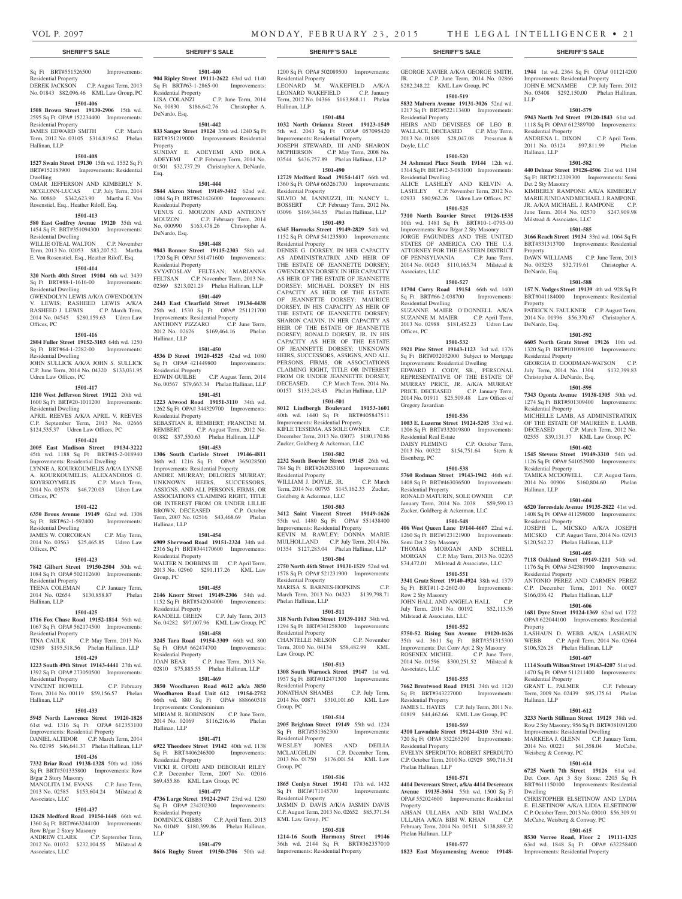Sq Ft BRT#551526500 Improvements: Residential Property
DEREK JACKSON C.P. August Term, 2013 No. 01843 $82,096.46 KML Law Group, PC

**1501-406**

**1508 Brown Street 19130-2906** 15th wd. 2595 Sq Ft OPA# 152234400 Improvements: Residential Property
JAMES EDWARD SMITH C.P. March Term, 2012 No. 03105 $314,819.62 Phelan Hallinan, LLP

**1501-408**

**1527 Swain Street 19130** 15th wd. 1552 Sq Ft BRT#152183900 Improvements: Residential Dwelling
OMAR JEFFERSON AND KIMBERLY N. MCGLONN-LUCAS C.P. July Term, 2014 No. 00860 $342,623.90 Martha E. Von Rosenstiel, Esq., Heather Riloff, Esq.

**1501-413**

**580 East Godfrey Avenue 19120** 35th wd. 1454 Sq Ft BRT#351094300 Improvements: Residential Dwelling
WILLIE OTEAL WALTON C.P. November Term, 2013 No. 02053 $83,207.52 Martha E. Von Rosenstiel, Esq., Heather Riloff, Esq.

**1501-414**

**320 North 40th Street 19104** 6th wd. 3439 Sq Ft BRT#88-1-1616-00 Improvements: Residential Dwelling
GWENDOLYN LEWIS A/K/A GWENDOLYN V. LEWIS; RASHEED LEWIS A/K/A RASHEED J. LEWIS C.P. March Term, 2014 No. 04545 $280,159.63 Udren Law Offices, PC

**1501-416**

**2804 Fuller Street 19152-3103** 64th wd. 1250 Sq Ft BRT#64-1-2282-00 Improvements: Residential Dwelling
JOHN SULLICK A/K/A JOHN S. SULLICK C.P. June Term, 2014 No. 04320 $133,031.95 Udren Law Offices, PC

**1501-417**

**1210 West Jefferson Street 19122** 20th wd. 1600 Sq Ft BRT#20-1011200 Improvements: Residential Dwelling
APRIL REEVES A/K/A APRIL V. REEVES C.P. September Term, 2013 No. 02666 $124,535.37 Udren Law Offices, PC

**1501-421**

**2005 East Madison Street 19134-3222** 45th wd. 1188 Sq Ft BRT#45-2-018940 Improvements: Residential Dwelling
LYNNE A. KOURKOUMELIS A/K/A LYNNE A. KOURKOUMELIS; ALEXANDROS G. KOYRKOYMELIS C.P. March Term, 2014 No. 03578 $46,720.03 Udren Law Offices, PC

**1501-422**

**6350 Brous Avenue 19149** 62nd wd. 1308 Sq Ft BRT#62-1-592400 Improvements: Residential Dwelling
JAMES W. CORCORAN C.P. May Term, 2014 No. 03563 $25,465.85 Udren Law Offices, PC

**1501-423**

**7842 Gilbert Street 19150-2504** 50th wd. 1084 Sq Ft OPA# 502112600 Improvements: Residential Property
TEENA COLEMAN C.P. January Term, 2014 No. 02654 $130,858.87 Phelan Hallinan, LLP

**1501-425**

**1716 Fox Chase Road 19152-1814** 56th wd. 1067 Sq Ft OPA# 562174500 Improvements: Residential Property
TINA CAULK C.P. May Term, 2013 No. 02589 $195,518.56 Phelan Hallinan, LLP

**1501-429**

**1223 South 49th Street 19143-4441** 27th wd. 1392 Sq Ft OPA# 273050500 Improvements: Residential Property
VINCENT HOWELL C.P. February Term, 2014 No. 00119 $59,156.57 Phelan Hallinan, LLP

**1501-433**

**5945 North Lawrence Street 19120-1828** 61st wd. 1316 Sq Ft OPA# 612353100 Improvements: Residential Property
DANIEL ALTIDOR C.P. March Term, 2014 No. 02195 $46,641.37 Phelan Hallinan, LLP

**1501-436**

**7332 Briar Road 19138-1328** 50th wd. 1086 Sq Ft BRT#501335800 Improvements: Row B/gar 2 Story Masonry
MANOLITA I.M. EVANS C.P. June Term, 2013 No. 02585 $153,604.24 Milstead & Associates, LLC

**1501-437**

**12628 Medford Road 19154-1448** 66th wd. 1360 Sq Ft BRT#663244100 Improvements: Row B/gar 2 Story Masonry
ANDREW CLARK C.P. September Term, 2012 No. 01032 $232,104.55 Milstead & Associates, LLC

**1501-440**

**904 Ripley Street 19111-2622** 63rd wd. 1140 Sq Ft BRT#63-1-2865-00 Improvements: Residential Property
LISA COLANZI C.P. June Term, 2014 No. 00830 $186,642.76 Christopher A. DeNardo, Esq.

**1501-442**

**833 Sanger Street 19124** 35th wd. 1240 Sq Ft BRT#351219000 Improvements: Residential Property
SUNDAY E. ADEYEMI AND BOLA ADEYEMI C.P. February Term, 2014 No. 01501 $32,737.29 Christopher A. DeNardo, Esq.

**1501-444**

**5844 Akron Street 19149-3402** 62nd wd. 1084 Sq Ft BRT#621426000 Improvements: Residential Property
VENUS G. MOUZON AND ANTHONY MOUZON C.P. February Term, 2014 No. 000990 $163,478.26 Christopher A. DeNardo, Esq.

**1501-448**

**9843 Bonner Street 19115-2303** 58th wd. 1720 Sq Ft OPA# 581471600 Improvements: Residential Property
SVYATOSLAV FELTSAN; MARIANNA FELTSAN C.P. November Term, 2013 No. 02369 $213,021.29 Phelan Hallinan, LLP

**1501-449**

**2443 East Clearfield Street 19134-4438** 25th wd. 1530 Sq Ft OPA# 251121700 Improvements: Residential Property
ANTHONY PIZZARO C.P. June Term, 2012 No. 02626 $169,464.16 Phelan Hallinan, LLP

**1501-450**

**4536 D Street 19120-4525** 42nd wd. 1080 Sq Ft OPA# 421449800 Improvements: Residential Property
EDWIN GUILBE C.P. August Term, 2014 No. 00567 $79,663.34 Phelan Hallinan, LLP

**1501-451**

**1223 Atwood Road 19151-3110** 34th wd. 1262 Sq Ft OPA# 344329700 Improvements: Residential Property
SEBASTIAN R. REMBERT; FRANCINE M. REMBERT C.P. August Term, 2012 No. 01882 $57,550.63 Phelan Hallinan, LLP

**1501-453**

**1306 South Carlisle Street 19146-4811** 36th wd. 1216 Sq Ft OPA# 365028500 Improvements: Residential Property
ANDRE MURRAY; DELORES MURRAY; UNKNOWN HEIRS, SUCCESSORS, ASSIGNS, AND ALL PERSONS, FIRMS, OR ASSOCIATIONS CLAIMING RIGHT, TITLE OR INTEREST FROM OR UNDER LILLIE BROWN, DECEASED C.P. October Term, 2007 No. 02516 $43,468.69 Phelan Hallinan, LLP

**1501-454**

**6909 Sherwood Road 19151-2324** 34th wd. 2316 Sq Ft BRT#344170600 Improvements: Residential Property
WALTER N. DOBBINS III C.P. April Term, 2013 No. 02960 $291,117.26 KML Law Group, PC

**1501-455**

**2146 Knorr Street 19149-2306** 54th wd. 1152 Sq Ft BRT#542004000 Improvements: Residential Property
RANDELL GREEN C.P. July Term, 2013 No. 04282 $97,007.96 KML Law Group, PC

**1501-458**

**3245 Tara Road 19154-3309** 66th wd. 800 Sq Ft OPA# 662474700 Improvements: Residential Property
JOAN BEAR C.P. June Term, 2013 No. 02810 $75,885.55 Phelan Hallinan, LLP

**1501-469**

**3850 Woodhaven Road #612 a/k/a 3850 Woodhaven Road Unit 612 19154-2752** 66th wd. 880 Sq Ft OPA# 888660318 Improvements: Condominium
MIRIAM R. ROBINSON C.P. June Term, 2014 No. 02069 $116,216.46 Phelan Hallinan, LLP

**1501-471**

**6922 Theodore Street 19142** 40th wd. 1138 Sq Ft BRT#406246300 Improvements: Residential Property
VICKI R. OFORI AND DEBORAH RILEY C.P. December Term, 2007 No. 02016 $69,455.86 KML Law Group, PC

**1501-477**

**4736 Large Street 19124-2947** 23rd wd. 1280 Sq Ft OPA# 234202300 Improvements: Residential Property
DOMINICK GIBBS C.P. April Term, 2013 No. 01049 $180,399.86 Phelan Hallinan, LLP

**1501-479**

**8616 Rugby Street 19150-2706** 50th wd. 1200 Sq Ft OPA# 502089500 Improvements: Residential Property
LEONARD M. WAKEFIELD A/K/A LEONARD WAKEFIELD C.P. January Term, 2012 No. 04366 $163,868.11 Phelan Hallinan, LLP

**1501-484**

**1032 North Orianna Street 19123-1549** 5th wd. 2043 Sq Ft OPA# 057095420 Improvements: Residential Property
JOSEPH STEWARD, III AND SHARON MCPHERSON C.P. May Term, 2008 No. 03544 $436,757.89 Phelan Hallinan, LLP

**1501-490**

**12729 Medford Road 19154-1417** 66th wd. 1360 Sq Ft OPA# 663261700 Improvements: Residential Property
SILVIO M. IANNUZZI, III; NANCY L. BOSSERT C.P. February Term, 2012 No. 03096 $169,344.55 Phelan Hallinan, LLP

**1501-493**

**6345 Horrocks Street 19149-2829** 54th wd. 1152 Sq Ft OPA# 541235800 Improvements: Residential Property
DENISE G. DORSEY, IN HER CAPACITY AS ADMINISTRATRIX AND HEIR OF THE ESTATE OF JEANNETTE DORSEY; GWENDOLYN DORSEY, IN HER CAPACITY AS HEIR OF THE ESTATE OF JEANNETTE DORSEY; MICHAEL DORSEY IN HIS CAPACITY AS HEIR OF THE ESTATE OF JEANNETTE DORSEY; MAURICE DORSEY, IN HIS CAPACITY AS HEIR OF THE ESTATE OF JEANNETTE DORSEY; SHARON CALVIN, IN HER CAPACITY AS HEIR OF THE ESTATE OF JEANNETTE DORSEY; RONALD DORSEY, JR. IN HIS CAPACITY AS HEIR OF THE ESTATE OF JEANNETTE DORSEY; UNKNOWN HEIRS, SUCCESSORS, ASSIGNS, AND ALL PERSONS, FIRMS, OR ASSOCIATIONS CLAIMING RIGHT, TITLE OR INTEREST FROM OR UNDER JEANNETTE DORSEY, DECEASED. C.P. March Term, 2014 No. 00157 $133,243.45 Phelan Hallinan, LLP

**1501-501**

**8012 Lindbergh Boulevard 19153-1601** 40th wd. 1440 Sq Ft BRT#405847511 Improvements: Residential Property
KIFLE TESSEMA, AS SOLE OWNER C.P. December Term, 2013 No. 03073 $180,170.86 Zucker, Goldberg & Ackerman, LLC

**1501-502**

**2232 South Bouvier Street 19145** 26th wd. 784 Sq Ft BRT#262053100 Improvements: Residential Property
WILLIAM J. DOYLE, JR. C.P. March Term, 2014 No. 00793 $145,162.33 Zucker, Goldberg & Ackerman, LLC

**1501-503**

**3412 Saint Vincent Street 19149-1626** 55th wd. 1480 Sq Ft OPA# 551438400 Improvements: Residential Property
KEVIN M. RAWLEY; DONNA MARIE MULHOLLAND C.P. July Term, 2014 No. 01354 $127,283.04 Phelan Hallinan, LLP

**1501-504**

**2750 North 46th Street 19131-1529** 52nd wd. 1578 Sq Ft OPA# 521231900 Improvements: Residential Property
MARISA S. BARNES-HOPKINS C.P. March Term, 2013 No. 04323 $139,798.71 Phelan Hallinan, LLP

**1501-511**

**318 North Felton Street 19139-1103** 34th wd. 1294 Sq Ft BRT#341258300 Improvements: Residential Property
CHANTELLE NELSON C.P. November Term, 2010 No. 04134 $58,482.99 KML Law Group, PC

**1501-513**

**1308 South Warnock Street 19147** 1st wd. 1957 Sq Ft BRT#012471300 Improvements: Residential Property
JONATHAN SHAMES C.P. July Term, 2014 No. 00871 $310,101.60 KML Law Group, PC

**1501-514**

**2905 Brighton Street 19149** 55th wd. 1224 Sq Ft BRT#551362300 Improvements: Residential Property
WESLEY JONES AND DEILIA MCLAUGHLIN C.P. December Term, 2013 No. 01750 $176,001.54 KML Law Group, PC

**1501-516**

**1865 Conlyn Street 19141** 17th wd. 1432 Sq Ft BRT#171145700 Improvements: Residential Property
JASMIN D. DAVIS A/K/A JASMIN DAVIS C.P. August Term, 2013 No. 02652 $85,371.54 KML Law Group, PC

**1501-518**

**1214-16 South Harmony Street 19146** 36th wd. 2144 Sq Ft BRT#362357010 Improvements: Residential Property
GEORGE XAVIER A/K/A GEORGE SMITH, JR. C.P. June Term, 2014 No. 02866 $282,248.22 KML Law Group, PC

**1501-519**

**5832 Malvern Avenue 19131-3026** 52nd wd. 1217 Sq Ft BRT#522113400 Improvements: Residential Property
HEIRS AND DEVISEES OF LEO B. WALLACE, DECEASED C.P. May Term, 2013 No. 01809 $28,047.08 Pressman & Doyle, LLC

**1501-520**

**34 Ashmead Place South 19144** 12th wd. 1314 Sq Ft BRT#12-3-083100 Improvements: Residential Dwelling
ALICE LASHLEY AND KELVIN A. LASHLEY C.P. November Term, 2012 No. 02933 $80,962.26 Udren Law Offices, PC

**1501-525**

**7310 North Bouvier Street 19126-1535** 10th wd. 1481 Sq Ft BRT#10-1-0795-00 Improvements: Row B/gar 2 Sty Masonry
JORGE FAGUNDES AND THE UNITED STATES OF AMERICA C/O THE U.S. ATTORNEY FOR THE EASTERN DISTRICT OF PENNSYLVANIA C.P. June Term, 2014 No. 00243 $110,165.74 Milstead & Associates, LLC

**1501-527**

**11704 Corry Road 19154** 66th wd. 1400 Sq Ft BRT#66-2-038700 Improvements: Residential Dwelling
SUZANNE MAIER O'DONNELL A/K/A SUZANNE M. MAIER C.P. April Term, 2013 No. 02988 $181,452.23 Udren Law Offices, PC

**1501-532**

**5921 Pine Street 19143-1123** 3rd wd. 1376 Sq Ft BRT#032032000 Subject to Mortgage Improvements: Residential Dwelling
EDWARD J. CODY, SR., PERSONAL REPRESENTATIVE OF THE ESTATE OF MURRAY PRICE, JR. A/K/A MURRAY PRICE, DECEASED C.P. January Term, 2014 No. 01911 $25,509.48 Law Offices of Gregory Javardian

**1501-536**

**1003 E. Luzerne Street 19124-5205** 33rd wd. 1206 Sq Ft BRT#332019800 Improvements: Residential Real Estate
DAISY FLEMING C.P. October Term, 2013 No. 00322 $154,751.64 Stern & Eisenberg, PC

**1501-538**

**5760 Rodman Street 19143-1942** 46th wd. 1408 Sq Ft BRT#463036500 Improvements: Residential Property
RONALD MATURIN, SOLE OWNER C.P. January Term, 2014 No. 2038 $59,590.13 Zucker, Goldberg & Ackerman, LLC

**1501-548**

**406 West Queen Lane 19144-4607** 22nd wd. 1260 Sq Ft BRT#123121900 Improvements: Semi Det 2 Sty Masonry
THOMAS MORGAN AND SCHELL MORGAN C.P. May Term, 2013 No. 02265 $74,472.01 Milstead & Associates, LLC

**1501-551**

**3341 Gratz Street 19140-4924** 38th wd. 1379 Sq Ft BRT#11-2-2602-00 Improvements: Row 2 Sty Masonry
JOHN HALL AND ANGELA HALL C.P. July Term, 2014 No. 00192 $52,113.56 Milstead & Associates, LLC

**1501-552**

**5750-52 Rising Sun Avenue 19120-1626** 35th wd. 3611 Sq Ft BRT#351315300 Improvements: Det Conv Apt 2 Sty Masonry
ROSENEX MICHEL C.P. June Term, 2014 No. 01596 $300,251.52 Milstead & Associates, LLC

**1501-555**

**7662 Brentwood Road 19151** 34th wd. 1120 Sq Ft BRT#343227000 Improvements: Residential Property
JAMES L. HAYES C.P. July Term, 2011 No. 01819 $44,462.66 KML Law Group, PC

**1501-569**

**4310 Lawndale Street 19124-4310** 33rd wd. 720 Sq Ft OPA# 332265200 Improvements: Residential Property
EVELYN SPERDUTO; ROBERT SPERDUTO C.P. October Term, 2010 No. 02929 $90,718.51 Phelan Hallinan, LLP

**1501-571**

**4414 Devereaux Street, a/k/a 4414 Devereaux Avenue 19135-3604** 55th wd. 1500 Sq Ft OPA# 552024600 Improvements: Residential Property
AHSAN ULLAHA AND BIBI WALIMA ULLAHA A/K/A BIBI W. KHAN C.P. February Term, 2014 No. 01511 $138,889.32 Phelan Hallinan, LLP

**1501-577**

**1823 East Moyamensing Avenue 19148-1944** 1st wd. 2364 Sq Ft OPA# 011214200 Improvements: Residential Property
JOHN E. MCNAMEE C.P. July Term, 2012 No. 03408 $292,150.00 Phelan Hallinan, LLP

**1501-579**

**5943 North 3rd Street 19120-1843** 61st wd. 1118 Sq Ft OPA# 612389700 Improvements: Residential Property
ANDRENA L. DIXON C.P. April Term, 2011 No. 03124 $97,811.99 Phelan Hallinan, LLP

**1501-582**

**440 Delmar Street 19128-4506** 21st wd. 1184 Sq Ft BRT#212309300 Improvements: Semi Det 2 Sty Masonry
KIMBERLY RAMPONE A/K/A KIMBERLY MARIE JUNIO AND MICHAEL J. RAMPONE, JR. A/K/A MICHAEL J. RAMPONE C.P. June Term, 2014 No. 02570 $247,909.98 Milstead & Associates, LLC

**1501-585**

**3166 Reach Street 19134** 33rd wd. 1064 Sq Ft BRT#331313700 Improvements: Residential Property
DAWN WILLIAMS C.P. June Term, 2013 No. 003253 $32,719.61 Christopher A. DeNardo, Esq.

**1501-588**

**157 N. Vodges Street 19139** 4th wd. 928 Sq Ft BRT#041184000 Improvements: Residential Property
PATRICK N. FAULKNER C.P. August Term, 2014 No. 01996 $56,370.67 Christopher A. DeNardo, Esq.

**1501-592**

**6605 North Gratz Street 19126** 10th wd. 1320 Sq Ft BRT#101098100 Improvements: Residential Property
GEORGIA D. GOODMAN-WATSON C.P. July Term, 2014 No. 1304 $132,399.83 Christopher A. DeNardo, Esq.

**1501-595**

**7343 Ogontz Avenue 19138-1305** 50th wd. 1274 Sq Ft BRT#501309400 Improvements: Residential Property
MICHELLE LAMB, AS ADMINISTRATRIX OF THE ESTATE OF MAUREEN E. LAMB, DECEASED C.P. March Term, 2012 No. 02555 $39,131.37 KML Law Group, PC

**1501-602**

**1545 Stevens Street 19149-3310** 54th wd. 1126 Sq Ft OPA# 541052900 Improvements: Residential Property
TAMIKA MCDOWELL C.P. August Term, 2014 No. 00906 $160,804.60 Phelan Hallinan, LLP

**1501-604**

**6520 Torresdale Avenue 19135-2822** 41st wd. 1408 Sq Ft OPA# 411298000 Improvements: Residential Property
JOSEPH L. MICSKO A/K/A JOSEPH MICSKO C.P. August Term, 2014 No. 02913 $120,542.27 Phelan Hallinan, LLP

**1501-605**

**7118 Oakland Street 19149-1211** 54th wd. 1176 Sq Ft OPA# 542381900 Improvements: Residential Property
ANTONIO PEREZ AND CARMEN PEREZ C.P. December Term, 2011 No. 00027 $166,036.42 Phelan Hallinan, LLP

**1501-606**

**1681 Dyre Street 19124-1369** 62nd wd. 1722 OPA# 622044100 Improvements: Residential Property
LASHAUN D. WEBB A/K/A LASHAUN WEBB C.P. April Term, 2014 No. 02664 $106,526.28 Phelan Hallinan, LLP

**1501-607**

**1114 South Wilton Street 19143-4207** 51st wd. 1470 Sq Ft OPA# 511211400 Improvements: Residential Property
GRANT L. PALMER C.P. February Term, 2009 No. 02439 $95,175.61 Phelan Hallinan, LLP

**1501-612**

**3233 North Stillman Street 19129** 38th wd. Row 2 Sty Masonry; 956 Sq Ft BRT#381091200 Improvements: Residential Dwelling
MARKEEA J. GLENN C.P. January Term, 2014 No. 00221 $61,358.04 McCabe, Weisberg & Conway, PC

**1501-614**

**6725 North 7th Street 19126** 61st wd. Det Conv. Apt 3 Sty Stone; 2205 Sq Ft BRT#611150100 Improvements: Residential Dwelling
CHRISTOPHER ELSETINOW AND LYDIA E. ELSETINOW A/K/A LIDIA ELSETINOW C.P. October Term, 2013 No. 03010 $56,309.91 McCabe, Weisberg & Conway, PC

**1501-615**

**8530 Verree Road, Floor 2 19111-1325** 63rd wd. 1848 Sq Ft OPA# 632258400 Improvements: Residential Property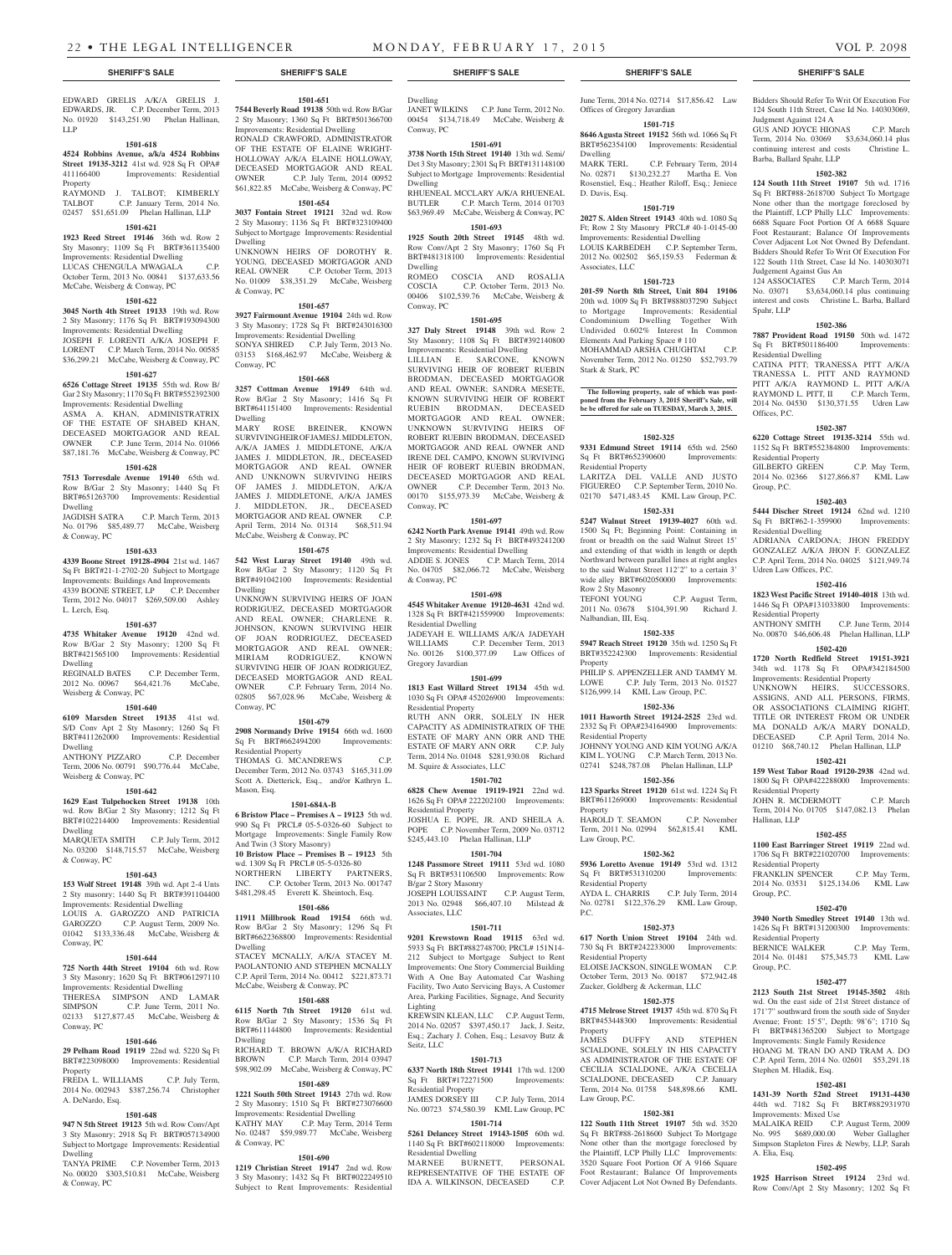**SHERIFF'S SALE** **SHERIFF'S SALE** **SHERIFF'S SALE** **SHERIFF'S SALE** **SHERIFF'S SALE**

EDWARD GRELIS A/K/A GRELIS J. EDWARDS, JR. C.P. December Term, 2013 No. 01920 $143,251.90 Phelan Hallinan, LLP

**1501-618**

**4524 Robbins Avenue, a/k/a 4524 Robbins Street 19135-3212** 41st wd. 928 Sq Ft OPA# 411166400 Improvements: Residential Property

RAYMOND J. TALBOT; KIMBERLY TALBOT C.P. January Term, 2014 No. 02457 $51,651.09 Phelan Hallinan, LLP

**1501-621**

**1923 Reed Street 19146** 36th wd. Row 2 Sty Masonry; 1109 Sq Ft BRT#361135400 Improvements: Residential Dwelling

LUCAS CHENGULA MWAGALA C.P. October Term, 2013 No. 00841 $137,633.56 McCabe, Weisberg & Conway, PC

**1501-622**

**3045 North 4th Street 19133** 19th wd. Row 2 Sty Masonry; 1176 Sq Ft BRT#193094300 Improvements: Residential Dwelling

JOSEPH F. LORENTI A/K/A JOSEPH F. LORENT C.P. March Term, 2014 No. 00585 $36,299.21 McCabe, Weisberg & Conway, PC

**1501-627**

**6526 Cottage Street 19135** 55th wd. Row B/Gar 2 Sty Masonry; 1170 Sq Ft BRT#552392300 Improvements: Residential Dwelling

ASMA A. KHAN, ADMINISTRATRIX OF THE ESTATE OF SHABED KHAN, DECEASED MORTGAGOR AND REAL OWNER C.P. June Term, 2014 No. 01066 $87,181.76 McCabe, Weisberg & Conway, PC

**1501-628**

**7513 Torresdale Avenue 19140** 65th wd. Row B/Gar 2 Sty Masonry; 1440 Sq Ft BRT#651263700 Improvements: Residential Dwelling

JAGDISH SATRA C.P. March Term, 2013 No. 01796 $85,489.77 McCabe, Weisberg & Conway, PC

**1501-633**

**4339 Boone Street 19128-4904** 21st wd. 1467 Sq Ft BRT#21-1-2702-20 Subject to Mortgage Improvements: Buildings And Improvements

4339 BOONE STREET, LP C.P. December Term, 2012 No. 04017 $269,509.00 Ashley L. Lerch, Esq.

**1501-637**

**4735 Whitaker Avenue 19120** 42nd wd. Row B/Gar 2 Sty Masonry; 1200 Sq Ft BRT#421565100 Improvements: Residential Dwelling

REGINALD BATES C.P. December Term, 2012 No. 00967 $64,421.76 McCabe, Weisberg & Conway, PC

**1501-640**

**6109 Marsden Street 19135** 41st wd. S/D Conv Apt 2 Sty Masonry; 1260 Sq Ft BRT#411262000 Improvements: Residential Dwelling

ANTHONY PIZZARO C.P. December Term, 2006 No. 00791 $90,776.44 McCabe, Weisberg & Conway, PC

**1501-642**

**1629 East Tulpehocken Street 19138** 10th wd. Row B/Gar 2 Sty Masonry; 1212 Sq Ft BRT#102214400 Improvements: Residential Dwelling

MARQUETA SMITH C.P. July Term, 2012 No. 03200 $148,715.57 McCabe, Weisberg & Conway, PC

**1501-643**

**153 Wolf Street 19148** 39th wd. Apt 2-4 Unts 2 Sty masonry; 1440 Sq Ft BRT#391104400 Improvements: Residential Dwelling

LOUIS A. GAROZZO AND PATRICIA GAROZZO C.P. August Term, 2009 No. 01042 $133,336.48 McCabe, Weisberg & Conway, PC

**1501-644**

**725 North 44th Street 19104** 6th wd. Row 3 Sty Masonry; 1620 Sq Ft BRT#061297110 Improvements: Residential Dwelling

THERESA SIMPSON AND LAMAR SIMPSON C.P. June Term, 2011 No. 02133 $127,877.45 McCabe, Weisberg & Conway, PC

**1501-646**

**29 Pelham Road 19119** 22nd wd. 5220 Sq Ft BRT#223098000 Improvements: Residential Property

FREDA L. WILLIAMS C.P. July Term, 2014 No. 002943 $387,256.74 Christopher A. DeNardo, Esq.

**1501-648**

**947 N 5th Street 19123** 5th wd. Row Conv/Apt 3 Sty Masonry; 2918 Sq Ft BRT#057134900 Subject to Mortgage Improvements: Residential Dwelling

TANYA PRIME C.P. November Term, 2013 No. 00020 $303,510.81 McCabe, Weisberg & Conway, PC

**1501-651**

**7544 Beverly Road 19138** 50th wd. Row B/Gar 2 Sty Masonry; 1360 Sq Ft BRT#501366700 Improvements: Residential Dwelling

RONALD CRAWFORD, ADMINISTRATOR OF THE ESTATE OF ELAINE WRIGHT-HOLLOWAY A/K/A ELAINE HOLLOWAY, DECEASED MORTGAGOR AND REAL OWNER C.P. July Term, 2014 00952 $61,822.85 McCabe, Weisberg & Conway, PC

**1501-654**

**3037 Fontain Street 19121** 32nd wd. Row 2 Sty Masonry; 1136 Sq Ft BRT#323109400 Subject to Mortgage Improvements: Residential Dwelling

UNKNOWN HEIRS OF DOROTHY R. YOUNG, DECEASED MORTGAGOR AND REAL OWNER C.P. October Term, 2013 No. 01009 $38,351.29 McCabe, Weisberg & Conway, PC

**1501-657**

**3927 Fairmount Avenue 19104** 24th wd. Row 3 Sty Masonry; 1728 Sq Ft BRT#243016300 Improvements: Residential Dwelling

SONYA SHIRED C.P. July Term, 2013 No. 03153 $168,462.97 McCabe, Weisberg & Conway, PC

**1501-668**

**3257 Cottman Avenue 19149** 64th wd. Row B/Gar 2 Sty Masonry; 1416 Sq Ft BRT#641151400 Improvements: Residential Dwelling

MARY ROSE BREINER, KNOWN SURVIVING HEIR OF JAMES J. MIDDLETON, A/K/A JAMES J. MIDDLETONE, A/K/A JAMES J. MIDDLETON, JR., DECEASED MORTGAGOR AND REAL OWNER AND UNKNOWN SURVIVING HEIRS OF JAMES J. MIDDLETON, A/K/A JAMES J. MIDDLETONE, A/K/A JAMES J. MIDDLETON, JR., DECEASED MORTGAGOR AND REAL OWNER C.P. April Term, 2014 No. 01314 $68,511.94 McCabe, Weisberg & Conway, PC

**1501-675**

**542 West Luray Street 19140** 49th wd. Row B/Gar 2 Sty Masonry; 1120 Sq Ft BRT#491042100 Improvements: Residential Dwelling

UNKNOWN SURVIVING HEIRS OF JOAN RODRIGUEZ, DECEASED MORTGAGOR AND REAL OWNER; CHARLENE R. JOHNSON, KNOWN SURVIVING HEIR OF JOAN RODRIGUEZ, DECEASED MORTGAGOR AND REAL OWNER; MIRIAM RODRIGUEZ, KNOWN SURVIVING HEIR OF JOAN RODRIGUEZ, DECEASED MORTGAGOR AND REAL OWNER C.P. February Term, 2014 No. 02805 $67,028.96 McCabe, Weisberg & Conway, PC

**1501-679**

**2908 Normandy Drive 19154** 66th wd. 1600 Sq Ft BRT#662494200 Improvements: Residential Property

THOMAS G. MCANDREWS C.P. December Term, 2012 No. 03743 $165,311.09 Scott A. Dietterick, Esq., and/or Kathryn L. Mason, Esq.

**1501-684A-B**

**6 Bristow Place – Premises A – 19123** 5th wd. 990 Sq Ft PRCL# 05-5-0326-60 Subject to Mortgage Improvements: Single Family Row And Twin (3 Story Masonry)

**10 Bristow Place – Premises B – 19123** 5th wd. 1309 Sq Ft PRCL# 05-5-0326-80

NORTHERN LIBERTY PARTNERS, INC. C.P. October Term, 2013 No. 001747 $481,298.45 Everett K. Sheintoch, Esq.

**1501-686**

**11911 Millbrook Road 19154** 66th wd. Row B/Gar 2 Sty Masonry; 1296 Sq Ft BRT#662368800 Improvements: Residential Dwelling

STACEY MCNALLY, A/K/A STACEY M. PAOLANTONIO AND STEPHEN MCNALLY C.P. April Term, 2014 No. 00412 $221,873.71 McCabe, Weisberg & Conway, PC

**1501-688**

**6115 North 7th Street 19120** 61st wd. Row B/Gar 2 Sty Masonry; 1536 Sq Ft BRT#611144800 Improvements: Residential Dwelling

RICHARD T. BROWN A/K/A RICHARD BROWN C.P. March Term, 2014 03947 $98,902.09 McCabe, Weisberg & Conway, PC

**1501-689**

**1221 South 50th Street 19143** 27th wd. Row 2 Sty Masonry; 1510 Sq Ft BRT#273076600 Improvements: Residential Dwelling

KATHY MAY C.P. May Term, 2014 Term No. 02487 $59,989.77 McCabe, Weisberg & Conway, PC

**1501-690**

**1219 Christian Street 19147** 2nd wd. Row 3 Sty Masonry; 1432 Sq Ft BRT#022249510 Subject to Rent Improvements: Residential Dwelling

JANET WILKINS C.P. June Term, 2012 No. 00454 $134,718.49 McCabe, Weisberg & Conway, PC

**1501-691**

**3738 North 15th Street 19140** 13th wd. Semi/Det 3 Sty Masonry; 2301 Sq Ft BRT#131148100 Subject to Mortgage Improvements: Residential Dwelling

RHUENEAL MCCLARY A/K/A RHUENEAL BUTLER C.P. March Term, 2014 01703 $63,969.49 McCabe, Weisberg & Conway, PC

**1501-693**

**1925 South 20th Street 19145** 48th wd. Row Conv/Apt 2 Sty Masonry; 1760 Sq Ft BRT#481318100 Improvements: Residential Dwelling

ROMEO COSCIA AND ROSALIA COSCIA C.P. October Term, 2013 No. 00406 $102,539.76 McCabe, Weisberg & Conway, PC

**1501-695**

**327 Daly Street 19148** 39th wd. Row 2 Sty Masonry; 1108 Sq Ft BRT#392140800 Improvements: Residential Dwelling

LILLIAN E. SARCONE, KNOWN SURVIVING HEIR OF ROBERT RUEBIN BRODMAN, DECEASED MORTGAGOR AND REAL OWNER; SANDRA MESETE, KNOWN SURVIVING HEIR OF ROBERT RUEBIN BRODMAN, DECEASED MORTGAGOR AND REAL OWNER; UNKNOWN SURVIVING HEIRS OF ROBERT RUEBIN BRODMAN, DECEASED MORTGAGOR AND REAL OWNER AND IRENE DEL CAMPO, KNOWN SURVIVING HEIR OF ROBERT RUEBIN BRODMAN, DECEASED MORTGAGOR AND REAL OWNER C.P. December Term, 2013 No. 00170 $155,973.39 McCabe, Weisberg & Conway, PC

**1501-697**

**6242 North Park Avenue 19141** 49th wd. Row 2 Sty Masonry; 1232 Sq Ft BRT#493241200 Improvements: Residential Dwelling

ADDIE S. JONES C.P. March Term, 2014 No. 04705 $82,066.72 McCabe, Weisberg & Conway, PC

**1501-698**

**4545 Whitaker Avenue 19120-4631** 42nd wd. 1328 Sq Ft BRT#421559900 Improvements: Residential Dwelling

JADEYAH E. WILLIAMS A/K/A JADEYAH WILLIAMS C.P. December Term, 2013 No. 00126 $100,377.09 Law Offices of Gregory Javardian

**1501-699**

**1813 East Willard Street 19134** 45th wd. 1030 Sq Ft OPA# 452026900 Improvements: Residential Property

RUTH ANN ORR, SOLELY IN HER CAPACITY AS ADMINISTRATRIX OF THE ESTATE OF MARY ANN ORR AND THE ESTATE OF MARY ANN ORR C.P. July Term, 2014 No. 01048 $281,930.08 Richard M. Squire & Associates, LLC

**1501-702**

**6828 Chew Avenue 19119-1921** 22nd wd. 1626 Sq Ft OPA# 222202100 Improvements: Residential Property

JOSHUA E. POPE, JR. AND SHEILA A. POPE C.P. November Term, 2009 No. 03712 $245,443.10 Phelan Hallinan, LLP

**1501-704**

**1248 Passmore Street 19111** 53rd wd. 1080 Sq Ft BRT#531106500 Improvements: Row B/gar 2 Story Masonry

JOSEPH LOUISSAINT C.P. August Term, 2013 No. 02948 $66,407.10 Milstead & Associates, LLC

**1501-711**

**9201 Krewstown Road 19115** 63rd wd. 5933 Sq Ft BRT#882748700; PRCL# 151N14-212 Subject to Mortgage Subject to Rent Improvements: One Story Commercial Building With A One Bay Automated Car Washing Facility, Two Auto Servicing Bays, A Customer Area, Parking Facilities, Signage, And Security Lighting

KREWSIN KLEAN, LLC C.P. August Term, 2014 No. 02057 $397,450.17 Jack, J. Seitz, Esq.; Zachary J. Cohen, Esq.; Lesavoy Butz & Seitz, LLC

**1501-713**

**6337 North 18th Street 19141** 17th wd. 1200 Sq Ft BRT#172271500 Improvements: Residential Property

JAMES DORSEY III C.P. July Term, 2014 No. 00723 $74,580.39 KML Law Group, PC

**1501-714**

**5261 Delancey Street 19143-1505** 60th wd. 1140 Sq Ft BRT#602118000 Improvements: Residential Dwelling

MARNEE BURNETT, PERSONAL REPRESENTATIVE OF THE ESTATE OF IDA A. WILKINSON, DECEASED C.P. June Term, 2014 No. 02714 $17,856.42 Law Offices of Gregory Javardian

**1501-715**

**8646 Agusta Street 19152** 56th wd. 1066 Sq Ft BRT#562354100 Improvements: Residential Dwelling

MARK TERL C.P. February Term, 2014 No. 02871 $130,232.27 Martha E. Von Rosenstiel, Esq.; Heather Riloff, Esq.; Jeniece D. Davis, Esq.

**1501-719**

**2027 S. Alden Street 19143** 40th wd. 1080 Sq Ft; Row 2 Sty Masonry PRCL# 40-1-0145-00 Improvements: Residential Dwelling

LOUIS KARBEDEH C.P. September Term, 2012 No. 002502 $65,159.53 Federman & Associates, LLC

**1501-723**

**201-59 North 8th Street, Unit 804 19106** 20th wd. 1009 Sq Ft BRT#888037290 Subject to Mortgage Improvements: Residential Condominium Dwelling Together With Undivided 0.602% Interest In Common Elements And Parking Space # 110

MOHAMMAD ARSHA CHUGHTAI C.P. November Term, 2012 No. 01250 $52,793.79 Stark & Stark, PC

**The following property, sale of which was postponed from the February 3, 2015 Sheriff's Sale, will be offered for sale on TUESDAY, March 3, 2015.**

**1502-325**

**9331 Edmund Street 19114** 65th wd. 2560 Sq Ft BRT#652390600 Improvements: Residential Property

LARITZA DEL VALLE AND JUSTO FIGUEREO C.P. September Term, 2010 No. 02170 $471,483.45 KML Law Group, P.C.

**1502-331**

**5247 Walnut Street 19139-4027** 60th wd. 1500 Sq Ft; Beginning Point: Containing in front or breadth on the said Walnut Street 15' and extending of that width in length or depth Northward between parallel lines at right angles to the said Walnut Street 112'2" to a certain 3' wide alley BRT#602050000 Improvements: Row 2 Sty Masonry

TEFONI YOUNG C.P. August Term, 2011 No. 03678 $104,391.90 Richard J. Nalbandian, III, Esq.

**1502-335**

**5947 Reach Street 19120** 35th wd. 1250 Sq Ft BRT#352242300 Improvements: Residential Property

PHILIP S. APPENZELLER AND TAMMY M. LOWE C.P. July Term, 2013 No. 01527 $126,999.14 KML Law Group, P.C.

**1502-336**

**1011 Haworth Street 19124-2525** 23rd wd. 2332 Sq Ft OPA#234164900 Improvements: Residential Property

JOHNNY YOUNG AND KIM YOUNG A/K/A KIM L. YOUNG C.P. March Term, 2013 No. 02741 $248,787.08 Phelan Hallinan, LLP

**1502-356**

**123 Sparks Street 19120** 61st wd. 1224 Sq Ft BRT#611269000 Improvements: Residential Property

HAROLD T. SEAMON C.P. November Term, 2011 No. 02994 $62,815.41 KML Law Group, P.C.

**1502-362**

**5936 Loretto Avenue 19149** 53rd wd. 1312 Sq Ft BRT#531310200 Improvements: Residential Property

AYDA L. CHARRIS C.P. July Term, 2014 No. 02781 $122,376.29 KML Law Group, P.C.

**1502-373**

**617 North Union Street 19104** 24th wd. 730 Sq Ft BRT#242233000 Improvements: Residential Property

ELOISE JACKSON, SINGLE WOMAN C.P. October Term, 2013 No. 00187 $72,942.48 Zucker, Goldberg & Ackerman, LLC

**1502-375**

**4715 Melrose Street 19137** 45th wd. 870 Sq Ft BRT#453448300 Improvements: Residential Property

JAMES DUFFY AND STEPHEN SCIALDONE, SOLELY IN HIS CAPACITY AS ADMINISTRATOR OF THE ESTATE OF CECILIA SCIALDONE, A/K/A CECELIA SCIALDONE, DECEASED C.P. January Term, 2014 No. 01758 $48,898.66 KML Law Group, P.C.

**1502-381**

**122 South 11th Street 19107** 5th wd. 3520 Sq Ft BRT#88-2618600 Subject To Mortgage None other than the mortgage foreclosed by the Plaintiff, LCP Philly LLC Improvements: 3520 Square Foot Portion Of A 9166 Square Foot Restaurant; Balance Of Improvements Cover Adjacent Lot Not Owned By Defendants. Bidders Should Refer To Writ Of Execution For 124 South 11th Street, Case Id No. 140303069, Judgment Against 124 A

GUS AND JOYCE HIONAS C.P. March Term, 2014 No. 03069 $3,634,060.14 plus continuing interest and costs Christine L. Barba, Ballard Spahr, LLP

**1502-382**

**124 South 11th Street 19107** 5th wd. 1716 Sq Ft BRT#88-2618700 Subject To Mortgage None other than the mortgage foreclosed by the Plaintiff, LCP Philly LLC Improvements: 6688 Square Foot Portion Of A 6688 Square Foot Restaurant; Balance Of Improvements Cover Adjacent Lot Not Owned By Defendant. Bidders Should Refer To Writ Of Execution For 122 South 11th Street, Case Id No. 140303071 Judgement Against Gus An

124 ASSOCIATES C.P. March Term, 2014 No. 03071 $3,634,060.14 plus continuing interest and costs Christine L. Barba, Ballard Spahr, LLP

**1502-386**

**7887 Provident Road 19150** 50th wd. 1472 Sq Ft BRT#501186400 Improvements: Residential Dwelling

CATINA PITT; TRANESSA PITT A/K/A TRANESSA L. PITT AND RAYMOND PITT A/K/A RAYMOND L. PITT A/K/A RAYMOND L. PITT, II C.P. March Term, 2014 No. 04530 $130,371.55 Udren Law Offices, P.C.

**1502-387**

**6220 Cottage Street 19135-3214** 55th wd. 1152 Sq Ft BRT#552384800 Improvements: Residential Property

GILBERTO GREEN C.P. May Term, 2014 No. 02366 $127,866.87 KML Law Group, P.C.

**1502-403**

**5444 Discher Street 19124** 62nd wd. 1210 Sq Ft BRT#62-1-359900 Improvements: Residential Dwelling

ADRIANA CARDONA; JHON FREDDY GONZALEZ A/K/A JHON F. GONZALEZ C.P. April Term, 2014 No. 04025 $121,949.74 Udren Law Offices, P.C.

**1502-416**

**1823 West Pacific Street 19140-4018** 13th wd. 1446 Sq Ft OPA#131033800 Improvements: Residential Property

ANTHONY SMITH C.P. June Term, 2014 No. 00870 $46,606.48 Phelan Hallinan, LLP

**1502-420**

**1720 North Redfield Street 19151-3921** 34th wd. 1178 Sq Ft OPA#342184500 Improvements: Residential Property

UNKNOWN HEIRS, SUCCESSORS, ASSIGNS, AND ALL PERSONS, FIRMS, OR ASSOCIATIONS CLAIMING RIGHT, TITLE OR INTEREST FROM OR UNDER MA DONALD A/K/A MARY DONALD, DECEASED C.P. April Term, 2014 No. 01210 $68,740.12 Phelan Hallinan, LLP

**1502-421**

**159 West Tabor Road 19120-2938** 42nd wd. 1800 Sq Ft OPA#422288000 Improvements: Residential Property

JOHN R. MCDERMOTT C.P. March Term, 2014 No. 01705 $147,082.13 Phelan Hallinan, LLP

**1502-455**

**1100 East Barringer Street 19119** 22nd wd. 1706 Sq Ft BRT#221020700 Improvements: Residential Property

FRANKLIN SPENCER C.P. May Term, 2014 No. 03531 $125,134.06 KML Law Group, P.C.

**1502-470**

**3940 North Smedley Street 19140** 13th wd. 1426 Sq Ft BRT#131200300 Improvements: Residential Property

BERNICE WALKER C.P. May Term, 2014 No. 01481 $75,345.73 KML Law Group, P.C.

**1502-477**

**2123 South 21st Street 19145-3502** 48th wd. On the east side of 21st Street distance of 171'7" southward from the south side of Snyder Avenue; Front: 15'5", Depth: 98'6"; 1710 Sq Ft BRT#481365200 Subject to Mortgage Improvements: Single Family Residence

HOANG M. TRAN DO AND TRAM A. DO C.P. April Term, 2014 No. 02601 $53,291.18 Stephen M. Hladik, Esq.

**1502-481**

**1431-39 North 52nd Street 19131-4430** 44th wd. 7182 Sq Ft BRT#882931970 Improvements: Mixed Use

MALAIKA REID C.P. August Term, 2009 No. 995 $689,000.00 Weber Gallagher Simpson Stapleton Fires & Newby, LLP, Sarah A. Elia, Esq.

**1502-495**

**1925 Harrison Street 19124** 23rd wd. Row Conv/Apt 2 Sty Masonry; 1202 Sq Ft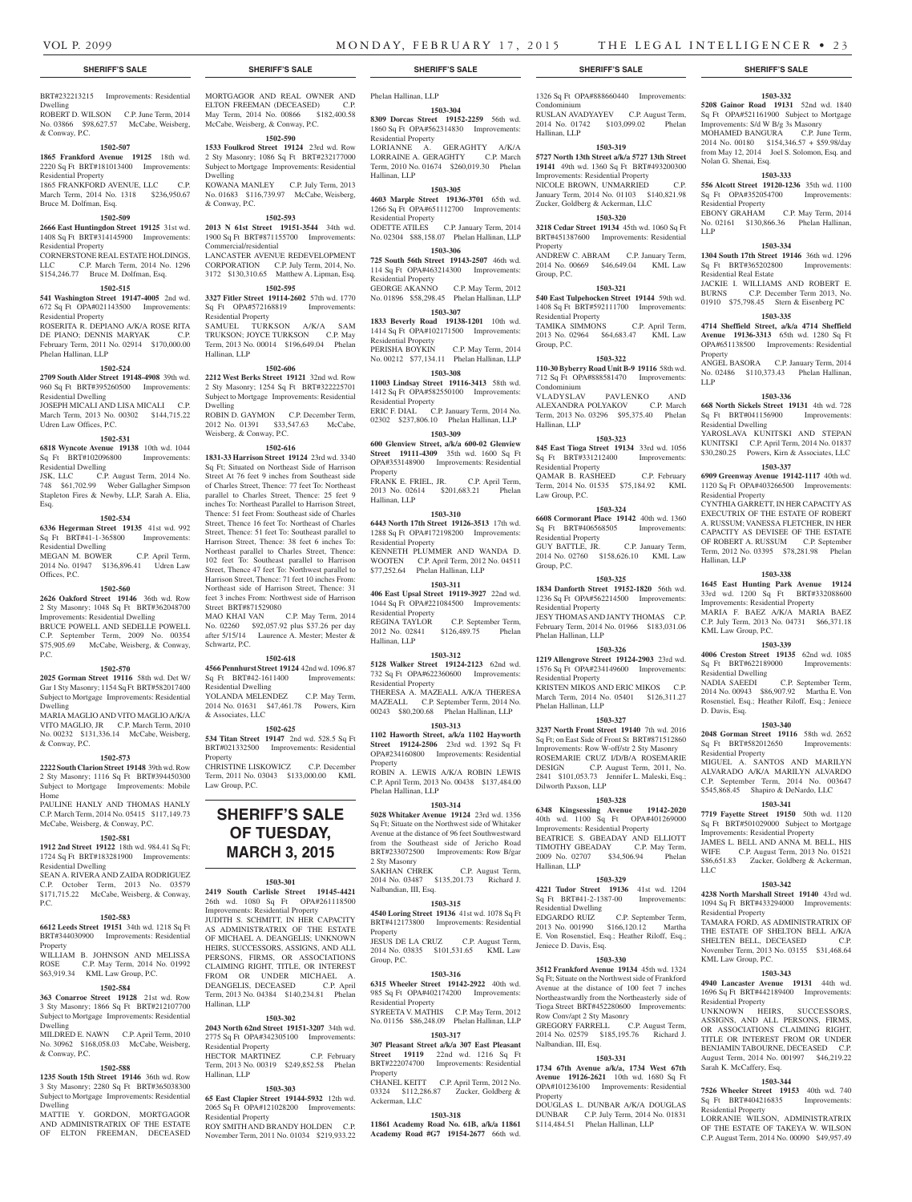## SHERIFF'S SALE

BRT#232213215 Improvements: Residential Dwelling
ROBERT D. WILSON C.P. June Term, 2014 No. 03866 $98,627.57 McCabe, Weisberg, & Conway, P.C.

**1502-507**

**1865 Frankford Avenue 19125** 18th wd. 2220 Sq Ft BRT#181013400 Improvements: Residential Property
1865 FRANKFORD AVENUE, LLC C.P. March Term, 2014 No. 1318 $236,950.67 Bruce M. Dolfman, Esq.

**1502-509**

**2666 East Huntingdon Street 19125** 31st wd. 1408 Sq Ft BRT#314145900 Improvements: Residential Property
CORNERSTONE REAL ESTATE HOLDINGS, LLC C.P. March Term, 2014 No. 1296 $154,246.77 Bruce M. Dolfman, Esq.

**1502-515**

**541 Washington Street 19147-4005** 2nd wd. 672 Sq Ft OPA#021143500 Improvements: Residential Property
ROSERITA R. DEPIANO A/K/A ROSE RITA DE PIANO; DENNIS MARYAK C.P. February Term, 2011 No. 02914 $170,000.00 Phelan Hallinan, LLP

**1502-524**

**2709 South Alder Street 19148-4908** 39th wd. 960 Sq Ft BRT#395260500 Improvements: Residential Dwelling
JOSEPH MICALI AND LISA MICALI C.P. March Term, 2013 No. 00302 $144,715.22 Udren Law Offices, P.C.

**1502-531**

**6818 Wyncote Avenue 19138** 10th wd. 1044 Sq Ft BRT#102096800 Improvements: Residential Dwelling
JSK, LLC C.P. August Term, 2014 No. 748 $61,702.99 Weber Gallagher Simpson Stapleton Fires & Newby, LLP, Sarah A. Elia, Esq.

**1502-534**

**6336 Hegerman Street 19135** 41st wd. 992 Sq Ft BRT#41-1-365800 Improvements: Residential Dwelling
MEGAN M. BOWER C.P. April Term, 2014 No. 01947 $136,896.41 Udren Law Offices, P.C.

**1502-560**

**2626 Oakford Street 19146** 36th wd. Row 2 Sty Masonry; 1048 Sq Ft BRT#362048700 Improvements: Residential Dwelling
BRUCE POWELL AND SEDELLE POWELL C.P. September Term, 2009 No. 00354 $75,905.69 McCabe, Weisberg, & Conway, P.C.

**1502-570**

**2025 Gorman Street 19116** 58th wd. Det W/ Gar 1 Sty Masonry; 1154 Sq Ft BRT#582017400 Subject to Mortgage Improvements: Residential Dwelling
MARIA MAGLIO AND VITO MAGLIO A/K/A VITO MAGLIO, JR C.P. March Term, 2010 No. 00232 $131,336.14 McCabe, Weisberg, & Conway, P.C.

**1502-573**

**2222 South Clarion Street 19148** 39th wd. Row 2 Sty Masonry; 1116 Sq Ft BRT#394450300 Subject to Mortgage Improvements: Mobile Home
PAULINE HANLY AND THOMAS HANLY C.P. March Term, 2014 No. 05415 $117,149.73 McCabe, Weisberg, & Conway, P.C.

**1502-581**

**1912 2nd Street 19122** 18th wd. 984.41 Sq Ft; 1724 Sq Ft BRT#183281900 Improvements: Residential Dwelling
SEAN A. RIVERA AND ZAIDA RODRIGUEZ C.P. October Term, 2013 No. 03579 $171,715.22 McCabe, Weisberg, & Conway, P.C.

**1502-583**

**6612 Leeds Street 19151** 34th wd. 1218 Sq Ft BRT#344030900 Improvements: Residential Property
WILLIAM B. JOHNSON AND MELISSA ROSE C.P. May Term, 2014 No. 01992 $63,919.34 KML Law Group, P.C.

**1502-584**

**363 Conarroe Street 19128** 21st wd. Row 3 Sty Masonry; 1866 Sq Ft BRT#212107700 Subject to Mortgage Improvements: Residential Dwelling
MILDRED E. NAWN C.P. April Term, 2010 No. 30962 $168,058.03 McCabe, Weisberg, & Conway, P.C.

**1502-588**

**1235 South 15th Street 19146** 36th wd. Row 3 Sty Masonry; 2280 Sq Ft BRT#365038300 Subject to Mortgage Improvements: Residential Dwelling
MATTIE Y. GORDON, MORTGAGOR AND ADMINISTRATRIX OF THE ESTATE OF ELTON FREEMAN, DECEASED MORTGAGOR AND REAL OWNER AND ELTON FREEMAN (DECEASED) C.P. May Term, 2014 No. 00866 $182,400.58 McCabe, Weisberg, & Conway, P.C.

**1502-590**

**1533 Foulkrod Street 19124** 23rd wd. Row 2 Sty Masonry; 1086 Sq Ft BRT#232177000 Subject to Mortgage Improvements: Residential Dwelling
KOWANA MANLEY C.P. July Term, 2013 No. 01683 $116,739.97 McCabe, Weisberg, & Conway, P.C.

**1502-593**

**2013 N 61st Street 19151-3544** 34th wd. 1900 Sq Ft BRT#871155700 Improvements: Commercial/residential
LANCASTER AVENUE REDEVELOPMENT CORPORATION C.P. July Term, 2014, No. 3172 $130,310.65 Matthew A. Lipman, Esq.

**1502-595**

**3327 Fitler Street 19114-2602** 57th wd. 1770 Sq Ft OPA#572168819 Improvements: Residential Property
SAMUEL TURKSON A/K/A SAM TRUKSON; JOYCE TURKSON C.P. May Term, 2013 No. 00014 $196,649.04 Phelan Hallinan, LLP

**1502-606**

**2212 West Berks Street 19121** 32nd wd. Row 2 Sty Masonry; 1254 Sq Ft BRT#322225701 Subject to Mortgage Improvements: Residential Dwelling
ROBIN D. GAYMON C.P. December Term, 2012 No. 01391 $33,547.63 McCabe, Weisberg, & Conway, P.C.

**1502-616**

**1831-33 Harrison Street 19124** 23rd wd. 3340 Sq Ft; Situated on Northeast Side of Harrison Street At 76 feet 9 inches from Southeast side of Charles Street, Thence: 77 feet To: Northeast parallel to Charles Street, Thence: 25 feet 9 inches To: Northeast Parallel to Harrison Street, Thence: 51 feet From: Southeast side of Charles Street, Thence 16 feet To: Northeast of Charles Street, Thence: 51 feet To: Southeast parallel to Harrison Street, Thence: 38 feet 6 inches To: Northeast parallel to Charles Street, Thence: 102 feet To: Southeast parallel to Harrison Street, Thence 47 feet To: Northwest parallel to Harrison Street, Thence: 71 feet 10 inches From: Northeast side of Harrison Street, Thence: 31 feet 3 inches From: Northwest side of Harrison Street BRT#871529080
MAO KHAI VAN C.P. May Term, 2014 No. 02260 $92,057.92 plus $37.26 per day after 5/15/14 Laurence A. Mester; Mester & Schwartz, P.C.

**1502-618**

**4566 Pennhurst Street 19124** 42nd wd. 1096.87 Sq Ft BRT#42-1611400 Improvements: Residential Dwelling
YOLANDA MELENDEZ C.P. May Term, 2014 No. 01631 $47,461.78 Powers, Kirn & Associates, LLC

**1502-625**

**534 Titan Street 19147** 2nd wd. 528.5 Sq Ft BRT#021332500 Improvements: Residential Property
CHRISTINE LISKOWICZ C.P. December Term, 2011 No. 03043 $133,000.00 KML Law Group, P.C.

# SHERIFF'S SALE OF TUESDAY, MARCH 3, 2015

**1503-301**

**2419 South Carlisle Street 19145-4421** 26th wd. 1080 Sq Ft OPA#261118500 Improvements: Residential Property
JUDITH S. SCHMITT, IN HER CAPACITY AS ADMINISTRATRIX OF THE ESTATE OF MICHAEL A. DEANGELIS; UNKNOWN HEIRS, SUCCESSORS, ASSIGNS, AND ALL PERSONS, FIRMS, OR ASSOCIATIONS CLAIMING RIGHT, TITLE, OR INTEREST FROM OR UNDER MICHAEL A. DEANGELIS, DECEASED C.P. April Term, 2013 No. 04384 $140,234.81 Phelan Hallinan, LLP

**1503-302**

**2043 North 62nd Street 19151-3207** 34th wd. 2775 Sq Ft OPA#342305100 Improvements: Residential Property
HECTOR MARTINEZ C.P. February Term, 2013 No. 00319 $249,852.58 Phelan Hallinan, LLP

**1503-303**

**65 East Clapier Street 19144-5932** 12th wd. 2065 Sq Ft OPA#121028200 Improvements: Residential Property
ROY SMITH AND BRANDY HOLDEN C.P. November Term, 2011 No. 01034 $219,933.22 Phelan Hallinan, LLP

**1503-304**

**8309 Dorcas Street 19152-2259** 56th wd. 1860 Sq Ft OPA#562314830 Improvements: Residential Property
LORIANNE A. GERAGHTY A/K/A LORRAINE A. GERAGHTY C.P. March Term, 2010 No. 01674 $260,019.30 Phelan Hallinan, LLP

**1503-305**

**4603 Marple Street 19136-3701** 65th wd. 1266 Sq Ft OPA#651112700 Improvements: Residential Property
ODETTE ATILES C.P. January Term, 2014 No. 02304 $88,158.07 Phelan Hallinan, LLP

**1503-306**

**725 South 56th Street 19143-2507** 46th wd. 114 Sq Ft OPA#463214300 Improvements: Residential Property
GEORGE AKANNO C.P. May Term, 2012 No. 01896 $58,298.45 Phelan Hallinan, LLP

**1503-307**

**1833 Beverly Road 19138-1201** 10th wd. 1414 Sq Ft OPA#102171500 Improvements: Residential Property
PERISHA BOYKIN C.P. May Term, 2014 No. 00212 $77,134.11 Phelan Hallinan, LLP

**1503-308**

**11003 Lindsay Street 19116-3413** 58th wd. 1412 Sq Ft OPA#582550100 Improvements: Residential Property
ERIC F. DIAL C.P. January Term, 2014 No. 02302 $237,806.10 Phelan Hallinan, LLP

**1503-309**

**600 Glenview Street, a/k/a 600-02 Glenview Street 19111-4309** 35th wd. 1600 Sq Ft OPA#353148900 Improvements: Residential Property
FRANK E. FRIEL, JR. C.P. April Term, 2013 No. 02614 $201,683.21 Phelan Hallinan, LLP

**1503-310**

**6443 North 17th Street 19126-3513** 17th wd. 1288 Sq Ft OPA#172198200 Improvements: Residential Property
KENNETH PLUMMER AND WANDA D. WOOTEN C.P. April Term, 2012 No. 04511 $77,252.64 Phelan Hallinan, LLP

**1503-311**

**406 East Upsal Street 19119-3927** 22nd wd. 1044 Sq Ft OPA#221084500 Improvements: Residential Property
REGINA TAYLOR C.P. September Term, 2012 No. 02841 $126,489.75 Phelan Hallinan, LLP

**1503-312**

**5128 Walker Street 19124-2123** 62nd wd. 732 Sq Ft OPA#622360600 Improvements: Residential Property
THERESA A. MAZEALL A/K/A THERESA MAZEALL C.P. September Term, 2014 No. 00243 $80,200.68 Phelan Hallinan, LLP

**1503-313**

**1102 Haworth Street, a/k/a 1102 Hayworth Street 19124-2506** 23rd wd. 1392 Sq Ft OPA#234160800 Improvements: Residential Property
ROBIN A. LEWIS A/K/A ROBIN LEWIS C.P. April Term, 2013 No. 00438 $137,484.00 Phelan Hallinan, LLP

**1503-314**

**5028 Whitaker Avenue 19124** 23rd wd. 1356 Sq Ft; Situate on the Northwest side of Whitaker Avenue at the distance of 96 feet Southwestward from the Southeast side of Jericho Road BRT#233072500 Improvements: Row B/gar 2 Sty Masonry
SAKHAN CHREK C.P. August Term, 2014 No. 03487 $135,201.73 Richard J. Nalbandian, III, Esq.

**1503-315**

**4540 Loring Street 19136** 41st wd. 1078 Sq Ft BRT#412173800 Improvements: Residential Property
JESUS DE LA CRUZ C.P. August Term, 2014 No. 03835 $101,531.65 KML Law Group, P.C.

**1503-316**

**6315 Wheeler Street 19142-2922** 40th wd. 985 Sq Ft OPA#402174200 Improvements: Residential Property
SYREETA V. MATHIS C.P. May Term, 2012 No. 01156 $86,248.09 Phelan Hallinan, LLP

**1503-317**

**307 Pleasant Street a/k/a 307 East Pleasant Street 19119** 22nd wd. 1216 Sq Ft BRT#223074700 Improvements: Residential Property
CHANEL KEITT C.P. April Term, 2012 No. 03324 $112,286.87 Zucker, Goldberg & Ackerman, LLC

**1503-318**

**11861 Academy Road No. 61B, a/k/a 11861 Academy Road #G7 19154-2677** 66th wd. 1326 Sq Ft OPA#888660440 Improvements: Condominium
RUSLAN AVADYAYEV C.P. August Term, 2014 No. 01742 $103,099.02 Phelan Hallinan, LLP

**1503-319**

**5727 North 13th Street a/k/a 5727 13th Street 19141** 49th wd. 1360 Sq Ft BRT#493200300 Improvements: Residential Property
NICOLE BROWN, UNMARRIED C.P. January Term, 2014 No. 01103 $140,821.98 Zucker, Goldberg & Ackerman, LLC

**1503-320**

**3218 Cedar Street 19134** 45th wd. 1060 Sq Ft BRT#451387600 Improvements: Residential Property
ANDREW C. ABRAM C.P. January Term, 2014 No. 00669 $46,649.04 KML Law Group, P.C.

**1503-321**

**540 East Tulpehocken Street 19144** 59th wd. 1408 Sq Ft BRT#592111700 Improvements: Residential Property
TAMIKA SIMMONS C.P. April Term, 2013 No. 02964 $64,683.47 KML Law Group, P.C.

**1503-322**

**110-30 Byberry Road Unit B-9 19116** 58th wd. 712 Sq Ft OPA#888581470 Improvements: Condominium
VLADYSLAV PAVLENKO AND ALEXANDRA POLYAKOV C.P. March Term, 2013 No. 03296 $95,375.40 Phelan Hallinan, LLP

**1503-323**

**845 East Tioga Street 19134** 33rd wd. 1056 Sq Ft BRT#331212400 Improvements: Residential Property
QAMAR B. RASHEED C.P. February Term, 2014 No. 01535 $75,184.92 KML Law Group, P.C.

**1503-324**

**6608 Cormorant Place 19142** 40th wd. 1360 Sq Ft BRT#406568505 Improvements: Residential Property
GUY BATTLE, JR. C.P. January Term, 2014 No. 02760 $158,626.10 KML Law Group, P.C.

**1503-325**

**1834 Danforth Street 19152-1820** 56th wd. 1236 Sq Ft OPA#562214500 Improvements: Residential Property
JESY THOMAS AND JANTY THOMAS C.P. February Term, 2014 No. 01966 $183,031.06 Phelan Hallinan, LLP

**1503-326**

**1219 Allengrove Street 19124-2903** 23rd wd. 1576 Sq Ft OPA#234149600 Improvements: Residential Property
KRISTEN MIKOS AND ERIC MIKOS C.P. March Term, 2014 No. 05401 $126,311.27 Phelan Hallinan, LLP

**1503-327**

**3237 North Front Street 19140** 7th wd. 2016 Sq Ft; on East Side of Front St BRT#871512860 Improvements: Row W-off/str 2 Sty Masonry
ROSEMARIE CRUZ I/D/B/A ROSEMARIE DESIGN C.P. August Term, 2011, No. 2841 $101,053.73 Jennifer L. Maleski, Esq.; Dilworth Paxson, LLP

**1503-328**

**6348 Kingsessing Avenue 19142-2020** 40th wd. 1100 Sq Ft OPA#401269000 Improvements: Residential Property
BEATRICE S. GBEADAY AND ELLIOTT TIMOTHY GBEADAY C.P. May Term, 2009 No. 02707 $34,506.94 Phelan Hallinan, LLP

**1503-329**

**4221 Tudor Street 19136** 41st wd. 1204 Sq Ft BRT#41-2-1387-00 Improvements: Residential Dwelling
EDGARDO RUIZ C.P. September Term, 2013 No. 001990 $166,120.12 Martha E. Von Rosenstiel, Esq.; Heather Riloff, Esq.; Jeniece D. Davis, Esq.

**1503-330**

**3512 Frankford Avenue 19134** 45th wd. 1324 Sq Ft; Situate on the Northwest side of Frankford Avenue at the distance of 100 feet 7 inches Northeastwardly from the Northeasterly side of Tioga Street BRT#452280600 Improvements: Row Conv/apt 2 Sty Masonry
GREGORY FARRELL C.P. August Term, 2014 No. 02579 $185,195.76 Richard J. Nalbandian, III, Esq.

**1503-331**

**1734 67th Avenue a/k/a, 1734 West 67th Avenue 19126-2621** 10th wd. 1680 Sq Ft OPA#101236100 Improvements: Residential Property
DOUGLAS L. DUNBAR A/K/A DOUGLAS DUNBAR C.P. July Term, 2014 No. 01831 $114,484.51 Phelan Hallinan, LLP

**1503-332**

**5208 Gainor Road 19131** 52nd wd. 1840 Sq Ft OPA#521161900 Subject to Mortgage Improvements: S/d W B/g 3s Masonry
MOHAMED BANGURA C.P. June Term, 2014 No. 00180 $154,346.57 + $59.98/day from May 12, 2014 Joel S. Solomon, Esq. and Nolan G. Shenai, Esq.

**1503-333**

**556 Alcott Street 19120-1236** 35th wd. 1100 Sq Ft OPA#352054700 Improvements: Residential Property
EBONY GRAHAM C.P. May Term, 2014 No. 02161 $130,866.36 Phelan Hallinan, LLP

**1503-334**

**1304 South 17th Street 19146** 36th wd. 1296 Sq Ft BRT#365202800 Improvements: Residential Real Estate
JACKIE I. WILLIAMS AND ROBERT E. BURNS C.P. December Term 2013, No. 01910 $75,798.45 Stern & Eisenberg PC

**1503-335**

**4714 Sheffield Street, a/k/a 4714 Sheffield Avenue 19136-3313** 65th wd. 1280 Sq Ft OPA#651138500 Improvements: Residential Property
ANGEL BASORA C.P. January Term, 2014 No. 02486 $110,373.43 Phelan Hallinan, LLP

**1503-336**

**668 North Sickels Street 19131** 4th wd. 728 Sq Ft BRT#041156900 Improvements: Residential Dwelling
YAROSLAVA KUNITSKI AND STEPAN KUNITSKI C.P. April Term, 2014 No. 01837 $30,280.25 Powers, Kirn & Associates, LLC

**1503-337**

**6909 Greenway Avenue 19142-1117** 40th wd. 1120 Sq Ft OPA#403266500 Improvements: Residential Property
CYNTHIA GARRETT, IN HER CAPACITY AS EXECUTRIX OF THE ESTATE OF ROBERT A. RUSSUM; VANESSA FLETCHER, IN HER CAPACITY AS DEVISEE OF THE ESTATE OF ROBERT A. RUSSUM C.P. September Term, 2012 No. 03395 $78,281.98 Phelan Hallinan, LLP

**1503-338**

**1645 East Hunting Park Avenue 19124** 33rd wd. 1200 Sq Ft BRT#332088600 Improvements: Residential Property
MARIA F. BAEZ A/K/A MARIA BAEZ C.P. July Term, 2013 No. 04731 $66,371.18 KML Law Group, P.C.

**1503-339**

**4006 Creston Street 19135** 62nd wd. 1085 Sq Ft BRT#622189000 Improvements: Residential Dwelling
NADIA SAEEDI C.P. September Term, 2014 No. 00943 $86,907.92 Martha E. Von Rosenstiel, Esq.; Heather Riloff, Esq.; Jeniece D. Davis, Esq.

**1503-340**

**2048 Gorman Street 19116** 58th wd. 2652 Sq Ft BRT#582012650 Improvements: Residential Property
MIGUEL A. SANTOS AND MARILYN ALVARADO A/K/A MARILYN ALVARDO C.P. September Term, 2014 No. 003647 $545,868.45 Shapiro & DeNardo, LLC

**1503-341**

**7719 Fayette Street 19150** 50th wd. 1120 Sq Ft BRT#501029000 Subject to Mortgage Improvements: Residential Property
JAMES L. BELL AND ANNA M. BELL, HIS WIFE C.P. August Term, 2013 No. 01521 $86,651.83 Zucker, Goldberg & Ackerman, LLC

**1503-342**

**4238 North Marshall Street 19140** 43rd wd. 1094 Sq Ft BRT#433294000 Improvements: Residential Property
TAMARA FORD, AS ADMINISTRATRIX OF THE ESTATE OF SHELTON BELL A/K/A SHELTEN BELL, DECEASED C.P. November Term, 2013 No. 03155 $31,468.64 KML Law Group, P.C.

**1503-343**

**4940 Lancaster Avenue 19131** 44th wd. 1696 Sq Ft BRT#442189400 Improvements: Residential Property
UNKNOWN HEIRS, SUCCESSORS, ASSIGNS, AND ALL PERSONS, FIRMS, OR ASSOCIATIONS CLAIMING RIGHT, TITLE OR INTEREST FROM OR UNDER BENJAMIN TABOURNE, DECEASED C.P. August Term, 2014 No. 001997 $46,219.22 Sarah K. McCaffery, Esq.

**1503-344**

**7526 Wheeler Street 19153** 40th wd. 740 Sq Ft BRT#404216835 Improvements: Residential Property
LORRANIE WILSON, ADMINISTRATRIX OF THE ESTATE OF TAKEYA W. WILSON C.P. August Term, 2014 No. 00090 $49,957.49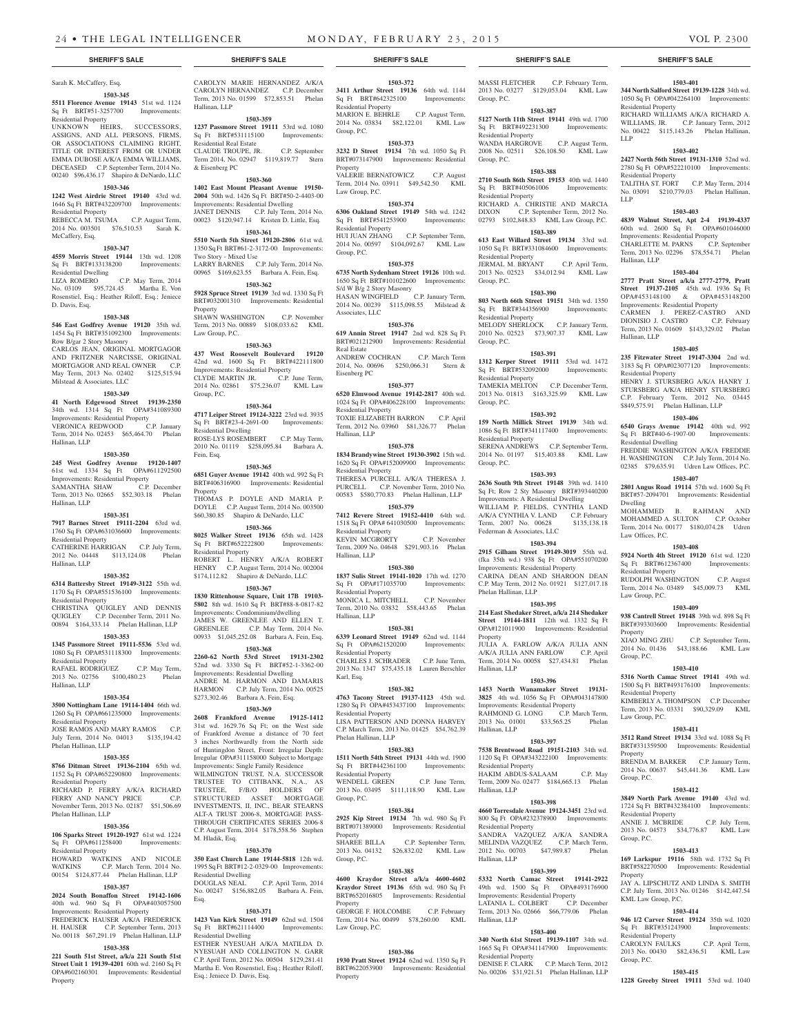Sarah K. McCaffery, Esq.

**1503-345**

**5511 Florence Avenue 19143** 51st wd. 1124 Sq Ft BRT#51-3257700 Improvements: Residential Property

UNKNOWN HEIRS, SUCCESSORS, ASSIGNS, AND ALL PERSONS, FIRMS, OR ASSOCIATIONS CLAIMING RIGHT, TITLE OR INTEREST FROM OR UNDER EMMA DUBOSE A/K/A EMMA WILLIAMS, DECEASED C.P. September Term, 2014 No. 00240 $96,436.17 Shapiro & DeNardo, LLC

**1503-346**

**1242 West Airdrie Street 19140** 43rd wd. 1646 Sq Ft BRT#432209700 Improvements: Residential Property

REBECCA M. TSUMA C.P. August Term, 2014 No. 003501 $76,510.53 Sarah K. McCaffery, Esq.

**1503-347**

**4559 Morris Street 19144** 13th wd. 1208 Sq Ft BRT#133138200 Improvements: Residential Dwelling

LIZA ROMERO C.P. May Term, 2014 No. 03109 $95,724.45 Martha E. Von Rosenstiel, Esq.; Heather Riloff, Esq.; Jeniece D. Davis, Esq.

**1503-348**

**546 East Godfrey Avenue 19120** 35th wd. 1454 Sq Ft BRT#351092300 Improvements: Row B/gar 2 Story Masonry

CARLOS JEAN, ORIGINAL MORTGAGOR AND FRITZNER NARCISSE, ORIGINAL MORTGAGOR AND REAL OWNER C.P. May Term, 2013 No. 02402 $125,515.94 Milstead & Associates, LLC

**1503-349**

**41 North Edgewood Street 19139-2350** 34th wd. 1314 Sq Ft OPA#341089300 Improvements: Residential Property

VERONICA REDWOOD C.P. January Term, 2014 No. 02453 $65,464.70 Phelan Hallinan, LLP

**1503-350**

**245 West Godfrey Avenue 19120-1407** 61st wd. 1334 Sq Ft OPA#611292500 Improvements: Residential Property

SAMANTHA SHAW C.P. December Term, 2013 No. 02665 $52,303.18 Phelan Hallinan, LLP

**1503-351**

**7917 Barnes Street 19111-2204** 63rd wd. 1760 Sq Ft OPA#631036600 Improvements: Residential Property

CATHERINE HARRIGAN C.P. July Term, 2012 No. 04448 $113,124.08 Phelan Hallinan, LLP

**1503-352**

**6314 Battersby Street 19149-3122** 55th wd. 1170 Sq Ft OPA#551536100 Improvements: Residential Property

CHRISTINA QUIGLEY AND DENNIS QUIGLEY C.P. December Term, 2011 No. 00894 $164,333.14 Phelan Hallinan, LLP

**1503-353**

**1345 Passmore Street 19111-5536** 53rd wd. 1080 Sq Ft OPA#531118300 Improvements: Residential Property

RAFAEL RODRIGUEZ C.P. May Term, 2013 No. 02756 $100,480.23 Phelan Hallinan, LLP

**1503-354**

**3500 Nottingham Lane 19114-1404** 66th wd. 1260 Sq Ft OPA#661235000 Improvements: Residential Property

JOSE RAMOS AND MARY RAMOS C.P. July Term, 2014 No. 04013 $135,194.42 Phelan Hallinan, LLP

**1503-355**

**8766 Ditman Street 19136-2104** 65th wd. 1152 Sq Ft OPA#652290800 Improvements: Residential Property

RICHARD P. FERRY A/K/A RICHARD FERRY AND NANCY PRICE C.P. November Term, 2013 No. 02187 $51,506.69 Phelan Hallinan, LLP

**1503-356**

**106 Sparks Street 19120-1927** 61st wd. 1224 Sq Ft OPA#611258400 Improvements: Residential Property

HOWARD WATKINS AND NICOLE WATKINS C.P. March Term, 2014 No. 00154 $124,877.44 Phelan Hallinan, LLP

**1503-357**

**2024 South Bonaffon Street 19142-1606** 40th wd. 960 Sq Ft OPA#403057500 Improvements: Residential Property

FREDERICK HAUSER A/K/A FREDERICK H. HAUSER C.P. September Term, 2013 No. 00118 $67,291.19 Phelan Hallinan, LLP

**1503-358**

**221 South 51st Street, a/k/a 221 South 51st Street Unit 1 19139-4201** 60th wd. 2160 Sq Ft OPA#602160301 Improvements: Residential Property

CAROLYN MARIE HERNANDEZ A/K/A CAROLYN HERNANDEZ C.P. December Term, 2013 No. 01599 $72,853.51 Phelan Hallinan, LLP

**1503-359**

**1237 Passmore Street 19111** 53rd wd. 1080 Sq Ft BRT#531115100 Improvements: Residential Real Estate

CLAUDE TROUPE, JR. C.P. September Term 2014, No. 02947 $119,819.77 Stern & Eisenberg PC

**1503-360**

**1402 East Mount Pleasant Avenue 19150-2004** 50th wd. 1426 Sq Ft BRT#50-2-4403-00 Improvements: Residential Dwelling

JANET DENNIS C.P. July Term, 2014 No. 00023 $120,947.14 Kristen D. Little, Esq.

**1503-361**

**5510 North 5th Street 19120-2806** 61st wd. 1350 Sq Ft BRT#61-2-3172-00 Improvements: Two Story - Mixed Use

LARRY BARNES C.P. July Term, 2014 No. 00965 $169,623.55 Barbara A. Fein, Esq.

**1503-362**

**5928 Spruce Street 19139** 3rd wd. 1330 Sq Ft BRT#032001310 Improvements: Residential Property

SHAWN WASHINGTON C.P. November Term, 2013 No. 00889 $108,033.62 KML Law Group, P.C.

**1503-363**

**437 West Roosevelt Boulevard 19120** 42nd wd. 1600 Sq Ft BRT#422111800 Improvements: Residential Property

CLYDE MARTIN JR. C.P. June Term, 2014 No. 02861 $75,236.07 KML Law Group, P.C.

**1503-364**

**4717 Leiper Street 19124-3222** 23rd wd. 3935 Sq Ft BRT#23-4-2691-00 Improvements: Residential Dwelling

ROSE-LYS ROSEMBERT C.P. May Term, 2010 No. 01119 $258,095.84 Barbara A. Fein, Esq.

**1503-365**

**6851 Guyer Avenue 19142** 40th wd. 992 Sq Ft BRT#406316900 Improvements: Residential Property

THOMAS P. DOYLE AND MARIA P. DOYLE C.P. August Term, 2014 No. 003500 $60,380.85 Shapiro & DeNardo, LLC

**1503-366**

**8025 Walker Street 19136** 65th wd. 1428 Sq Ft BRT#652222800 Improvements: Residential Property

ROBERT L. HENRY A/K/A ROBERT HENRY C.P. August Term, 2014 No. 002004 $174,112.82 Shapiro & DeNardo, LLC

**1503-367**

**1830 Rittenhouse Square, Unit 17B 19103-5802** 8th wd. 1610 Sq Ft BRT#88-8-0817-82 Improvements: Condominium/dwelling

JAMES W. GREENLEE AND ELLEN T. GREENLEE C.P. May Term, 2014 No. 00933 $1,045,252.08 Barbara A. Fein, Esq.

**1503-368**

**2260-62 North 53rd Street 19131-2302** 52nd wd. 3330 Sq Ft BRT#52-1-3362-00 Improvements: Residential Dwelling

ANDRE M. HARMON AND DAMARIS HARMON C.P. July Term, 2014 No. 00525 $273,302.46 Barbara A. Fein, Esq.

**1503-369**

**2608 Frankford Avenue 19125-1412** 31st wd. 1629.76 Sq Ft; on the West side of Frankford Avenue a distance of 70 feet 3 inches Northwardly from the North side of Huntingdon Street, Front: Irregular Depth: Irregular OPA#311158000 Subject to Mortgage Improvements: Single Family Residence

WILMINGTON TRUST, N.A. SUCCESSOR TRUSTEE TO CITIBANK, N.A., AS TRUSTEE, F/B/O HOLDERS OF STRUCTURED ASSET MORTGAGE INVESTMENTS, II, INC., BEAR STEARNS ALT-A TRUST 2006-8, MORTGAGE PASS-THROUGH CERTIFICATES SERIES 2006-8 C.P. August Term, 2014 $178,558.56 Stephen M. Hladik, Esq.

**1503-370**

**350 East Church Lane 19144-5818** 12th wd. 1995 Sq Ft BRT#12-2-0329-00 Improvements: Residential Dwelling

DOUGLAS NEAL C.P. April Term, 2014 No. 00247 $156,882.05 Barbara A. Fein, Esq.

**1503-371**

**1423 Van Kirk Street 19149** 62nd wd. 1504 Sq Ft BRT#621114400 Improvements: Residential Dwelling

ESTHER NYESUAH A/K/A MATILDA D. NYESUAH AND COLLINGTON N. GARR C.P. April Term, 2012 No. 00504 $129,281.41 Martha E. Von Rosenstiel, Esq.; Heather Riloff, Esq.; Jeniece D. Davis, Esq.

**1503-372**

**3411 Arthur Street 19136** 64th wd. 1144 Sq Ft BRT#642325100 Improvements: Residential Property

MARION E. BEHRLE C.P. August Term, 2014 No. 03834 $82,122.01 KML Law Group, P.C.

**1503-373**

**3232 D Street 19134** 7th wd. 1050 Sq Ft BRT#073147900 Improvements: Residential Property

VALERIE BERNATOWICZ C.P. August Term, 2014 No. 03911 $49,542.50 KML Law Group, P.C.

**1503-374**

**6306 Oakland Street 19149** 54th wd. 1242 Sq Ft BRT#541253900 Improvements: Residential Property

HUI JUAN ZHANG C.P. September Term, 2014 No. 00597 $104,092.67 KML Law Group, P.C.

**1503-375**

**6735 North Sydenham Street 19126** 10th wd. 1650 Sq Ft BRT#101022600 Improvements: S/d W B/g 2 Story Masonry

HASAN WINGFIELD C.P. January Term, 2014 No. 00239 $115,098.55 Milstead & Associates, LLC

**1503-376**

**619 Annin Street 19147** 2nd wd. 828 Sq Ft BRT#021212900 Improvements: Residential Real Estate

ANDREW COCHRAN C.P. March Term 2014, No. 00696 $250,066.31 Stern & Eisenberg PC

**1503-377**

**6520 Elmwood Avenue 19142-2817** 40th wd. 1024 Sq Ft OPA#406228100 Improvements: Residential Property

TOXIE ELIZABETH BARRON C.P. April Term, 2012 No. 03960 $81,326.77 Phelan Hallinan, LLP

**1503-378**

**1834 Brandywine Street 19130-3902** 15th wd. 1620 Sq Ft OPA#152009900 Improvements: Residential Property

THERESA PURCELL A/K/A THERESA J. PURCELL C.P. November Term, 2010 No. 00583 $580,770.83 Phelan Hallinan, LLP

**1503-379**

**7412 Revere Street 19152-4410** 64th wd. 1518 Sq Ft OPA# 641030500 Improvements: Residential Property

KEVIN MCGRORTY C.P. November Term, 2009 No. 04648 $291,903.16 Phelan Hallinan, LLP

**1503-380**

**1837 Sulis Street 19141-1020** 17th wd. 1270 Sq Ft OPA#171035700 Improvements: Residential Property

MONICA L. MITCHELL C.P. November Term, 2010 No. 03832 $58,443.65 Phelan Hallinan, LLP

**1503-381**

**6339 Leonard Street 19149** 62nd wd. 1144 Sq Ft OPA#621520200 Improvements: Residential Property

CHARLES J. SCHRADER C.P. June Term, 2013 No. 1347 $75,435.18 Lauren Berschler Karl, Esq.

**1503-382**

**4763 Tacony Street 19137-1123** 45th wd. 1280 Sq Ft OPA#453437100 Improvements: Residential Property

LISA PATTERSON AND DONNA HARVEY C.P. March Term, 2013 No. 01425 $54,762.39 Phelan Hallinan, LLP

**1503-383**

**1511 North 54th Street 19131** 44th wd. 1900 Sq Ft BRT#442361100 Improvements: Residential Property

WENDELL GREEN C.P. June Term, 2013 No. 03495 $111,118.90 KML Law Group, P.C.

**1503-384**

**2925 Kip Street 19134** 7th wd. 980 Sq Ft BRT#071389000 Improvements: Residential Property

SHAREE BILLA C.P. September Term, 2013 No. 04132 $26,832.02 KML Law Group, P.C.

**1503-385**

**4600 Kraydor Street a/k/a 4600-4602 Kraydor Street 19136** 65th wd. 980 Sq Ft BRT#652016805 Improvements: Residential Property

GEORGE F. HOLCOMBE C.P. February Term, 2014 No. 00499 $78,260.00 KML Law Group, P.C.

**1503-386**

**1930 Pratt Street 19124** 62nd wd. 1350 Sq Ft BRT#622053900 Improvements: Residential Property

MASSI FLETCHER C.P. February Term, 2013 No. 03277 $129,053.04 KML Law Group, P.C.

**1503-387**

**5127 North 11th Street 19141** 49th wd. 1700 Sq Ft BRT#492231300 Improvements: Residential Property

WANDA HARGROVE C.P. August Term, 2008 No. 02511 $26,108.50 KML Law Group, P.C.

**1503-388**

**2710 South 86th Street 19153** 40th wd. 1440 Sq Ft BRT#405061006 Improvements: Residential Property

RICHARD A. CHRISTIE AND MARCIA DIXON C.P. September Term, 2012 No. 02793 $102,848.83 KML Law Group, P.C.

**1503-389**

**613 East Willard Street 19134** 33rd wd. 1050 Sq Ft BRT#331084600 Improvements: Residential Property

JERMAL M. BRYANT C.P. April Term, 2013 No. 02523 $34,012.94 KML Law Group, P.C.

**1503-390**

**803 North 66th Street 19151** 34th wd. 1350 Sq Ft BRT#344356900 Improvements: Residential Property

MELODY SHERLOCK C.P. January Term, 2010 No. 02523 $73,907.37 KML Law Group, P.C.

**1503-391**

**1312 Kerper Street 19111** 53rd wd. 1472 Sq Ft BRT#532092000 Improvements: Residential Property

TAMEKIA MELTON C.P. December Term, 2013 No. 01813 $163,325.99 KML Law Group, P.C.

**1503-392**

**159 North Millick Street 19139** 34th wd. 1086 Sq Ft BRT#341117400 Improvements: Residential Property

SERENA ANDREWS C.P. September Term, 2014 No. 01197 $15,403.88 KML Law Group, P.C.

**1503-393**

**2636 South 9th Street 19148** 39th wd. 1410 Sq Ft; Row 2 Sty Masonry BRT#393440200 Improvements: A Residential Dwelling

WILLIAM P. FIELDS, CYNTHIA LAND A/K/A CYNTHIA V. LAND C.P. February Term, 2007 No. 00628 $135,138.18 Federman & Associates, LLC

**1503-394**

**2915 Gilham Street 19149-3019** 55th wd. (fka 35th wd.) 938 Sq Ft OPA#551070200 Improvements: Residential Property

CARINA DEAN AND SHAROON DEAN C.P. May Term, 2012 No. 01921 $127,017.18 Phelan Hallinan, LLP

**1503-395**

**214 East Shedaker Street, a/k/a 214 Shedaker Street 19144-1811** 12th wd. 1332 Sq Ft OPA#121011900 Improvements: Residential Property

JULIA A. FARLOW A/K/A JULIA ANN A/K/A JULIA ANN FARLOW C.P. April Term, 2014 No. 00058 $27,434.81 Phelan Hallinan, LLP

**1503-396**

**1453 North Wanamaker Street 19131-3825** 4th wd. 1056 Sq Ft OPA#043147800 Improvements: Residential Property

RAHMOND G. LONG C.P. March Term, 2013 No. 01001 $33,565.25 Phelan Hallinan, LLP

**1503-397**

**7538 Brentwood Road 19151-2103** 34th wd. 1120 Sq Ft OPA#343222100 Improvements: Residential Property

HAKIM ABDUS-SALAAM C.P. May Term, 2009 No. 02477 $184,665.13 Phelan Hallinan, LLP

**1503-398**

**4660 Torresdale Avenue 19124-3451** 23rd wd. 800 Sq Ft OPA#232378900 Improvements: Residential Property

SANDRA VAZQUEZ A/K/A SANDRA MELINDA VAZQUEZ C.P. March Term, 2012 No. 00703 $47,989.87 Phelan Hallinan, LLP

**1503-399**

**5332 North Camac Street 19141-2922** 49th wd. 1500 Sq Ft OPA#493176900 Improvements: Residential Property

LATANIA L. COLBERT C.P. December Term, 2013 No. 02666 $66,779.06 Phelan Hallinan, LLP

**1503-400**

**340 North 61st Street 19139-1107** 34th wd. 1665 Sq Ft OPA#341147900 Improvements: Residential Property

DENISE F. CLARK C.P. March Term, 2012 No. 00206 $31,921.51 Phelan Hallinan, LLP

**1503-401**

**344 North Salford Street 19139-1228** 34th wd. 1050 Sq Ft OPA#042264100 Improvements: Residential Property

RICHARD WILLIAMS A/K/A RICHARD A. WILLIAMS, JR. C.P. January Term, 2012 No. 00422 $115,143.26 Phelan Hallinan, LLP

**1503-402**

**2427 North 56th Street 19131-1310** 52nd wd. 2780 Sq Ft OPA#522210100 Improvements: Residential Property

TALITHA ST. FORT C.P. May Term, 2014 No. 03091 $210,779.03 Phelan Hallinan, LLP

**1503-403**

**4839 Walnut Street, Apt 2-4 19139-4337** 60th wd. 2600 Sq Ft OPA#601046000 Improvements: Residential Property

CHARLETTE M. PARNS C.P. September Term, 2013 No. 02296 $78,554.71 Phelan Hallinan, LLP

**1503-404**

**2777 Pratt Street a/k/a 2777-2779, Pratt Street 19137-2105** 45th wd. 1936 Sq Ft OPA#453148100 & OPA#453148200 Improvements: Residential Property

CARMEN J. PEREZ-CASTRO AND DIONISIO J. CASTRO C.P. February Term, 2013 No. 01609 $143,329.02 Phelan Hallinan, LLP

**1503-405**

**235 Fitzwater Street 19147-3304** 2nd wd. 3183 Sq Ft OPA#023077120 Improvements: Residential Property

HENRY J. STURSBERG A/K/A HENRY J. STURSBERG A/K/A HENRY STURSBERG C.P. February Term, 2012 No. 03445 $849,575.91 Phelan Hallinan, LLP

**1503-406**

**6540 Grays Avenue 19142** 40th wd. 992 Sq Ft BRT#40-6-1907-00 Improvements: Residential Dwelling

FREDDIE WASHINGTON A/K/A FREDDIE H. WASHINGTON C.P. July Term, 2014 No. 02385 $79,635.91 Udren Law Offices, P.C.

**1503-407**

**2801 Angus Road 19114** 57th wd. 1600 Sq Ft BRT#57-2094701 Improvements: Residential Dwelling

MOHAMMED B. RAHMAN AND MOHAMMED A. SULTON C.P. October Term, 2014 No. 00177 $180,074.28 Udren Law Offices, P.C.

**1503-408**

**5924 North 4th Street 19120** 61st wd. 1220 Sq Ft BRT#612367400 Improvements: Residential Property

RUDOLPH WASHINGTON C.P. August Term, 2014 No. 03489 $45,009.73 KML Law Group, P.C.

**1503-409**

**938 Cantrell Street 19148** 39th wd. 898 Sq Ft BRT#393303600 Improvements: Residential Property

XIAO MING ZHU C.P. September Term, 2014 No. 01436 $43,188.66 KML Law Group, P.C.

**1503-410**

**5316 North Camac Street 19141** 49th wd. 1500 Sq Ft BRT#493176100 Improvements: Residential Property

KIMBERLY A. THOMPSON C.P. December Term, 2013 No. 03331 $90,329.09 KML Law Group, P.C.

**1503-411**

**3512 Rand Street 19134** 33rd wd. 1088 Sq Ft BRT#331359500 Improvements: Residential Property

BRENDA M. BARKER C.P. January Term, 2014 No. 00637 $45,441.36 KML Law Group, P.C.

**1503-412**

**3849 North Park Avenue 19140** 43rd wd. 1724 Sq Ft BRT#432384100 Improvements: Residential Property

ANNIE J. MCBRIDE C.P. July Term, 2013 No. 04573 $34,776.87 KML Law Group, P.C.

**1503-413**

**169 Larkspur 19116** 58th wd. 1732 Sq Ft BRT#582270500 Improvements: Residential Property

JAY A. LIPSCHUTZ AND LINDA S. SMITH C.P. July Term, 2013 No. 01246 $142,447.54 KML Law Group, P.C.

**1503-414**

**946 1/2 Carver Street 19124** 35th wd. 1020 Sq Ft BRT#351243900 Improvements: Residential Property

CAROLYN FAULKS C.P. April Term, 2013 No. 00430 $82,436.51 KML Law Group, P.C.

**1503-415**

**1228 Greeby Street 19111** 53rd wd. 1040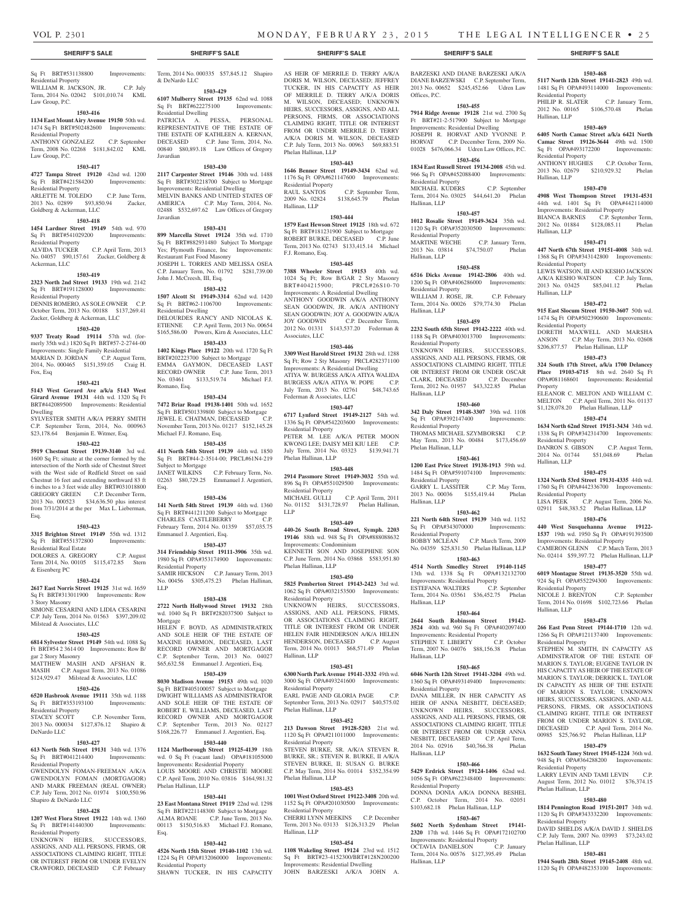Sq Ft BRT#531138800 Improvements: Residential Property
WILLIAM R. JACKSON, JR. C.P. July Term, 2014 No. 02042 $101,010.74 KML Law Group, P.C.

**1503-416**

**1134 East Mount Airy Avenue 19150** 50th wd. 1474 Sq Ft BRT#502482600 Improvements: Residential Property
ANTHONY GONZALEZ C.P. September Term, 2008 No. 02268 $181,842.02 KML Law Group, P.C.

**1503-417**

**4727 Tampa Street 19120** 42nd wd. 1200 Sq Ft BRT#421584200 Improvements: Residential Property
ARLETTE M. TOLEDO C.P. June Term, 2013 No. 02899 $93,850.94 Zucker, Goldberg & Ackerman, LLC

**1503-418**

**1454 Lardner Street 19149** 54th wd. 970 Sq Ft BRT#541029200 Improvements: Residential Property
ALVIDA TUCKER C.P. April Term, 2013 No. 04057 $90,157.61 Zucker, Goldberg & Ackerman, LLC

**1503-419**

**2323 North 2nd Street 19133** 19th wd. 2142 Sq Ft BRT#191128000 Improvements: Residential Property
DENNIS ROMERO, AS SOLE OWNER C.P. October Term, 2013 No. 00188 $137,269.41 Zucker, Goldberg & Ackerman, LLC

**1503-420**

**9337 Treaty Road 19114** 57th wd. (formerly 35th wd.) 1820 Sq Ft BRT#57-2-2744-00 Improvements: Single Family Residential
MARIAN D. JORDAN C.P. August Term, 2014, No. 000465 $151,359.05 Craig H. Fox, Esq

**1503-421**

**5143 West Gerard Ave a/k/a 5143 West Girard Avenue 19131** 44th wd. 1320 Sq Ft BRT#442089500 Improvements: Residential Dwelling
SYLVESTER SMITH A/K/A PERRY SMITH C.P. September Term, 2014, No. 000963 $23,178.64 Benjamin E. Witmer, Esq.

**1503-422**

**5919 Chestnut Street 19139-3140** 3rd wd. 1600 Sq Ft; situate at the corner formed by the intersection of the North side of Chestnut Street with the West side of Redfield Street on said Chestnut 16 feet and extending northward 83 ft 6 inches to a 3 feet wide alley BRT#031018800
GREGORY GREEN C.P. December Term, 2013 No. 000523 $34,636.50 plus interest from 7/31/2014 at the per Max L. Lieberman, Esq.

**1503-423**

**3315 Brighton Street 19149** 55th wd. 1312 Sq Ft BRT#551372800 Improvements: Residential Real Estate
DOLORES A. GREGORY C.P. August Term 2014, No. 00105 $115,472.85 Stern & Eisenberg PC

**1503-424**

**2617 East Norris Street 19125** 31st wd. 1659 Sq Ft BRT#313011900 Improvements: Row 3 Story Masonry
SIMONE CESARINI AND LIDIA CESARINI C.P. July Term, 2014 No. 01563 $397,209.02 Milstead & Associates, LLC

**1503-425**

**6814 Sylvester Street 19149** 54th wd. 1088 Sq Ft BRT#54 2 3614 00 Improvements: Row B/ gar 2 Story Masonry
MATTHEW MASIH AND AFSHAN R. MASIH C.P. August Term, 2013 No. 01086 $124,929.47 Milstead & Associates, LLC

**1503-426**

**6520 Hasbrook Avenue 19111** 35th wd. 1188 Sq Ft BRT#353193100 Improvements: Residential Property
STACEY SCOTT C.P. November Term, 2013 No. 000034 $127,876.12 Shapiro & DeNardo LLC

**1503-427**

**613 North 56th Street 19131** 34th wd. 1376 Sq Ft BRT#041214400 Improvements: Residential Property
GWENDOLYN FOMAN-FREEMAN A/K/A GWENDOLYN FOMAN (MORTGAGOR) AND MARK FREEMAN (REAL OWNER) C.P. July Term, 2012 No. 01974 $100,550.96 Shapiro & DeNardo LLC

**1503-428**

**1207 West Flora Street 19122** 14th wd. 1360 Sq Ft BRT#141440300 Improvements: Residential Property
UNKNOWN HEIRS, SUCCESSORS, ASSIGNS, AND ALL PERSONS, FIRMS, OR ASSOCIATIONS CLAIMING RIGHT, TITLE OR INTEREST FROM OR UNDER EVELYN CRAWFORD, DECEASED C.P. February Term, 2014 No. 000335 $57,845.12 Shapiro & DeNardo LLC

**1503-429**

**6107 Mulberry Street 19135** 62nd wd. 1088 Sq Ft BRT#622275100 Improvements: Residential Dwelling
PATRICIA A. PESSA, PERSONAL REPRESENTATIVE OF THE ESTATE OF THE ESTATE OF KATHLEEN A. KERNAN, DECEASED C.P. June Term, 2014, No. 00840 $80,893.18 Law Offices of Gregory Javardian

**1503-430**

**2117 Carpenter Street 19146** 30th wd. 1488 Sq Ft BRT#302218700 Subject to Mortgage Improvements: Residential Dwelling
MELVIN BANKS AND UNITED STATES OF AMERICA C.P. May Term, 2014, No. 02488 $532,697.62 Law Offices of Gregory Javardian

**1503-431**

**899 Marcella Street 19124** 35th wd. 1710 Sq Ft BRT#882931480 Subject To Mortgage Yes; Plymouth Finance, Inc Improvements: Restaurant Fast Food Masonry
JOSEPH L. TORRES AND MELISSA OSEA C.P. January Term, No. 01792 $281,739.00 John J. McCreesh, III, Esq.

**1503-432**

**1507 Alcott St 19149-3314** 62nd wd. 1420 Sq Ft BRT#62-1106700 Improvements: Residential Dwelling
DELOURDES RANCY AND NICOLAS K. ETIENNE C.P. April Term, 2013 No. 00654 $165,586.00 Powers, Kirn & Associates, LLC

**1503-433**

**1402 Kings Place 19122** 20th wd. 1720 Sq Ft BRT#202223700 Subject to Mortgage
EMMA GAYMON, DECEASED LAST RECORD OWNER C.P. June Term, 2013 No. 03461 $133,519.74 Michael F.J. Romano, Esq.

**1503-434**

**7472 Briar Road 19138-1401** 50th wd. 1652 Sq Ft BRT#501339800 Subject to Mortgage
JEWEL E. CHATMAN, DECEASED C.P. November Term, 2013 No. 01217 $152,145.28 Michael F.J. Romano, Esq.

**1503-435**

**411 North 54th Street 19139** 44th wd. 1850 Sq Ft BRT#44-2-3514-00; PRCL#61N4-219 Subject to Mortgage
JANET WILKINS C.P. February Term, No. 02263 $80,729.25 Emmanuel J. Argentieri, Esq.

**1503-436**

**141 North 54th Street 19139** 44th wd. 1360 Sq Ft BRT#441211200 Subject to Mortgage
CHARLES CASTLEBERRY C.P. February Term, 2014 No. 01359 $57,035.75 Emmanuel J. Argentieri, Esq.

**1503-437**

**314 Friendship Street 19111-3906** 35th wd. 1980 Sq Ft OPA#353174900 Improvements: Residential Property
SAMIR HICKSON C.P. January Term, 2013 No. 00456 $305,475.23 Phelan Hallinan, LLP

**1503-438**

**2722 North Hollywood Street 19132** 28th wd. 1040 Sq Ft BRT#282037500 Subject to Mortgage
HELEN F. BOYD, AS ADMINISTRATRIX AND SOLE HEIR OF THE ESTATE OF MAXINE HARMON, DECEASED, LAST RECORD OWNER AND MORTGAGOR C.P. September Term, 2013 No. 04027 $65,632.58 Emmanuel J. Argentieri, Esq.

**1503-439**

**8030 Madison Avenue 19153** 49th wd. 1020 Sq Ft BRT#405100057 Subject to Mortgage
DWIGHT WILLIAMS AS ADMINISTRATOR AND SOLE HEIR OF THE ESTATE OF ROBERT E. WILLIAMS, DECEASED, LAST RECORD OWNER AND MORTGAGOR C.P. September Term, 2013 No. 02127 $168,226.77 Emmanuel J. Argentieri, Esq.

**1503-440**

**1124 Marlborough Street 19125-4139** 18th wd. 0 Sq Ft (vacant land) OPA#181055000 Improvements: Residential Property
LOUIS MOORE AND CHRISTIE MOORE C.P. April Term, 2010 No. 03816 $164,981.32 Phelan Hallinan, LLP

**1503-441**

**23 East Montana Street 19119** 22nd wd. 1298 Sq Ft BRT#221148300 Subject to Mortgage
ALMA ROANE C.P. June Term, 2013 No. 00113 $150,516.83 Michael F.J. Romano, Esq.

**1503-442**

**4526 North 15th Street 19140-1102** 13th wd. 1224 Sq Ft OPA#132060000 Improvements: Residential Property
SHAWN TUCKER, IN HIS CAPACITY AS HEIR OF MERRILE D. TERRY A/K/A DORIS M. WILSON, DECEASED; JEFFREY TUCKER, IN HIS CAPACITY AS HEIR OF MERRILE D. TERRY A/K/A DORIS M. WILSON, DECEASED; UNKNOWN HEIRS, SUCCESSORS, ASSIGNS, AND ALL PERSONS, FIRMS, OR ASSOCIATIONS CLAIMING RIGHT, TITLE OR INTEREST FROM OR UNDER MERRILE D. TERRY A/K/A DORIS M. WILSON, DECEASED C.P. July Term, 2013 No. 00963 $69,883.51 Phelan Hallinan, LLP

**1503-443**

**1646 Benner Street 19149-3434** 62nd wd. 1176 Sq Ft OPA#621147600 Improvements: Residential Property
RAUL SANTOS C.P. September Term, 2009 No. 02824 $138,645.79 Phelan Hallinan, LLP

**1503-444**

**1579 East Hewson Street 19125** 18th wd. 672 Sq Ft BRT#181231900 Subject to Mortgage
ROBERT BURKE, DECEASED C.P. June Term, 2013 No. 02743 $133,415.14 Michael F.J. Romano, Esq.

**1503-445**

**7388 Wheeler Street 19153** 40th wd. 1024 Sq Ft; Row B/GAR 2 Sty Masonry BRT#404215900; PRCL#26S10-70 Improvements: A Residential Dwelling
ANTHONY GOODWIN A/K/A ANTHONY SEAN GOODWIN, JR. A/K/A ANTHONY SEAN GOODWIN; JOY A. GOODWIN A/K/A JOY GOODWIN C.P. December Term, 2012 No. 01331 $143,537.20 Federman & Associates, LLC

**1503-446**

**3309 West Harold Street 19132** 28th wd. 1288 Sq Ft; Row 2 Sty Masonry PRCL#282371100 Improvements: A Residential Dwelling
ATIYA W. BURGESS A/K/A ATIYA WALIDA BURGESS A/K/A ATIYA W. POPE C.P. July Term, 2013 No. 02761 $48,743.65 Federman & Associates, LLC

**1503-447**

**6717 Lynford Street 19149-2127** 54th wd. 1336 Sq Ft OPA#542203600 Improvements: Residential Property
PETER M. LEE A/K/A PETER MOON KWONG LEE; DAISY MEI KIU LEE C.P. July Term, 2014 No. 03323 $139,941.71 Phelan Hallinan, LLP

**1503-448**

**2914 Passmore Street 19149-3032** 55th wd. 896 Sq Ft OPA#551029500 Improvements: Residential Property
MICHAEL GULLI C.P. April Term, 2011 No. 01152 $131,728.97 Phelan Hallinan, LLP

**1503-449**

**440-26 South Broad Street, Symph. 2203 19146** 88th wd. 948 Sq Ft OPA#888088632 Improvements: Condominium
KENNETH SON AND JOSEPHINE SON C.P. June Term, 2014 No. 03868 $583,951.80 Phelan Hallinan, LLP

**1503-450**

**5825 Pemberton Street 19143-2423** 3rd wd. 1062 Sq Ft OPA#032153500 Improvements: Residential Property
UNKNOWN HEIRS, SUCCESSORS, ASSIGNS, AND ALL PERSONS, FIRMS, OR ASSOCIATIONS CLAIMING RIGHT, TITLE OR INTEREST FROM OR UNDER HELEN FAIR HENDERSON A/K/A HELEN HENDERSON, DECEASED C.P. August Term, 2014 No. 01013 $68,571.49 Phelan Hallinan, LLP

**1503-451**

**6300 North Park Avenue 19141-3332** 49th wd. 3000 Sq Ft OPA#493241600 Improvements: Residential Property
EARL PAGE AND GLORIA PAGE C.P. September Term, 2013 No. 02917 $40,575.02 Phelan Hallinan, LLP

**1503-452**

**213 Dawson Street 19128-5203** 21st wd. 1120 Sq Ft OPA#211011000 Improvements: Residential Property
STEVEN BURKE, SR. A/K/A STEVEN R. BURKE, SR.; STEVEN R. BURKE, II A/K/A STEVEN BURKE, II; SUSAN G. BURKE C.P. May Term, 2014 No. 01014 $352,354.99 Phelan Hallinan, LLP

**1503-453**

**1001 West Oxford Street 19122-3408** 20th wd. 1152 Sq Ft OPA#201030500 Improvements: Residential Property
CHERRI LYNN MEEKINS C.P. December Term, 2013 No. 03133 $126,313.29 Phelan Hallinan, LLP

**1503-454**

**1108 Wakeling Street 19124** 23rd wd. 1512 Sq Ft BRT#23-4152300/BRT#128N200200 Improvements: Residential Dwelling
JOHN BARZESKI A/K/A JOHN A. BARZESKI AND DIANE BARZESKI A/K/A DIANE BARZEWSKI C.P. September Term, 2013 No. 00652 $245,452.66 Udren Law Offices, P.C.

**1503-455**

**7914 Ridge Avenue 19128** 21st wd. 2700 Sq Ft BRT#21-2-517900 Subject to Mortgage Improvements: Residential Dwelling
JOSEPH R. HORVAT AND YVONNE P. HORVAT C.P. December Term, 2009 No. 01028 $476,066.34 Udren Law Offices, P.C.

**1503-456**

**1834 East Russell Street 19134-2008** 45th wd. 966 Sq Ft OPA#452088400 Improvements: Residential Property
MICHAEL KUDERS C.P. September Term, 2014 No. 03025 $44,641.20 Phelan Hallinan, LLP

**1503-457**

**1012 Rosalie Street 19149-3624** 35th wd. 1120 Sq Ft OPA#352030500 Improvements: Residential Property
MARTINE WECHE C.P. January Term, 2013 No. 03814 $74,750.07 Phelan Hallinan, LLP

**1503-458**

**6516 Dicks Avenue 19142-2806** 40th wd. 1200 Sq Ft OPA#406286000 Improvements: Residential Property
WILLIAM J. ROSE, JR. C.P. February Term, 2014 No. 00026 $79,774.30 Phelan Hallinan, LLP

**1503-459**

**2232 South 65th Street 19142-2222** 40th wd. 1188 Sq Ft OPA#403013700 Improvements: Residential Property
UNKNOWN HEIRS, SUCCESSORS, ASSIGNS, AND ALL PERSONS, FIRMS, OR ASSOCIATIONS CLAIMING RIGHT, TITLE OR INTEREST FROM OR UNDER OSCAR CLARK, DECEASED C.P. December Term, 2012 No. 01957 $43,322.85 Phelan Hallinan, LLP

**1503-460**

**342 Daly Street 19148-3307** 39th wd. 1108 Sq Ft OPA#392147400 Improvements: Residential Property
THOMAS MICHAEL SZYMBORSKI C.P. May Term, 2013 No. 00484 $173,456.69 Phelan Hallinan, LLP

**1503-461**

**1200 East Price Street 19138-1913** 59th wd. 1484 Sq Ft OPA#591074100 Improvements: Residential Property
GARRY L. LASSITER C.P. May Term, 2013 No. 00036 $155,419.44 Phelan Hallinan, LLP

**1503-462**

**221 North 64th Street 19139** 34th wd. 1152 Sq Ft OPA#343070000 Improvements: Residential Property
BOBBY MCLEAN C.P. March Term, 2009 No. 04359 $25,831.50 Phelan Hallinan, LLP

**1503-463**

**4514 North Smedley Street 19140-1145** 13th wd. 1338 Sq Ft OPA#132132700 Improvements: Residential Property
ESTEFANA WALTERS C.P. September Term, 2014 No. 03561 $36,452.75 Phelan Hallinan, LLP

**1503-464**

**2644 South Robinson Street 19142-3524** 40th wd. 960 Sq Ft OPA#402097400 Improvements: Residential Property
STEPHEN T. LIBERTY C.P. October Term, 2007 No. 04076 $88,156.38 Phelan Hallinan, LLP

**1503-465**

**6046 North 12th Street 19141-3204** 49th wd. 1360 Sq Ft OPA#493149400 Improvements: Residential Property
DANA MILLER, IN HER CAPACITY AS HEIR OF ANNA NESBITT, DECEASED; UNKNOWN HEIRS, SUCCESSORS, ASSIGNS, AND ALL PERSONS, FIRMS, OR ASSOCIATIONS CLAIMING RIGHT, TITLE OR INTEREST FROM OR UNDER ANNA NESBITT, DECEASED C.P. April Term, 2014 No. 02916 $40,766.38 Phelan Hallinan, LLP

**1503-466**

**5429 Erdrick Street 19124-1406** 62nd wd. 1056 Sq Ft OPA#622348400 Improvements: Residential Property
DONNA DONIA A/K/A DONNA BESHEL C.P. October Term, 2014 No. 02051 $103,682.18 Phelan Hallinan, LLP

**1503-467**

**5602 North Sydenham Street 19141-2320** 17th wd. 1446 Sq Ft OPA#172102700 Improvements: Residential Property
OCTAVIA DANIELSON C.P. January Term, 2014 No. 00576 $127,395.49 Phelan Hallinan, LLP

**1503-468**

**5117 North 12th Street 19141-2823** 49th wd. 1481 Sq Ft OPA#493114000 Improvements: Residential Property
PHILIP R. SLATER C.P. January Term, 2012 No. 00165 $106,570.48 Phelan Hallinan, LLP

**1503-469**

**6405 North Camac Street a/k/a 6421 North Camac Street 19126-3644** 49th wd. 1500 Sq Ft OPA#493172200 Improvements: Residential Property
ANTHONY HUGHES C.P. October Term, 2013 No. 02679 $210,929.32 Phelan Hallinan, LLP

**1503-470**

**4908 West Thompson Street 19131-4531** 44th wd. 1401 Sq Ft OPA#442114000 Improvements: Residential Property
BIANCA BARNES C.P. September Term, 2012 No. 01884 $128,085.11 Phelan Hallinan, LLP

**1503-471**

**447 North 67th Street 19151-4008** 34th wd. 1368 Sq Ft OPA#343142800 Improvements: Residential Property
LEWIS WATSON, III AND KESHO JACKSON A/K/A KESHO WATSON C.P. July Term, 2013 No. 03425 $85,041.12 Phelan Hallinan, LLP

**1503-472**

**915 East Slocum Street 19150-3607** 50th wd. 1474 Sq Ft OPA#502390600 Improvements: Residential Property
DORETH MAXWELL AND MARSHA ANSON C.P. May Term, 2013 No. 02608 $206,877.57 Phelan Hallinan, LLP

**1503-473**

**324 South 17th Street, a/k/a 1700 Delancey Place 19103-6715** 8th wd. 2640 Sq Ft OPA#081168601 Improvements: Residential Property
ELEANOR C. MELTON AND WILLIAM C. MELTON C.P. April Term, 2011 No. 01137 $1,128,078.20 Phelan Hallinan, LLP

**1503-474**

**1634 North 62nd Street 19151-3434** 34th wd. 1338 Sq Ft OPA#342314700 Improvements: Residential Property
DANRON S. GIBSON C.P. August Term, 2014 No. 01744 $51,048.69 Phelan Hallinan, LLP

**1503-475**

**1324 North 53rd Street 19131-4335** 44th wd. 1760 Sq Ft OPA#442336700 Improvements: Residential Property
LISA PEEK C.P. August Term, 2006 No. 02911 $48,383.52 Phelan Hallinan, LLP

**1503-476**

**440 West Susquehanna Avenue 19122-1537** 19th wd. 1950 Sq Ft OPA#191393500 Improvements: Residential Property
CAMERON GLENN C.P. March Term, 2013 No. 02414 $59,397.72 Phelan Hallinan, LLP

**1503-477**

**6019 Montague Street 19135-3520** 55th wd. 924 Sq Ft OPA#552294300 Improvements: Residential Property
NICOLE J. BRENTON C.P. September Term, 2014 No. 01698 $102,723.66 Phelan Hallinan, LLP

**1503-478**

**266 East Penn Street 19144-1710** 12th wd. 1266 Sq Ft OPA#121137400 Improvements: Residential Property
STEPHEN M. SMITH, IN CAPACITY AS ADMINSTRATOR OF THE ESTATE OF MARION S. TAYLOR; EUGENE TAYLOR IN HIS CAPACITY AS HEIR OF THE ESTATE OF MARION S. TAYLOR; DERRICK L. TAYLOR IN CAPACITY AS HEIR OF THE ESTATE OF MARION S. TAYLOR; UNKNOWN HEIRS, SUCCESSORS, ASSIGNS, AND ALL PERSONS, FIRMS, OR ASSOCIATIONS CLAIMING RIGHT, TITLE OR INTEREST FROM OR UNDER MARION S. TAYLOR, DECEASED C.P. April Term, 2014 No. 00985 $25,766.92 Phelan Hallinan, LLP

**1503-479**

**1632 South Taney Street 19145-1224** 36th wd. 948 Sq Ft OPA#364288200 Improvements: Residential Property
LARRY LEVIN AND TAMI LEVIN C.P. August Term, 2012 No. 01012 $76,374.15 Phelan Hallinan, LLP

**1503-480**

**1814 Pennington Road 19151-2017** 34th wd. 1120 Sq Ft OPA#343332200 Improvements: Residential Property
DAVID SHIELDS A/K/A DAVID J. SHIELDS C.P. July Term, 2007 No. 03993 $73,243.02 Phelan Hallinan, LLP

**1503-481**

**1944 South 28th Street 19145-2408** 48th wd. 1120 Sq Ft OPA#482353100 Improvements: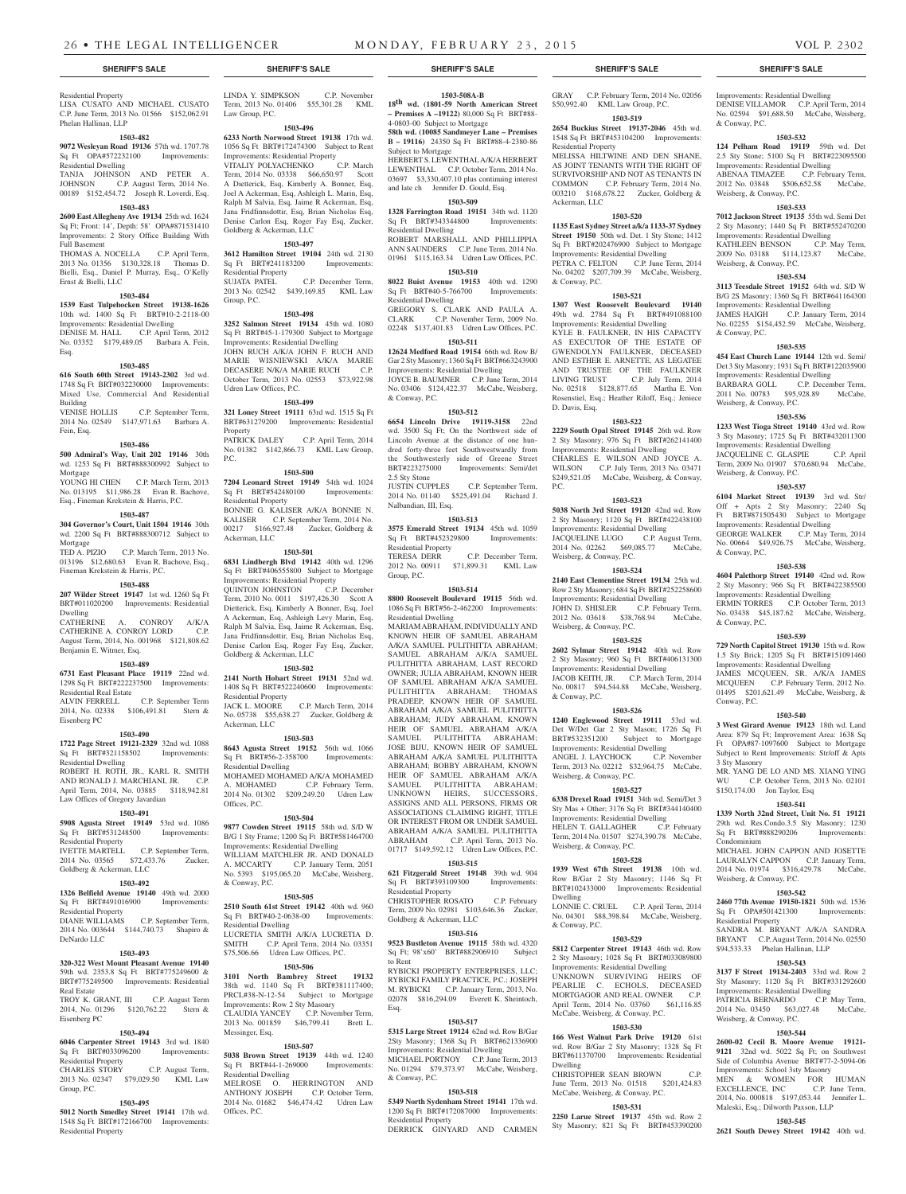Residential Property
LISA CUSATO AND MICHAEL CUSATO C.P. June Term, 2013 No. 01566 $152,062.91 Phelan Hallinan, LLP

**1503-482**

**9072 Wesleyan Road 19136** 57th wd. 1707.78 Sq Ft OPA#572232100 Improvements: Residential Dwelling
TANJA JOHNSON AND PETER A. JOHNSON C.P. August Term, 2014 No. 00189 $152,454.72 Joseph R. Loverdi, Esq.

**1503-483**

**2600 East Allegheny Ave 19134** 25th wd. 1624 Sq Ft; Front: 14', Depth: 58' OPA#871531410 Improvements: 2 Story Office Building With Full Basement
THOMAS A. NOCELLA C.P. April Term, 2013 No. 01356 $130,328.18 Thomas D. Bielli, Esq., Daniel P. Murray, Esq., O'Kelly Ernst & Bielli, LLC

**1503-484**

**1539 East Tulpehocken Street 19138-1626** 10th wd. 1400 Sq Ft BRT#10-2-2118-00 Improvements: Residential Dwelling
DENISE M. HALL C.P. April Term, 2012 No. 03352 $179,489.05 Barbara A. Fein, Esq.

**1503-485**

**616 South 60th Street 19143-2302** 3rd wd. 1748 Sq Ft BRT#032230000 Improvements: Mixed Use, Commercial And Residential Building
VENISE HOLLIS C.P. September Term, 2014 No. 02549 $147,971.63 Barbara A. Fein, Esq.

**1503-486**

**500 Admiral's Way, Unit 202 19146** 30th wd. 1253 Sq Ft BRT#888300992 Subject to Mortgage
YOUNG HI CHEN C.P. March Term, 2013 No. 013195 $11,986.28 Evan R. Bachove, Esq., Fineman Krekstein & Harris, P.C.

**1503-487**

**304 Governor's Court, Unit 1504 19146** 30th wd. 2200 Sq Ft BRT#888300712 Subject to Mortgage
TED A. PIZIO C.P. March Term, 2013 No. 013196 $12,680.63 Evan R. Bachove, Esq., Fineman Krekstein & Harris, P.C.

**1503-488**

**207 Wilder Street 19147** 1st wd. 1260 Sq Ft BRT#011020200 Improvements: Residential Dwelling
CATHERINE A. CONROY A/K/A CATHERINE A. CONROY LORD C.P. August Term, 2014, No. 001968 $121,808.62 Benjamin E. Witmer, Esq.

**1503-489**

**6731 East Pleasant Place 19119** 22nd wd. 1298 Sq Ft BRT#222237500 Improvements: Residential Real Estate
ALVIN FERRELL C.P. September Term 2014, No. 02338 $106,491.81 Stern & Eisenberg PC

**1503-490**

**1722 Page Street 19121-2329** 32nd wd. 1088 Sq Ft BRT#321158502 Improvements: Residential Dwelling
ROBERT H. ROTH, JR., KARL R. SMITH AND RONALD J. MARCHIANI, JR. C.P. April Term, 2014, No. 03885 $118,942.81 Law Offices of Gregory Javardian

**1503-491**

**5908 Agusta Street 19149** 53rd wd. 1086 Sq Ft BRT#531248500 Improvements: Residential Property
IVETTE MARTELL C.P. September Term, 2014 No. 03565 $72,433.76 Zucker, Goldberg & Ackerman, LLC

**1503-492**

**1326 Belfield Avenue 19140** 49th wd. 2000 Sq Ft BRT#491016900 Improvements: Residential Property
DIANE WILLIAMS C.P. September Term, 2014 No. 003644 $144,740.73 Shapiro & DeNardo LLC

**1503-493**

**320-322 West Mount Pleasant Avenue 19140** 59th wd. 2353.8 Sq Ft BRT#775249600 & BRT#775249500 Improvements: Residential Real Estate
TROY K. GRANT, III C.P. August Term 2014, No. 01296 $120,762.22 Stern & Eisenberg PC

**1503-494**

**6046 Carpenter Street 19143** 3rd wd. 1840 Sq Ft BRT#033096200 Improvements: Residential Property
CHARLES STORY C.P. August Term, 2013 No. 02347 $79,029.50 KML Law Group, P.C.

**1503-495**

**5012 North Smedley Street 19141** 17th wd. 1548 Sq Ft BRT#172166700 Improvements: Residential Property
LINDA Y. SIMPKSON C.P. November Term, 2013 No. 01406 $55,301.28 KML Law Group, P.C.

**1503-496**

**6233 North Norwood Street 19138** 17th wd. 1056 Sq Ft BRT#172474300 Subject to Rent Improvements: Residential Property
VITALY POLYACHENKO C.P. March Term, 2014 No. 03338 $66,650.97 Scott A Dietterick, Esq, Kimberly A. Bonner, Esq, Joel A Ackerman, Esq, Ashleigh L. Marin, Esq, Ralph M Salvia, Esq, Jaime R Ackerman, Esq, Jana Fridfinnsdottir, Esq, Brian Nicholas Esq, Denise Carlon Esq, Roger Fay Esq, Zucker, Goldberg & Ackerman, LLC

**1503-497**

**3612 Hamilton Street 19104** 24th wd. 2130 Sq Ft BRT#241183200 Improvements: Residential Property
SUJATA PATEL C.P. December Term, 2013 No. 02542 $439,169.85 KML Law Group, P.C.

**1503-498**

**3252 Salmon Street 19134** 45th wd. 1080 Sq Ft BRT#45-1-179300 Subject to Mortgage Improvements: Residential Property
JOHN RUCH A/K/A JOHN F. RUCH AND MARIE WISNIEWSKI A/K/A MARIE DECASERE N/K/A MARIE RUCH C.P. October Term, 2013 No. 02553 $73,922.98 Udren Law Offices, P.C.

**1503-499**

**321 Loney Street 19111** 63rd wd. 1515 Sq Ft BRT#631279200 Improvements: Residential Property
PATRICK DALEY C.P. April Term, 2014 No. 01382 $142,866.73 KML Law Group, P.C.

**1503-500**

**7204 Leonard Street 19149** 54th wd. 1024 Sq Ft BRT#542480100 Improvements: Residential Property
BONNIE G. KALISER A/K/A BONNIE N. KALISER C.P. September Term, 2014 No. 00217 $166,927.48 Zucker, Goldberg & Ackerman, LLC

**1503-501**

**6831 Lindbergh Blvd 19142** 40th wd. 1296 Sq Ft BRT#406555800 Subject to Mortgage Improvements: Residential Property
QUINTON JOHNSTON C.P. December Term, 2010 No. 0011 $197,426.30 Scott A Dietterick, Esq, Kimberly A Bonner, Esq, Joel A Ackerman, Esq, Ashleigh Levy Marin, Esq, Ralph M Salvia, Esq, Jaime R Ackerman, Esq, Jana Fridfinnsdottir, Esq, Brian Nicholas Esq, Denise Carlon Esq, Roger Fay Esq, Zucker, Goldberg & Ackerman, LLC

**1503-502**

**2141 North Hobart Street 19131** 52nd wd. 1408 Sq Ft BRT#522240600 Improvements: Residential Property
JACK L. MOORE C.P. March Term, 2014 No. 05738 $55,638.27 Zucker, Goldberg & Ackerman, LLC

**1503-503**

**8643 Agusta Street 19152** 56th wd. 1066 Sq Ft BRT#56-2-358700 Improvements: Residential Dwelling
MOHAMED MOHAMED A/K/A MOHAMED A. MOHAMED C.P. February Term, 2014 No. 01302 $209,249.20 Udren Law Offices, P.C.

**1503-504**

**9877 Cowden Street 19115** 58th wd. S/D W B/G 1 Sty Frame; 1200 Sq Ft BRT#581464700 Improvements: Residential Dwelling
WILLIAM MATCHLER JR. AND DONALD A. MCCARTY C.P. January Term, 2051 No. 3393 $195,065.20 McCabe, Weisberg, & Conway, P.C.

**1503-505**

**2510 South 61st Street 19142** 40th wd. 960 Sq Ft BRT#40-2-0638-00 Improvements: Residential Dwelling
LUCRETIA SMITH A/K/A LUCRETIA D. SMITH C.P. April Term, 2014 No. 03351 $75,506.66 Udren Law Offices, P.C.

**1503-506**

**3101 North Bambrey Street 19132** 38th wd. 1140 Sq Ft BRT#381117400; PRCL#38-N-12-54 Subject to Mortgage Improvements: Row 2 Sty Masonry
CLAUDIA YANCEY C.P. November Term, 2013 No. 001859 $46,799.41 Brett L. Messinger, Esq.

**1503-507**

**5038 Brown Street 19139** 44th wd. 1240 Sq Ft BRT#44-1-269000 Improvements: Residential Dwelling
MELROSE O. HERRINGTON AND ANTHONY JOSEPH C.P. October Term, 2014 No. 01682 $46,474.42 Udren Law Offices, P.C.

**1503-508A-B**

**18th wd. (1801-59 North American Street – Premises A –19122)** 80,000 Sq Ft BRT#88-4-0803-00 Subject to Mortgage
**58th wd. (10085 Sandmeyer Lane – Premises B – 19116)** 24350 Sq Ft BRT#88-4-2380-86 Subject to Mortgage
HERBERT S. LEWENTHAL A/K/A HERBERT LEWENTHAL C.P. October Term, 2014 No. 03697 $3,330,407.10 plus continuing interest and late ch Jennifer D. Gould, Esq.

**1503-509**

**1328 Farrington Road 19151** 34th wd. 1120 Sq Ft BRT#343344800 Improvements: Residential Dwelling
ROBERT MARSHALL AND PHILLIPPIA ANN SAUNDERS C.P. June Term, 2014 No. 01961 $115,163.34 Udren Law Offices, P.C.

**1503-510**

**8022 Buist Avenue 19153** 40th wd. 1290 Sq Ft BRT#40-5-766700 Improvements: Residential Dwelling
GREGORY S. CLARK AND PAULA A. CLARK C.P. November Term, 2009 No. 02248 $137,401.83 Udren Law Offices, P.C.

**1503-511**

**12624 Medford Road 19154** 66th wd. Row B/Gar 2 Sty Masonry; 1360 Sq Ft BRT#663243900 Improvements: Residential Dwelling
JOYCE B. BAUMNER C.P. June Term, 2014 No. 03406 $124,422.37 McCabe, Weisberg, & Conway, P.C.

**1503-512**

**6654 Lincoln Drive 19119-3158** 22nd wd. 3500 Sq Ft; On the Northwest side of Lincoln Avenue at the distance of one hundred forty-three feet Southwestwardly from the Southwesterly side of Greene Street BRT#223275000 Improvements: Semi/det 2.5 Sty Stone
JUSTIN CUPPLES C.P. September Term, 2014 No. 01140 $525,491.04 Richard J. Nalbandian, III, Esq.

**1503-513**

**3575 Emerald Street 19134** 45th wd. 1059 Sq Ft BRT#452329800 Improvements: Residential Property
TERESA DERR C.P. December Term, 2012 No. 00911 $71,899.31 KML Law Group, P.C.

**1503-514**

**8800 Roosevelt Boulevard 19115** 56th wd. 1086 Sq Ft BRT#56-2-462200 Improvements: Residential Dwelling
MARIAM ABRAHAM, INDIVIDUALLY AND KNOWN HEIR OF SAMUEL ABRAHAM A/K/A SAMUEL PULITHITTA ABRAHAM; SAMUEL ABRAHAM A/K/A SAMUEL PULITHITTA ABRAHAM, LAST RECORD OWNER; JULIA ABRAHAM, KNOWN HEIR OF SAMUEL ABRAHAM A/K/A SAMUEL PULITHITTA ABRAHAM; THOMAS PRADEEP, KNOWN HEIR OF SAMUEL ABRAHAM A/K/A SAMUEL PULITHITTA ABRAHAM; JUDY ABRAHAM, KNOWN HEIR OF SAMUEL ABRAHAM A/K/A SAMUEL PULITHITTA ABRAHAM; JOSE BIJU, KNOWN HEIR OF SAMUEL ABRAHAM A/K/A SAMUEL PULITHITTA ABRAHAM; BOBBY ABRAHAM, KNOWN HEIR OF SAMUEL ABRAHAM A/K/A SAMUEL PULITHITTA ABRAHAM; UNKNOWN HEIRS, SUCCESSORS, ASSIGNS AND ALL PERSONS, FIRMS OR ASSOCIATIONS CLAIMING RIGHT, TITLE OR INTEREST FROM OR UNDER SAMUEL ABRAHAM A/K/A SAMUEL PULITHITTA ABRAHAM C.P. April Term, 2013 No. 01717 $149,592.12 Udren Law Offices, P.C.

**1503-515**

**621 Fitzgerald Street 19148** 39th wd. 904 Sq Ft BRT#393109300 Improvements: Residential Property
CHRISTOPHER ROSATO C.P. February Term, 2009 No. 02981 $103,646.36 Zucker, Goldberg & Ackerman, LLC

**1503-516**

**9523 Bustleton Avenue 19115** 58th wd. 4320 Sq Ft; 98'x60' BRT#882906910 Subject to Rent
RYBICKI PROPERTY ENTERPRISES, LLC; RYBICKI FAMILY PRACTICE, P.C.; JOSEPH M. RYBICKI C.P. January Term, 2013, No. 02078 $816,294.09 Everett K. Sheintoch, Esq.

**1503-517**

**5315 Large Street 19124** 62nd wd. Row B/Gar 2Sty Masonry; 1368 Sq Ft BRT#621336900 Improvements: Residential Dwelling
MICHAEL PORTNOY C.P. June Term, 2013 No. 01294 $79,373.97 McCabe, Weisberg, & Conway, P.C.

**1503-518**

**5349 North Sydenham Street 19141** 17th wd. 1200 Sq Ft BRT#172087000 Improvements: Residential Property
DERRICK GINYARD AND CARMEN GRAY C.P. February Term, 2014 No. 02056 $50,992.40 KML Law Group, P.C.

**1503-519**

**2654 Buckius Street 19137-2046** 45th wd. 1548 Sq Ft BRT#453104200 Improvements: Residential Property
MELISSA HILTWINE AND DEN SHANE, AS JOINT TENANTS WITH THE RIGHT OF SURVIVORSHIP AND NOT AS TENANTS IN COMMON C.P. February Term, 2014 No. 003210 $168,678.22 Zucker, Goldberg & Ackerman, LLC

**1503-520**

**1135 East Sydney Street a/k/a 1133-37 Sydney Street 19150** 50th wd. Det. 1 Sty Stone; 1412 Sq Ft BRT#202476900 Subject to Mortgage Improvements: Residential Dwelling
PETRA C. FELTON C.P. June Term, 2014 No. 04202 $207,709.39 McCabe, Weisberg, & Conway, P.C.

**1503-521**

**1307 West Roosevelt Boulevard 19140** 49th wd. 2784 Sq Ft BRT#491088100 Improvements: Residential Dwelling
KYLE B. FAULKNER, IN HIS CAPACITY AS EXECUTOR OF THE ESTATE OF GWENDOLYN FAULKNER, DECEASED AND ESTHER E. ARNETTE, AS LEGATEE AND TRUSTEE OF THE FAULKNER LIVING TRUST C.P. July Term, 2014 No. 02518 $128,877.65 Martha E. Von Rosenstiel, Esq.; Heather Riloff, Esq.; Jeniece D. Davis, Esq.

**1503-522**

**2229 South Opal Street 19145** 26th wd. Row 2 Sty Masonry; 976 Sq Ft BRT#262141400 Improvements: Residential Dwelling
CHARLES E. WILSON AND JOYCE A. WILSON C.P. July Term, 2013 No. 03471 $249,521.05 McCabe, Weisberg, & Conway, P.C.

**1503-523**

**5038 North 3rd Street 19120** 42nd wd. Row 2 Sty Masonry; 1120 Sq Ft BRT#422438100 Improvements: Residential Dwelling
JACQUELINE LUGO C.P. August Term, 2014 No. 02262 $69,085.77 McCabe, Weisberg, & Conway, P.C.

**1503-524**

**2140 East Clementine Street 19134** 25th wd. Row 2 Sty Masonry; 684 Sq Ft BRT#252258600 Improvements: Residential Dwelling
JOHN D. SHISLER C.P. February Term, 2012 No. 03618 $38,768.94 McCabe, Weisberg, & Conway, P.C.

**1503-525**

**2602 Sylmar Street 19142** 40th wd. Row 2 Sty Masonry; 960 Sq Ft BRT#406131300 Improvements: Residential Dwelling
JACOB KEITH, JR. C.P. March Term, 2014 No. 00817 $94,544.88 McCabe, Weisberg, & Conway, P.C.

**1503-526**

**1240 Englewood Street 19111** 53rd wd. Det W/Det Gar 2 Sty Mason; 1726 Sq Ft BRT#532351200 Subject to Mortgage Improvements: Residential Dwelling
ANGEL J. LAYCHOCK C.P. November Term, 2013 No. 02212 $32,964.75 McCabe, Weisberg, & Conway, P.C.

**1503-527**

**6338 Drexel Road 19151** 34th wd. Semi/Det 3 Sty Mas + Other; 3176 Sq Ft BRT#344140400 Improvements: Residential Dwelling
HELEN T. GALLAGHER C.P. February Term, 2014 No. 01507 $274,390.78 McCabe, Weisberg, & Conway, P.C.

**1503-528**

**1939 West 67th Street 19138** 10th wd. Row B/Gar 2 Sty Masonry; 1146 Sq Ft BRT#102433000 Improvements: Residential Dwelling
LONNIE C. CRUEL C.P. April Term, 2014 No. 04301 $88,398.84 McCabe, Weisberg, & Conway, P.C.

**1503-529**

**5812 Carpenter Street 19143** 46th wd. Row 2 Sty Masonry; 1028 Sq Ft BRT#033089800 Improvements: Residential Dwelling
UNKNOWN SURVIVING HEIRS OF PEARLIE C. ECHOLS, DECEASED MORTGAGOR AND REAL OWNER C.P. April Term, 2014 No. 03760 $61,116.85 McCabe, Weisberg, & Conway, P.C.

**1503-530**

**166 West Walnut Park Drive 19120** 61st wd. Row B/Gar 2 Sty Masonry; 1328 Sq Ft BRT#611370700 Improvements: Residential Dwelling
CHRISTOPHER SEAN BROWN C.P. June Term, 2013 No. 01518 $201,424.83 McCabe, Weisberg, & Conway, P.C.

**1503-531**

**2250 Larue Street 19137** 45th wd. Row 2 Sty Masonry; 821 Sq Ft BRT#453390200 Improvements: Residential Dwelling
DENISE VILLAMOR C.P. April Term, 2014 No. 02594 $91,688.50 McCabe, Weisberg, & Conway, P.C.

**1503-532**

**124 Pelham Road 19119** 59th wd. Det 2.5 Sty Stone; 5100 Sq Ft BRT#223095500 Improvements: Residential Dwelling
ABENAA TIMAZEE C.P. February Term, 2012 No. 03848 $506,652.58 McCabe, Weisberg, & Conway, P.C.

**1503-533**

**7012 Jackson Street 19135** 55th wd. Semi Det 2 Sty Masonry; 1440 Sq Ft BRT#552470200 Improvements: Residential Dwelling
KATHLEEN BENSON C.P. May Term, 2009 No. 03188 $114,123.87 McCabe, Weisberg, & Conway, P.C.

**1503-534**

**3113 Teesdale Street 19152** 64th wd. S/D W B/G 2S Masonry; 1360 Sq Ft BRT#641164300 Improvements: Residential Dwelling
JAMES HAIGH C.P. January Term, 2014 No. 02255 $154,452.59 McCabe, Weisberg, & Conway, P.C.

**1503-535**

**454 East Church Lane 19144** 12th wd. Semi/Det 3 Sty Masonry; 1931 Sq Ft BRT#122035900 Improvements: Residential Dwelling
BARBARA GOLL C.P. December Term, 2011 No. 00783 $95,928.89 McCabe, Weisberg, & Conway, P.C.

**1503-536**

**1233 West Tioga Street 19140** 43rd wd. Row 3 Sty Masonry; 1725 Sq Ft BRT#432011300 Improvements: Residential Dwelling
JACQUELINE C. GLASPIE C.P. April Term, 2009 No. 01907 $70,680.94 McCabe, Weisberg, & Conway, P.C.

**1503-537**

**6104 Market Street 19139** 3rd wd. Str/Off + Apts 2 Sty Masonry; 2240 Sq Ft BRT#871505430 Subject to Mortgage Improvements: Residential Dwelling
GEORGE WALKER C.P. May Term, 2014 No. 00664 $49,926.75 McCabe, Weisberg, & Conway, P.C.

**1503-538**

**4604 Palethorp Street 19140** 42nd wd. Row 2 Sty Masonry; 966 Sq Ft BRT#422385500 Improvements: Residential Dwelling
ERMIN TORRES C.P. October Term, 2013 No. 03438 $45,187.62 McCabe, Weisberg, & Conway, P.C.

**1503-539**

**729 North Capitol Street 19130** 15th wd. Row 1.5 Sty Brick; 1205 Sq Ft BRT#151091460 Improvements: Residential Dwelling
JAMES MCQUEEN, SR. A/K/A JAMES MCQUEEN C.P. February Term, 2012 No. 01495 $201,621.49 McCabe, Weisberg, & Conway, P.C.

**1503-540**

**3 West Girard Avenue 19123** 18th wd. Land Area: 879 Sq Ft; Improvement Area: 1638 Sq Ft OPA#87-1097600 Subject to Mortgage Subject to Rent Improvements: Str/off & Apts 3 Sty Masonry
MR. YANG DE LO AND MS. XIANG YING WU C.P. October Term, 2013 No. 02101 $150,174.00 Jon Taylor, Esq

**1503-541**

**1339 North 32nd Street, Unit No. 51 19121** 29th wd. Res.Condo.3.5 Sty Masonry; 1230 Sq Ft BRT#888290206 Improvements: Condominium
MICHAEL JOHN CAPPON AND JOSETTE LAURALYN CAPPON C.P. January Term, 2014 No. 01974 $316,429.78 McCabe, Weisberg, & Conway, P.C.

**1503-542**

**2460 77th Avenue 19150-1821** 50th wd. 1536 Sq Ft OPA#501421300 Improvements: Residential Property
SANDRA M. BRYANT A/K/A SANDRA BRYANT C.P. August Term, 2014 No. 02550 $94,533.33 Phelan Hallinan, LLP

**1503-543**

**3137 F Street 19134-2403** 33rd wd. Row 2 Sty Masonry; 1120 Sq Ft BRT#331292600 Improvements: Residential Dwelling
PATRICIA BERNARDO C.P. May Term, 2014 No. 03450 $63,027.48 McCabe, Weisberg, & Conway, P.C.

**1503-544**

**2600-02 Cecil B. Moore Avenue 19121-9121** 32nd wd. 5022 Sq Ft; on Southwest Side of Columbia Avenue BRT#77-2-5094-06 Improvements: School 3sty Masonry
MEN & WOMEN FOR HUMAN EXCELLENCE, INC C.P. June Term, 2014, No. 000818 $197,053.44 Jennifer L. Maleski, Esq.; Dilworth Paxson, LLP

**1503-545**

**2621 South Dewey Street 19142** 40th wd.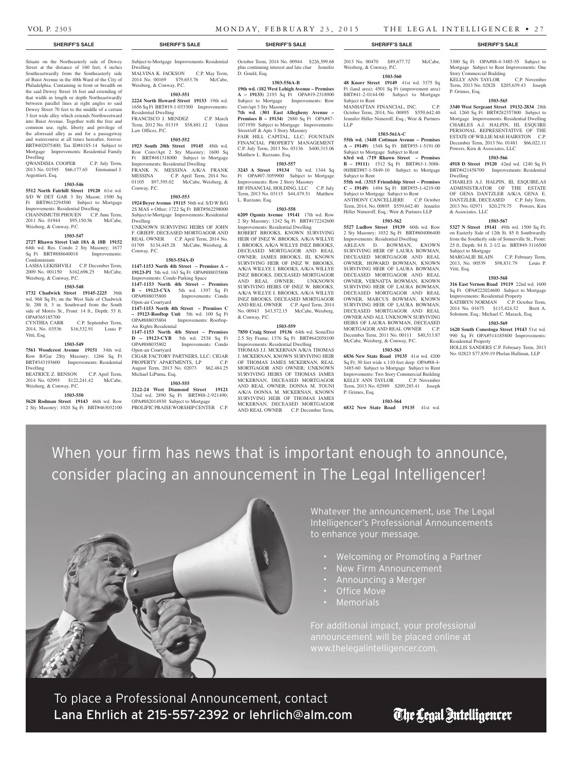## SHERIFF'S SALE

Situate on the Northeasterly side of Dewey Street at the distance of 160 feet, 4 inches Southeastwardly from the Southeasterly side of Buist Avenue in the 40th Ward of the City of Philadelphia. Containing in front or breadth on the said Dewey Street 16 feet and extending of that width in length or depth Northeastwardly between parallel lines at right angles to said Dewey Street 70 feet to the middle of a certain 3 feet wide alley which extends Northwestward into Buist Avenue. Together with the free and common use, right, liberty and privilege of the aforesaid alley as and for a passageway and watercourse at all times hereafter, forever. BRT#402075400; Tax ID#41S5-14 Subject to Mortgage Improvements: Residential Family Dwelling

QWANDISIA COOPER C.P. July Term, 2013 No. 01595 $66,177.65 Emmanuel J. Argentieri, Esq.

**1503-546**

**5512 North Fairhill Street 19120** 61st wd. S/D W DET GAR 3 Sty Mason; 1500 Sq Ft BRT#612294500 Subject to Mortgage Improvements: Residential Dwelling

CHANNIMUTH PHOUEN C.P. June Term, 2011 No. 01944 $95,150.56 McCabe, Weisberg, & Conway, P.C.

**1503-547**

**2727 Rhawn Street Unit 18A & 18B 19152** 64th wd. Res. Condo 2 Sty Masonry; 1677 Sq Ft BRT#888640018 Improvements: Condominium

LASHA LEKISHVILI C.P. December Term, 2009 No. 001150 $162,696.25 McCabe, Weisberg, & Conway, P.C.

**1503-548**

**1732 Chadwick Street 19145-2225** 36th wd. 968 Sq Ft; on the West Side of Chadwick St. 288 ft. 3 in. Southward from the South side of Morris St., Front: 14 ft., Depth: 53 ft. OPA#365185700

CYNTHIA CARR C.P. September Term, 2014, No. 03536 $16,532.91 Louis P. Vitti, Esq.

**1503-549**

**7561 Woodcrest Avenue 19151** 34th wd. Row B/Gar 2Sty Masonry; 1266 Sq Ft BRT#343193600 Improvements: Residential Dwelling

BEATRICE Z. BENSON C.P. April Term, 2014 No. 02993 $122,241.42 McCabe, Weisberg, & Conway, P.C.

**1503-550**

**5628 Rodman Street 19143** 46th wd. Row 2 Sty Masonry; 1020 Sq Ft BRT#463032100 Subject to Mortgage Improvements: Residential Dwelling

MALVINA K. JACKSON C.P. May Term, 2014 No. 00169 $79,653.76 McCabe, Weisberg, & Conway, P.C.

**1503-551**

**2224 North Howard Street 19133** 19th wd. 1656 Sq Ft BRT#19-1-033300 Improvements: Residential Dwelling

FRANCISCO J. MENDEZ C.P. March Term, 2012 No. 01319 $58,881.12 Udren Law Offices, P.C.

**1503-552**

**1923 South 20th Street 19145** 48th wd. Row Conv/Apt 2 Sty Masonry; 1600 Sq Ft BRT#481318000 Subject to Mortgage Improvements: Residential Dwelling

FRANK N. MESSINA A/K/A FRANK MESSINA C.P. April Term, 2014 No. 01105 $97,395.02 McCabe, Weisberg, & Conway, P.C.

**1503-553**

**1924 Beyer Avenue 19115** 56th wd. S/D W B/G 2S MAS + Other; 1722 Sq Ft BRT#562298000 Subject to Mortgage Improvements: Residential Dwelling

UNKNOWN SURVIVING HEIRS OF JOHN F. GRIEFF, DECEASED MORTGAGOR AND REAL OWNER C.P. April Term, 2014 No. 01709 $134,445.28 McCabe, Weisberg, & Conway, P.C.

**1503-554A-D**

**1147-1153 North 4th Street – Premises A – 19123-P1** 5th wd. 163 Sq Ft OPA#888035806 Improvements: Condo Parking Space

**1147-1153 North 4th Street – Premises B – 19123-CYA** 5th wd. 1397 Sq Ft OPA#888035800 Improvements: Condo Open-air Courtyard

**1147-1153 North 4th Street – Premises C – 19123-Rooftop Unit** 5th wd. 100 Sq Ft OPA#888035804 Improvements: Rooftop-Air Rights Residential

**1147-1153 North 4th Street – Premises D -- 19123-CYB** 5th wd. 2538 Sq Ft OPA#888035802 Improvements: Condo Open-air Courtyard

CIGAR FACTORY PARTNERS, LLC; CIGAR PROPERTY APARTMENTS, LP C.P. August Term, 2013 No. 02073 $62,484.25 Michael LiPuma, Esq.

**1503-555**

**2122-24 West Diamond Street 19121** 32nd wd. 2890 Sq Ft BRT#88-2-921490; OPA#882014930 Subject to Mortgage

PROLIFIC PRAISE WORSHIP CENTER C.P. October Term, 2014 No. 00944 $226,399.68 plus continuing interest and late char Jennifer D. Gould, Esq.

**1503-556A-B**

**19th wd. (182 West Lehigh Avenue – Premises A – 19133)** 2193 Sq Ft OPA#19-2318900 Subject to Mortgage Improvements: Row Conv/apt 3 Sty Masonry

**7th wd. (301 East Allegheny Avenue – Premises B – 19134)** 2880 Sq Ft OPA#87-1071950 Subject to Mortgage Improvements: Street/off & Apts 3 Story Masonry

FAIR HILL CAPITAL, LLC; FOUNTAIN FINANCIAL PROPERTY MANAGEMENT C.P. July Term, 2013 No. 03136 $400,315.06 Matthew L. Razzano, Esq.

**1503-557**

**3243 A Street 19134** 7th wd. 1344 Sq Ft OPA#07-3059900 Subject to Mortgage Improvements: Row 2 Story Masonry

HF FINANCIAL HOLDING, LLC C.P. July Term, 2013 No. 03115 $44,479.51 Matthew L. Razzano, Esq.

**1503-558**

**6209 Ogontz Avenue 19141** 17th wd. Row 2 Sty Masonry; 1242 Sq Ft BRT#172242600 Improvements: Residential Dwelling

ROBERT BROOKS, KNOWN SURVIVING HEIR OF INEZ W. BROOKS, A/K/A WILLYE I. BROOKS, A/K/A WILLYE INEZ BROOKS, DECEASED MORTGAGOR AND REAL OWNER; JAMES BROOKS, III, KNOWN SURVIVING HEIR OF INEZ W. BROOKS, A/K/A WILLYE I. BROOKS, A/K/A WILLYE INEZ BROOKS, DECEASED MORTGAGOR AND REAL OWNER; UNKNOWN SURVIVING HEIRS OF INEZ W. BROOKS, A/K/A WILLYE I. BROOKS, A/K/A WILLYE INEZ BROOKS, DECEASED MORTGAGOR AND REAL OWNER C.P. April Term, 2014 No. 00943 $43,572.15 McCabe, Weisberg, & Conway, P.C.

**1503-559**

**7850 Craig Street 19136** 64th wd. Semi/Det 2.5 Sty Frame; 1376 Sq Ft BRT#642058100 Improvements: Residential Dwelling

THOMAS J.J. MCKERNAN A/K/A THOMAS J. MCKERNAN, KNOWN SURVIVING HEIR OF THOMAS JAMES MCKERNAN, REAL MORTGAGOR AND OWNER; UNKNOWN SURVIVING HEIRS OF THOMAS JAMES MCKERNAN, DECEASED MORTGAGOR AND REAL OWNER; DONNA M. TOUNI A/K/A DONNA M. MCKERNAN, KNOWN SURVIVING HEIR OF THOMAS JAMES MCKERNAN, DECEASED MORTGAGOR AND REAL OWNER C.P. December Term, 2013 No. 00470 $89,677.72 McCabe, Weisberg, & Conway, P.C.

**1503-560**

**48 Knorr Street 19149** 41st wd. 3375 Sq Ft (land area); 4501 Sq Ft (improvement area) BRT#41-2-0144-00 Subject to Mortgage Subject to Rent

MANHATTAN FINANCIAL, INC. C.P. October Term, 2014, No. 00895 $559,642.40 Jennifer Hiller Nimeroff, Esq.; Weir & Partners LLP

**1503-561A-C**

**55th wd. (3448 Cottman Avenue – Premises A – 19149)** 1548 Sq Ft BRT#55-1-5191-00 Subject to Mortgage Subject to Rent

**63rd wd. (719 Rhawn Street – Premises B – 19111)** 1512 Sq Ft BRT#63-1-3088-00/BRT#87-1-5849-10 Subject to Mortgage Subject to Rent

**55th wd. (3315 Friendship Street – Premises C – 19149)** 1494 Sq Ft BRT#55-1-4219-00 Subject to Mortgage Subject to Rent

ANTHONY CANCELLIERE C.P. October Term, 2014, No. 00895 $559,642.40 Jennifer Hiller Nimeroff, Esq.; Weir & Partners LLP

**1503-562**

**5527 Ludlow Street 19139** 60th wd. Row 2 Sty Masonry; 1032 Sq Ft BRT#604006400 Improvements: Residential Dwelling

ARLEAN D. BOWMAN, KNOWN SURVIVING HEIR OF LAURA BOWMAN, DECEASED MORTGAGOR AND REAL OWNER, HOWARD BOWMAN, KNOWN SURVIVING HEIR OF LAURA BOWMAN, DECEASED MORTGAGOR AND REAL OWNER, VERNATTA BOWMAN, KNOWN SURVIVING HEIR OF LAURA BOWMAN, DECEASED MORTGAGOR AND REAL OWNER, MARCUS BOWMAN, KNOWN SURVIVING HEIR OF LAURA BOWMAN, DECEASED MORTGAGOR AND REAL OWNER AND ALL UNKNOWN SURVIVING HEIRS OF LAURA BOWMAN, DECEASED MORTGAGOR AND REAL OWNER C.P. December Term, 2011 No. 00111 $40,513.87 McCabe, Weisberg, & Conway, P.C.

**1503-563**

**6836 New State Road 19135** 41st wd. 4200 Sq Ft; 30 feet wide x 110 feet deep OPA#88-4-3485-60 Subject to Mortgage Subject to Rent Improvements: Two Story Commercial Building

KELLY ANN TAYLOR C.P. November Term, 2013 No. 02989 $209,285.41 Joseph P. Grimes, Esq.

**1503-564**

**6832 New State Road 19135** 41st wd. 3300 Sq Ft OPA#88-4-3485-55 Subject to Mortgage Subject to Rent Improvements: One Story Commercial Building

KELLY ANN TAYLOR C.P. November Term, 2013 No. 02828 $205,639.43 Joseph P. Grimes, Esq.

**1503-565**

**3340 West Sergeant Street 19132-2834** 28th wd. 1260 Sq Ft BRT#282357800 Subject to Mortgage Improvements: Residential Dwelling

CHARLES A.J. HALPIN, III, ESQUIRE PERSONAL REPRESENTATIVE OF THE ESTATE OF WILLIE MAE HAIRSTON C.P. December Term, 2013 No. 01481 $66,022.11 Powers, Kirn & Associates, LLC

**1503-566**

**4918 D Street 19120** 42nd wd. 1240 Sq Ft BRT#421458700 Improvements: Residential Dwelling

CHARLES A.J. HALPIN, III, ESQUIRE,AS ADMINISTRATOR OF THE ESTATE OF GENA DANTZLER A/K/A GENA E. DANTZLER, DECEASED C.P. July Term, 2013 No. 02971 $20,279.75 Powers, Kirn & Associates, LLC

**1503-567**

**5327 N Street 19141** 49th wd. 1500 Sq Ft; on Easterly Side of 12th St. 85 ft Southwardly from the Southerly side of Somerville St., Front: 25 ft, Depth: 84 ft. 2-1/2 in. BRT#49-3116500 Subject to Mortgage

MARGALIE BLAIN C.P. February Term, 2013, No. 00539 $98,831.79 Louis P. Vitti, Esq.

**1503-568**

**316 East Vernon Road 19119** 22nd wd. 1600 Sq Ft OPA#222024600 Subject to Mortgage Improvements: Residential Property

KATHRYN NORMAN C.P. October Term, 2014 No. 01675 $115,424.32 Brett A. Solomon, Esq.; Michael C. Mazack, Esq.

**1503-569**

**1620 South Conestoga Street 19143** 51st wd. 990 Sq Ft OPA#514185800 Improvements: Residential Property

HOLLIS SANDERS C.P. February Term, 2013 No. 02823 $77,859.19 Phelan Hallinan, LLP

---

When your firm has news that is important enough to announce, consider placing an announcement in The Legal Intelligencer!

Whatever the announcement, use The Legal Intelligencer's Professional Announcements to enhance your message.

- Welcoming or Promoting a Partner
- New Firm Announcement
- Announcing a Merger
- Office Move
- Memorials

For additional impact, your professional announcement will be placed online at www.thelegalintelligencer.com.

To place a Professional Announcement, contact Lana Ehrlich at 215-557-2392 or lehrlich@alm.com

The Legal Intelligencer